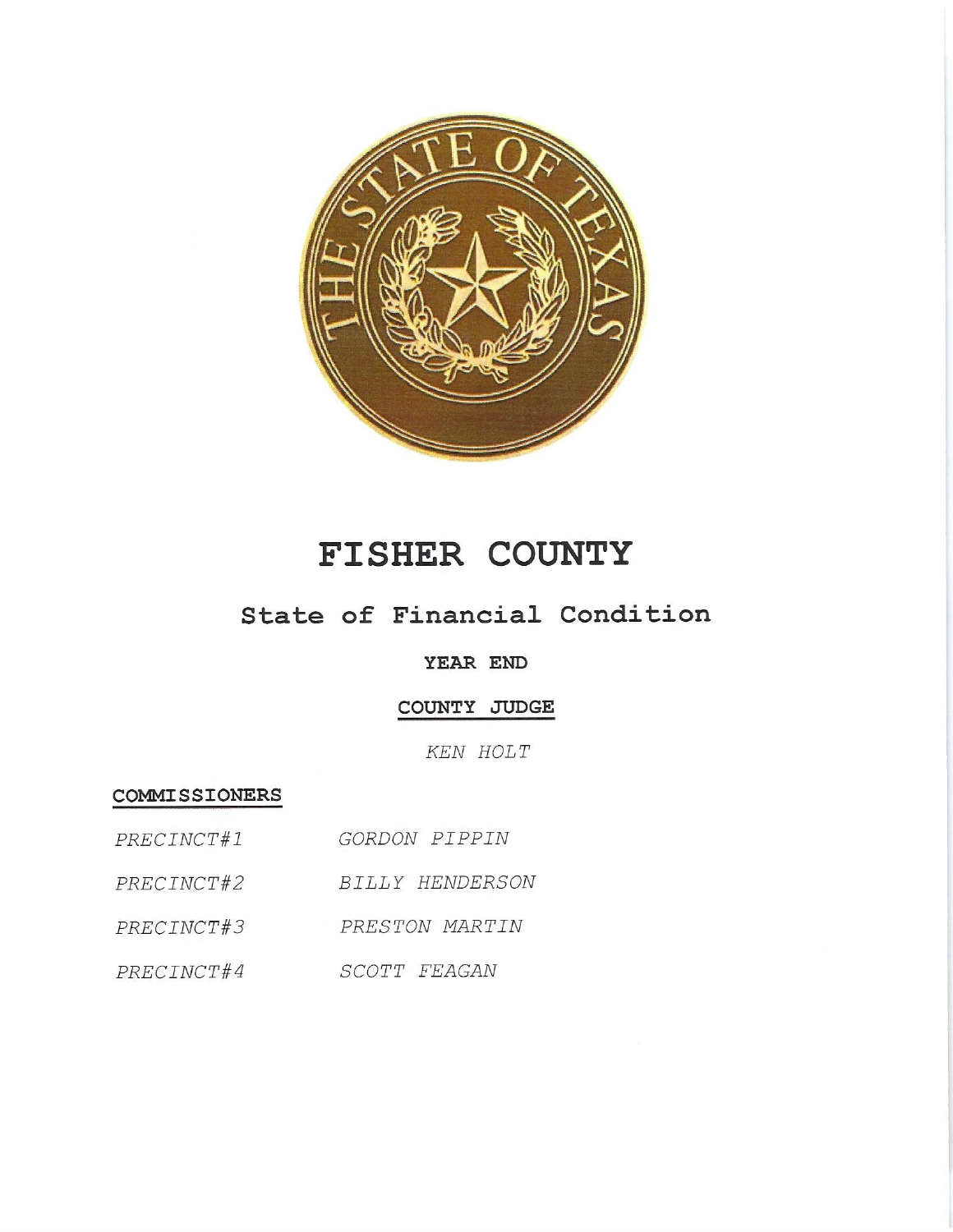# FISHER COUNTY

## State of Financial Condition

**YEAR END**

**COUNTY JUDGE**

*KEN HOLT*

**COMMISSIONERS**

| | |
|---|---|
| *PRECINCT#1* | *GORDON PIPPIN* |
| *PRECINCT#2* | *BILLY HENDERSON* |
| *PRECINCT#3* | *PRESTON MARTIN* |
| *PRECINCT#4* | *SCOTT FEAGAN* |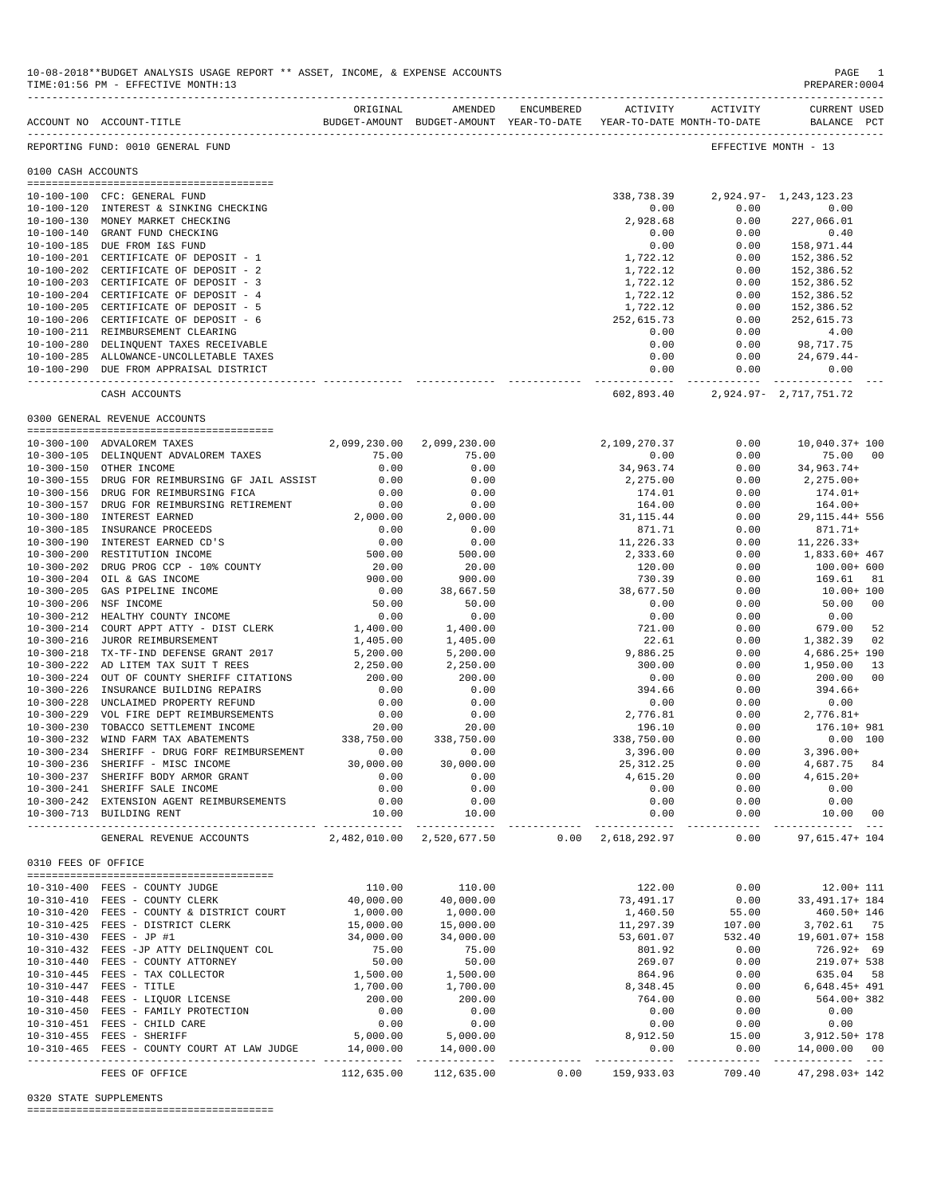10-08-2018**BUDGET ANALYSIS USAGE REPORT ** ASSET, INCOME, & EXPENSE ACCOUNTS
TIME:01:56 PM - EFFECTIVE MONTH:13
PREPARER:0004

REPORTING FUND: 0010 GENERAL FUND — EFFECTIVE MONTH - 13

| ACCOUNT NO | ACCOUNT-TITLE | ORIGINAL BUDGET-AMOUNT | AMENDED BUDGET-AMOUNT | ENCUMBERED YEAR-TO-DATE | ACTIVITY YEAR-TO-DATE | ACTIVITY MONTH-TO-DATE | CURRENT BALANCE | USED PCT |
|---|---|---|---|---|---|---|---|---|
| **0100 CASH ACCOUNTS** | | | | | | | | |
| 10-100-100 | CFC: GENERAL FUND | | | | 338,738.39 | 2,924.97- | 1,243,123.23 | |
| 10-100-120 | INTEREST & SINKING CHECKING | | | | 0.00 | 0.00 | 0.00 | |
| 10-100-130 | MONEY MARKET CHECKING | | | | 2,928.68 | 0.00 | 227,066.01 | |
| 10-100-140 | GRANT FUND CHECKING | | | | 0.00 | 0.00 | 0.40 | |
| 10-100-185 | DUE FROM I&S FUND | | | | 0.00 | 0.00 | 158,971.44 | |
| 10-100-201 | CERTIFICATE OF DEPOSIT - 1 | | | | 1,722.12 | 0.00 | 152,386.52 | |
| 10-100-202 | CERTIFICATE OF DEPOSIT - 2 | | | | 1,722.12 | 0.00 | 152,386.52 | |
| 10-100-203 | CERTIFICATE OF DEPOSIT - 3 | | | | 1,722.12 | 0.00 | 152,386.52 | |
| 10-100-204 | CERTIFICATE OF DEPOSIT - 4 | | | | 1,722.12 | 0.00 | 152,386.52 | |
| 10-100-205 | CERTIFICATE OF DEPOSIT - 5 | | | | 1,722.12 | 0.00 | 152,386.52 | |
| 10-100-206 | CERTIFICATE OF DEPOSIT - 6 | | | | 252,615.73 | 0.00 | 252,615.73 | |
| 10-100-211 | REIMBURSEMENT CLEARING | | | | 0.00 | 0.00 | 4.00 | |
| 10-100-280 | DELINQUENT TAXES RECEIVABLE | | | | 0.00 | 0.00 | 98,717.75 | |
| 10-100-285 | ALLOWANCE-UNCOLLETABLE TAXES | | | | 0.00 | 0.00 | 24,679.44- | |
| 10-100-290 | DUE FROM APPRAISAL DISTRICT | | | | 0.00 | 0.00 | 0.00 | |
| | CASH ACCOUNTS | | | | 602,893.40 | 2,924.97- | 2,717,751.72 | |
| **0300 GENERAL REVENUE ACCOUNTS** | | | | | | | | |
| 10-300-100 | ADVALOREM TAXES | 2,099,230.00 | 2,099,230.00 | | 2,109,270.37 | 0.00 | 10,040.37+ | 100 |
| 10-300-105 | DELINQUENT ADVALOREM TAXES | 75.00 | 75.00 | | 0.00 | 0.00 | 75.00 | 00 |
| 10-300-150 | OTHER INCOME | 0.00 | 0.00 | | 34,963.74 | 0.00 | 34,963.74+ | |
| 10-300-155 | DRUG FOR REIMBURSING GF JAIL ASSIST | 0.00 | 0.00 | | 2,275.00 | 0.00 | 2,275.00+ | |
| 10-300-156 | DRUG FOR REIMBURSING FICA | 0.00 | 0.00 | | 174.01 | 0.00 | 174.01+ | |
| 10-300-157 | DRUG FOR REIMBURSING RETIREMENT | 0.00 | 0.00 | | 164.00 | 0.00 | 164.00+ | |
| 10-300-180 | INTEREST EARNED | 2,000.00 | 2,000.00 | | 31,115.44 | 0.00 | 29,115.44+ | 556 |
| 10-300-185 | INSURANCE PROCEEDS | 0.00 | 0.00 | | 871.71 | 0.00 | 871.71+ | |
| 10-300-190 | INTEREST EARNED CD'S | 0.00 | 0.00 | | 11,226.33 | 0.00 | 11,226.33+ | |
| 10-300-200 | RESTITUTION INCOME | 500.00 | 500.00 | | 2,333.60 | 0.00 | 1,833.60+ | 467 |
| 10-300-202 | DRUG PROG CCP - 10% COUNTY | 20.00 | 20.00 | | 120.00 | 0.00 | 100.00+ | 600 |
| 10-300-204 | OIL & GAS INCOME | 900.00 | 900.00 | | 730.39 | 0.00 | 169.61 | 81 |
| 10-300-205 | GAS PIPELINE INCOME | 0.00 | 38,667.50 | | 38,677.50 | 0.00 | 10.00+ | 100 |
| 10-300-206 | NSF INCOME | 50.00 | 50.00 | | 0.00 | 0.00 | 50.00 | 00 |
| 10-300-212 | HEALTHY COUNTY INCOME | 0.00 | 0.00 | | 0.00 | 0.00 | 0.00 | |
| 10-300-214 | COURT APPT ATTY - DIST CLERK | 1,400.00 | 1,400.00 | | 721.00 | 0.00 | 679.00 | 52 |
| 10-300-216 | JUROR REIMBURSEMENT | 1,405.00 | 1,405.00 | | 22.61 | 0.00 | 1,382.39 | 02 |
| 10-300-218 | TX-TF-IND DEFENSE GRANT 2017 | 5,200.00 | 5,200.00 | | 9,886.25 | 0.00 | 4,686.25+ | 190 |
| 10-300-222 | AD LITEM TAX SUIT T REES | 2,250.00 | 2,250.00 | | 300.00 | 0.00 | 1,950.00 | 13 |
| 10-300-224 | OUT OF COUNTY SHERIFF CITATIONS | 200.00 | 200.00 | | 0.00 | 0.00 | 200.00 | 00 |
| 10-300-226 | INSURANCE BUILDING REPAIRS | 0.00 | 0.00 | | 394.66 | 0.00 | 394.66+ | |
| 10-300-228 | UNCLAIMED PROPERTY REFUND | 0.00 | 0.00 | | 0.00 | 0.00 | 0.00 | |
| 10-300-229 | VOL FIRE DEPT REIMBURSEMENTS | 0.00 | 0.00 | | 2,776.81 | 0.00 | 2,776.81+ | |
| 10-300-230 | TOBACCO SETTLEMENT INCOME | 20.00 | 20.00 | | 196.10 | 0.00 | 176.10+ | 981 |
| 10-300-232 | WIND FARM TAX ABATEMENTS | 338,750.00 | 338,750.00 | | 338,750.00 | 0.00 | 0.00 | 100 |
| 10-300-234 | SHERIFF - DRUG FORF REIMBURSEMENT | 0.00 | 0.00 | | 3,396.00 | 0.00 | 3,396.00+ | |
| 10-300-236 | SHERIFF - MISC INCOME | 30,000.00 | 30,000.00 | | 25,312.25 | 0.00 | 4,687.75 | 84 |
| 10-300-237 | SHERIFF BODY ARMOR GRANT | 0.00 | 0.00 | | 4,615.20 | 0.00 | 4,615.20+ | |
| 10-300-241 | SHERIFF SALE INCOME | 0.00 | 0.00 | | 0.00 | 0.00 | 0.00 | |
| 10-300-242 | EXTENSION AGENT REIMBURSEMENTS | 0.00 | 0.00 | | 0.00 | 0.00 | 0.00 | |
| 10-300-713 | BUILDING RENT | 10.00 | 10.00 | | 0.00 | 0.00 | 10.00 | 00 |
| | GENERAL REVENUE ACCOUNTS | 2,482,010.00 | 2,520,677.50 | 0.00 | 2,618,292.97 | 0.00 | 97,615.47+ | 104 |
| **0310 FEES OF OFFICE** | | | | | | | | |
| 10-310-400 | FEES - COUNTY JUDGE | 110.00 | 110.00 | | 122.00 | 0.00 | 12.00+ | 111 |
| 10-310-410 | FEES - COUNTY CLERK | 40,000.00 | 40,000.00 | | 73,491.17 | 0.00 | 33,491.17+ | 184 |
| 10-310-420 | FEES - COUNTY & DISTRICT COURT | 1,000.00 | 1,000.00 | | 1,460.50 | 55.00 | 460.50+ | 146 |
| 10-310-425 | FEES - DISTRICT CLERK | 15,000.00 | 15,000.00 | | 11,297.39 | 107.00 | 3,702.61 | 75 |
| 10-310-430 | FEES - JP #1 | 34,000.00 | 34,000.00 | | 53,601.07 | 532.40 | 19,601.07+ | 158 |
| 10-310-432 | FEES -JP ATTY DELINQUENT COL | 75.00 | 75.00 | | 801.92 | 0.00 | 726.92+ | 69 |
| 10-310-440 | FEES - COUNTY ATTORNEY | 50.00 | 50.00 | | 269.07 | 0.00 | 219.07+ | 538 |
| 10-310-445 | FEES - TAX COLLECTOR | 1,500.00 | 1,500.00 | | 864.96 | 0.00 | 635.04 | 58 |
| 10-310-447 | FEES - TITLE | 1,700.00 | 1,700.00 | | 8,348.45 | 0.00 | 6,648.45+ | 491 |
| 10-310-448 | FEES - LIQUOR LICENSE | 200.00 | 200.00 | | 764.00 | 0.00 | 564.00+ | 382 |
| 10-310-450 | FEES - FAMILY PROTECTION | 0.00 | 0.00 | | 0.00 | 0.00 | 0.00 | |
| 10-310-451 | FEES - CHILD CARE | 0.00 | 0.00 | | 0.00 | 0.00 | 0.00 | |
| 10-310-455 | FEES - SHERIFF | 5,000.00 | 5,000.00 | | 8,912.50 | 15.00 | 3,912.50+ | 178 |
| 10-310-465 | FEES - COUNTY COURT AT LAW JUDGE | 14,000.00 | 14,000.00 | | 0.00 | 0.00 | 14,000.00 | 00 |
| | FEES OF OFFICE | 112,635.00 | 112,635.00 | 0.00 | 159,933.03 | 709.40 | 47,298.03+ | 142 |

0320 STATE SUPPLEMENTS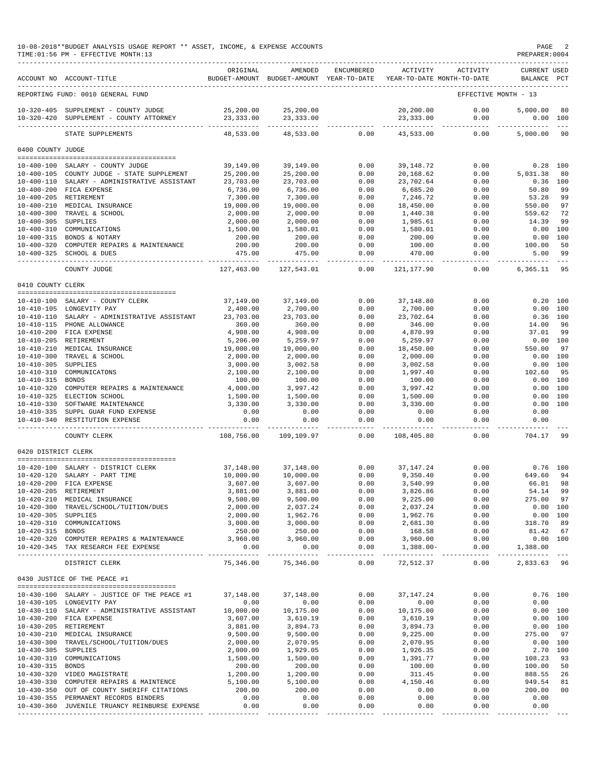10-08-2018**BUDGET ANALYSIS USAGE REPORT ** ASSET, INCOME, & EXPENSE ACCOUNTS
TIME:01:56 PM - EFFECTIVE MONTH:13

PREPARER:0004

| ACCOUNT NO | ACCOUNT-TITLE | ORIGINAL BUDGET-AMOUNT | AMENDED BUDGET-AMOUNT | ENCUMBERED YEAR-TO-DATE | ACTIVITY YEAR-TO-DATE | ACTIVITY MONTH-TO-DATE | CURRENT BALANCE | USED PCT |
|---|---|---|---|---|---|---|---|---|
| REPORTING FUND: 0010 GENERAL FUND | | | | | | EFFECTIVE MONTH - 13 | | |
| 10-320-405 | SUPPLEMENT - COUNTY JUDGE | 25,200.00 | 25,200.00 | | 20,200.00 | 0.00 | 5,000.00 | 80 |
| 10-320-420 | SUPPLEMENT - COUNTY ATTORNEY | 23,333.00 | 23,333.00 | | 23,333.00 | 0.00 | 0.00 | 100 |
| | STATE SUPPLEMENTS | 48,533.00 | 48,533.00 | 0.00 | 43,533.00 | 0.00 | 5,000.00 | 90 |
| 0400 COUNTY JUDGE | | | | | | | | |
| 10-400-100 | SALARY - COUNTY JUDGE | 39,149.00 | 39,149.00 | 0.00 | 39,148.72 | 0.00 | 0.28 | 100 |
| 10-400-105 | COUNTY JUDGE - STATE SUPPLEMENT | 25,200.00 | 25,200.00 | 0.00 | 20,168.62 | 0.00 | 5,031.38 | 80 |
| 10-400-110 | SALARY - ADMINISTRATIVE ASSISTANT | 23,703.00 | 23,703.00 | 0.00 | 23,702.64 | 0.00 | 0.36 | 100 |
| 10-400-200 | FICA EXPENSE | 6,736.00 | 6,736.00 | 0.00 | 6,685.20 | 0.00 | 50.80 | 99 |
| 10-400-205 | RETIREMENT | 7,300.00 | 7,300.00 | 0.00 | 7,246.72 | 0.00 | 53.28 | 99 |
| 10-400-210 | MEDICAL INSURANCE | 19,000.00 | 19,000.00 | 0.00 | 18,450.00 | 0.00 | 550.00 | 97 |
| 10-400-300 | TRAVEL & SCHOOL | 2,000.00 | 2,000.00 | 0.00 | 1,440.38 | 0.00 | 559.62 | 72 |
| 10-400-305 | SUPPLIES | 2,000.00 | 2,000.00 | 0.00 | 1,985.61 | 0.00 | 14.39 | 99 |
| 10-400-310 | COMMUNICATIONS | 1,500.00 | 1,580.01 | 0.00 | 1,580.01 | 0.00 | 0.00 | 100 |
| 10-400-315 | BONDS & NOTARY | 200.00 | 200.00 | 0.00 | 200.00 | 0.00 | 0.00 | 100 |
| 10-400-320 | COMPUTER REPAIRS & MAINTENANCE | 200.00 | 200.00 | 0.00 | 100.00 | 0.00 | 100.00 | 50 |
| 10-400-325 | SCHOOL & DUES | 475.00 | 475.00 | 0.00 | 470.00 | 0.00 | 5.00 | 99 |
| | COUNTY JUDGE | 127,463.00 | 127,543.01 | 0.00 | 121,177.90 | 0.00 | 6,365.11 | 95 |
| 0410 COUNTY CLERK | | | | | | | | |
| 10-410-100 | SALARY - COUNTY CLERK | 37,149.00 | 37,149.00 | 0.00 | 37,148.80 | 0.00 | 0.20 | 100 |
| 10-410-105 | LONGEVITY PAY | 2,400.00 | 2,700.00 | 0.00 | 2,700.00 | 0.00 | 0.00 | 100 |
| 10-410-110 | SALARY - ADMINISTRATIVE ASSISTANT | 23,703.00 | 23,703.00 | 0.00 | 23,702.64 | 0.00 | 0.36 | 100 |
| 10-410-115 | PHONE ALLOWANCE | 360.00 | 360.00 | 0.00 | 346.00 | 0.00 | 14.00 | 96 |
| 10-410-200 | FICA EXPENSE | 4,908.00 | 4,908.00 | 0.00 | 4,870.99 | 0.00 | 37.01 | 99 |
| 10-410-205 | RETIREMENT | 5,206.00 | 5,259.97 | 0.00 | 5,259.97 | 0.00 | 0.00 | 100 |
| 10-410-210 | MEDICAL INSURANCE | 19,000.00 | 19,000.00 | 0.00 | 18,450.00 | 0.00 | 550.00 | 97 |
| 10-410-300 | TRAVEL & SCHOOL | 2,000.00 | 2,000.00 | 0.00 | 2,000.00 | 0.00 | 0.00 | 100 |
| 10-410-305 | SUPPLIES | 3,000.00 | 3,002.58 | 0.00 | 3,002.58 | 0.00 | 0.00 | 100 |
| 10-410-310 | COMMUNICATONS | 2,100.00 | 2,100.00 | 0.00 | 1,997.40 | 0.00 | 102.60 | 95 |
| 10-410-315 | BONDS | 100.00 | 100.00 | 0.00 | 100.00 | 0.00 | 0.00 | 100 |
| 10-410-320 | COMPUTER REPAIRS & MAINTENANCE | 4,000.00 | 3,997.42 | 0.00 | 3,997.42 | 0.00 | 0.00 | 100 |
| 10-410-325 | ELECTION SCHOOL | 1,500.00 | 1,500.00 | 0.00 | 1,500.00 | 0.00 | 0.00 | 100 |
| 10-410-330 | SOFTWARE MAINTENANCE | 3,330.00 | 3,330.00 | 0.00 | 3,330.00 | 0.00 | 0.00 | 100 |
| 10-410-335 | SUPPL GUAR FUND EXPENSE | 0.00 | 0.00 | 0.00 | 0.00 | 0.00 | 0.00 | |
| 10-410-340 | RESTITUTION EXPENSE | 0.00 | 0.00 | 0.00 | 0.00 | 0.00 | 0.00 | |
| | COUNTY CLERK | 108,756.00 | 109,109.97 | 0.00 | 108,405.80 | 0.00 | 704.17 | 99 |
| 0420 DISTRICT CLERK | | | | | | | | |
| 10-420-100 | SALARY - DISTRICT CLERK | 37,148.00 | 37,148.00 | 0.00 | 37,147.24 | 0.00 | 0.76 | 100 |
| 10-420-120 | SALARY - PART TIME | 10,000.00 | 10,000.00 | 0.00 | 9,350.40 | 0.00 | 649.60 | 94 |
| 10-420-200 | FICA EXPENSE | 3,607.00 | 3,607.00 | 0.00 | 3,540.99 | 0.00 | 66.01 | 98 |
| 10-420-205 | RETIREMENT | 3,881.00 | 3,881.00 | 0.00 | 3,826.86 | 0.00 | 54.14 | 99 |
| 10-420-210 | MEDICAL INSURANCE | 9,500.00 | 9,500.00 | 0.00 | 9,225.00 | 0.00 | 275.00 | 97 |
| 10-420-300 | TRAVEL/SCHOOL/TUITION/DUES | 2,000.00 | 2,037.24 | 0.00 | 2,037.24 | 0.00 | 0.00 | 100 |
| 10-420-305 | SUPPLIES | 2,000.00 | 1,962.76 | 0.00 | 1,962.76 | 0.00 | 0.00 | 100 |
| 10-420-310 | COMMUNICATIONS | 3,000.00 | 3,000.00 | 0.00 | 2,681.30 | 0.00 | 318.70 | 89 |
| 10-420-315 | BONDS | 250.00 | 250.00 | 0.00 | 168.58 | 0.00 | 81.42 | 67 |
| 10-420-320 | COMPUTER REPAIRS & MAINTENANCE | 3,960.00 | 3,960.00 | 0.00 | 3,960.00 | 0.00 | 0.00 | 100 |
| 10-420-345 | TAX RESEARCH FEE EXPENSE | 0.00 | 0.00 | 0.00 | 1,388.00- | 0.00 | 1,388.00 | |
| | DISTRICT CLERK | 75,346.00 | 75,346.00 | 0.00 | 72,512.37 | 0.00 | 2,833.63 | 96 |
| 0430 JUSTICE OF THE PEACE #1 | | | | | | | | |
| 10-430-100 | SALARY - JUSTICE OF THE PEACE #1 | 37,148.00 | 37,148.00 | 0.00 | 37,147.24 | 0.00 | 0.76 | 100 |
| 10-430-105 | LONGEVITY PAY | 0.00 | 0.00 | 0.00 | 0.00 | 0.00 | 0.00 | |
| 10-430-110 | SALARY - ADMINISTRATIVE ASSISTANT | 10,000.00 | 10,175.00 | 0.00 | 10,175.00 | 0.00 | 0.00 | 100 |
| 10-430-200 | FICA EXPENSE | 3,607.00 | 3,610.19 | 0.00 | 3,610.19 | 0.00 | 0.00 | 100 |
| 10-430-205 | RETIREMENT | 3,881.00 | 3,894.73 | 0.00 | 3,894.73 | 0.00 | 0.00 | 100 |
| 10-430-210 | MEDICAL INSURANCE | 9,500.00 | 9,500.00 | 0.00 | 9,225.00 | 0.00 | 275.00 | 97 |
| 10-430-300 | TRAVEL/SCHOOL/TUITION/DUES | 2,000.00 | 2,070.95 | 0.00 | 2,070.95 | 0.00 | 0.00 | 100 |
| 10-430-305 | SUPPLIES | 2,000.00 | 1,929.05 | 0.00 | 1,926.35 | 0.00 | 2.70 | 100 |
| 10-430-310 | COMMUNICATIONS | 1,500.00 | 1,500.00 | 0.00 | 1,391.77 | 0.00 | 108.23 | 93 |
| 10-430-315 | BONDS | 200.00 | 200.00 | 0.00 | 100.00 | 0.00 | 100.00 | 50 |
| 10-430-320 | VIDEO MAGISTRATE | 1,200.00 | 1,200.00 | 0.00 | 311.45 | 0.00 | 888.55 | 26 |
| 10-430-330 | COMPUTER REPAIRS & MAINTENCE | 5,100.00 | 5,100.00 | 0.00 | 4,150.46 | 0.00 | 949.54 | 81 |
| 10-430-350 | OUT OF COUNTY SHERIFF CITATIONS | 200.00 | 200.00 | 0.00 | 0.00 | 0.00 | 200.00 | 00 |
| 10-430-355 | PERMANENT RECORDS BINDERS | 0.00 | 0.00 | 0.00 | 0.00 | 0.00 | 0.00 | |
| 10-430-360 | JUVENILE TRUANCY REINBURSE EXPENSE | 0.00 | 0.00 | 0.00 | 0.00 | 0.00 | 0.00 | |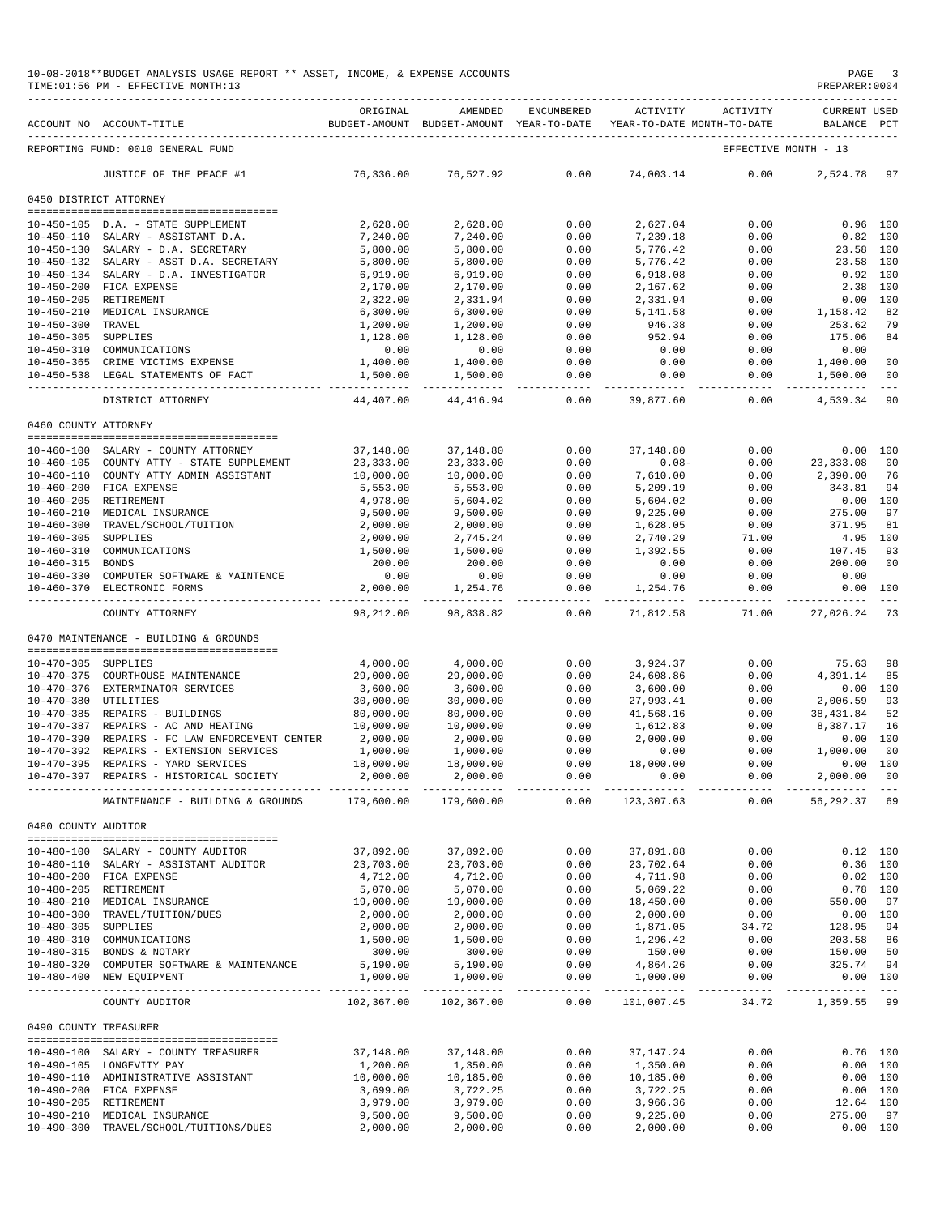10-08-2018**BUDGET ANALYSIS USAGE REPORT ** ASSET, INCOME, & EXPENSE ACCOUNTS
TIME:01:56 PM - EFFECTIVE MONTH:13

| ACCOUNT NO | ACCOUNT-TITLE | ORIGINAL BUDGET-AMOUNT | AMENDED BUDGET-AMOUNT | ENCUMBERED YEAR-TO-DATE | ACTIVITY YEAR-TO-DATE | ACTIVITY MONTH-TO-DATE | CURRENT BALANCE | USED PCT |
|---|---|---|---|---|---|---|---|---|
| REPORTING FUND: 0010 GENERAL FUND | | | | | | EFFECTIVE MONTH - 13 | | |
| | JUSTICE OF THE PEACE #1 | 76,336.00 | 76,527.92 | 0.00 | 74,003.14 | 0.00 | 2,524.78 | 97 |
| 0450 DISTRICT ATTORNEY | | | | | | | | |
| 10-450-105 | D.A. - STATE SUPPLEMENT | 2,628.00 | 2,628.00 | 0.00 | 2,627.04 | 0.00 | 0.96 | 100 |
| 10-450-110 | SALARY - ASSISTANT D.A. | 7,240.00 | 7,240.00 | 0.00 | 7,239.18 | 0.00 | 0.82 | 100 |
| 10-450-130 | SALARY - D.A. SECRETARY | 5,800.00 | 5,800.00 | 0.00 | 5,776.42 | 0.00 | 23.58 | 100 |
| 10-450-132 | SALARY - ASST D.A. SECRETARY | 5,800.00 | 5,800.00 | 0.00 | 5,776.42 | 0.00 | 23.58 | 100 |
| 10-450-134 | SALARY - D.A. INVESTIGATOR | 6,919.00 | 6,919.00 | 0.00 | 6,918.08 | 0.00 | 0.92 | 100 |
| 10-450-200 | FICA EXPENSE | 2,170.00 | 2,170.00 | 0.00 | 2,167.62 | 0.00 | 2.38 | 100 |
| 10-450-205 | RETIREMENT | 2,322.00 | 2,331.94 | 0.00 | 2,331.94 | 0.00 | 0.00 | 100 |
| 10-450-210 | MEDICAL INSURANCE | 6,300.00 | 6,300.00 | 0.00 | 5,141.58 | 0.00 | 1,158.42 | 82 |
| 10-450-300 | TRAVEL | 1,200.00 | 1,200.00 | 0.00 | 946.38 | 0.00 | 253.62 | 79 |
| 10-450-305 | SUPPLIES | 1,128.00 | 1,128.00 | 0.00 | 952.94 | 0.00 | 175.06 | 84 |
| 10-450-310 | COMMUNICATIONS | 0.00 | 0.00 | 0.00 | 0.00 | 0.00 | 0.00 | |
| 10-450-365 | CRIME VICTIMS EXPENSE | 1,400.00 | 1,400.00 | 0.00 | 0.00 | 0.00 | 1,400.00 | 00 |
| 10-450-538 | LEGAL STATEMENTS OF FACT | 1,500.00 | 1,500.00 | 0.00 | 0.00 | 0.00 | 1,500.00 | 00 |
| | DISTRICT ATTORNEY | 44,407.00 | 44,416.94 | 0.00 | 39,877.60 | 0.00 | 4,539.34 | 90 |
| 0460 COUNTY ATTORNEY | | | | | | | | |
| 10-460-100 | SALARY - COUNTY ATTORNEY | 37,148.00 | 37,148.80 | 0.00 | 37,148.80 | 0.00 | 0.00 | 100 |
| 10-460-105 | COUNTY ATTY - STATE SUPPLEMENT | 23,333.00 | 23,333.00 | 0.00 | 0.08- | 0.00 | 23,333.08 | 00 |
| 10-460-110 | COUNTY ATTY ADMIN ASSISTANT | 10,000.00 | 10,000.00 | 0.00 | 7,610.00 | 0.00 | 2,390.00 | 76 |
| 10-460-200 | FICA EXPENSE | 5,553.00 | 5,553.00 | 0.00 | 5,209.19 | 0.00 | 343.81 | 94 |
| 10-460-205 | RETIREMENT | 4,978.00 | 5,604.02 | 0.00 | 5,604.02 | 0.00 | 0.00 | 100 |
| 10-460-210 | MEDICAL INSURANCE | 9,500.00 | 9,500.00 | 0.00 | 9,225.00 | 0.00 | 275.00 | 97 |
| 10-460-300 | TRAVEL/SCHOOL/TUITION | 2,000.00 | 2,000.00 | 0.00 | 1,628.05 | 0.00 | 371.95 | 81 |
| 10-460-305 | SUPPLIES | 2,000.00 | 2,745.24 | 0.00 | 2,740.29 | 71.00 | 4.95 | 100 |
| 10-460-310 | COMMUNICATIONS | 1,500.00 | 1,500.00 | 0.00 | 1,392.55 | 0.00 | 107.45 | 93 |
| 10-460-315 | BONDS | 200.00 | 200.00 | 0.00 | 0.00 | 0.00 | 200.00 | 00 |
| 10-460-330 | COMPUTER SOFTWARE & MAINTENCE | 0.00 | 0.00 | 0.00 | 0.00 | 0.00 | 0.00 | |
| 10-460-370 | ELECTRONIC FORMS | 2,000.00 | 1,254.76 | 0.00 | 1,254.76 | 0.00 | 0.00 | 100 |
| | COUNTY ATTORNEY | 98,212.00 | 98,838.82 | 0.00 | 71,812.58 | 71.00 | 27,026.24 | 73 |
| 0470 MAINTENANCE - BUILDING & GROUNDS | | | | | | | | |
| 10-470-305 | SUPPLIES | 4,000.00 | 4,000.00 | 0.00 | 3,924.37 | 0.00 | 75.63 | 98 |
| 10-470-375 | COURTHOUSE MAINTENANCE | 29,000.00 | 29,000.00 | 0.00 | 24,608.86 | 0.00 | 4,391.14 | 85 |
| 10-470-376 | EXTERMINATOR SERVICES | 3,600.00 | 3,600.00 | 0.00 | 3,600.00 | 0.00 | 0.00 | 100 |
| 10-470-380 | UTILITIES | 30,000.00 | 30,000.00 | 0.00 | 27,993.41 | 0.00 | 2,006.59 | 93 |
| 10-470-385 | REPAIRS - BUILDINGS | 80,000.00 | 80,000.00 | 0.00 | 41,568.16 | 0.00 | 38,431.84 | 52 |
| 10-470-387 | REPAIRS - AC AND HEATING | 10,000.00 | 10,000.00 | 0.00 | 1,612.83 | 0.00 | 8,387.17 | 16 |
| 10-470-390 | REPAIRS - FC LAW ENFORCEMENT CENTER | 2,000.00 | 2,000.00 | 0.00 | 2,000.00 | 0.00 | 0.00 | 100 |
| 10-470-392 | REPAIRS - EXTENSION SERVICES | 1,000.00 | 1,000.00 | 0.00 | 0.00 | 0.00 | 1,000.00 | 00 |
| 10-470-395 | REPAIRS - YARD SERVICES | 18,000.00 | 18,000.00 | 0.00 | 18,000.00 | 0.00 | 0.00 | 100 |
| 10-470-397 | REPAIRS - HISTORICAL SOCIETY | 2,000.00 | 2,000.00 | 0.00 | 0.00 | 0.00 | 2,000.00 | 00 |
| | MAINTENANCE - BUILDING & GROUNDS | 179,600.00 | 179,600.00 | 0.00 | 123,307.63 | 0.00 | 56,292.37 | 69 |
| 0480 COUNTY AUDITOR | | | | | | | | |
| 10-480-100 | SALARY - COUNTY AUDITOR | 37,892.00 | 37,892.00 | 0.00 | 37,891.88 | 0.00 | 0.12 | 100 |
| 10-480-110 | SALARY - ASSISTANT AUDITOR | 23,703.00 | 23,703.00 | 0.00 | 23,702.64 | 0.00 | 0.36 | 100 |
| 10-480-200 | FICA EXPENSE | 4,712.00 | 4,712.00 | 0.00 | 4,711.98 | 0.00 | 0.02 | 100 |
| 10-480-205 | RETIREMENT | 5,070.00 | 5,070.00 | 0.00 | 5,069.22 | 0.00 | 0.78 | 100 |
| 10-480-210 | MEDICAL INSURANCE | 19,000.00 | 19,000.00 | 0.00 | 18,450.00 | 0.00 | 550.00 | 97 |
| 10-480-300 | TRAVEL/TUITION/DUES | 2,000.00 | 2,000.00 | 0.00 | 2,000.00 | 0.00 | 0.00 | 100 |
| 10-480-305 | SUPPLIES | 2,000.00 | 2,000.00 | 0.00 | 1,871.05 | 34.72 | 128.95 | 94 |
| 10-480-310 | COMMUNICATIONS | 1,500.00 | 1,500.00 | 0.00 | 1,296.42 | 0.00 | 203.58 | 86 |
| 10-480-315 | BONDS & NOTARY | 300.00 | 300.00 | 0.00 | 150.00 | 0.00 | 150.00 | 50 |
| 10-480-320 | COMPUTER SOFTWARE & MAINTENANCE | 5,190.00 | 5,190.00 | 0.00 | 4,864.26 | 0.00 | 325.74 | 94 |
| 10-480-400 | NEW EQUIPMENT | 1,000.00 | 1,000.00 | 0.00 | 1,000.00 | 0.00 | 0.00 | 100 |
| | COUNTY AUDITOR | 102,367.00 | 102,367.00 | 0.00 | 101,007.45 | 34.72 | 1,359.55 | 99 |
| 0490 COUNTY TREASURER | | | | | | | | |
| 10-490-100 | SALARY - COUNTY TREASURER | 37,148.00 | 37,148.00 | 0.00 | 37,147.24 | 0.00 | 0.76 | 100 |
| 10-490-105 | LONGEVITY PAY | 1,200.00 | 1,350.00 | 0.00 | 1,350.00 | 0.00 | 0.00 | 100 |
| 10-490-110 | ADMINISTRATIVE ASSISTANT | 10,000.00 | 10,185.00 | 0.00 | 10,185.00 | 0.00 | 0.00 | 100 |
| 10-490-200 | FICA EXPENSE | 3,699.00 | 3,722.25 | 0.00 | 3,722.25 | 0.00 | 0.00 | 100 |
| 10-490-205 | RETIREMENT | 3,979.00 | 3,979.00 | 0.00 | 3,966.36 | 0.00 | 12.64 | 100 |
| 10-490-210 | MEDICAL INSURANCE | 9,500.00 | 9,500.00 | 0.00 | 9,225.00 | 0.00 | 275.00 | 97 |
| 10-490-300 | TRAVEL/SCHOOL/TUITIONS/DUES | 2,000.00 | 2,000.00 | 0.00 | 2,000.00 | 0.00 | 0.00 | 100 |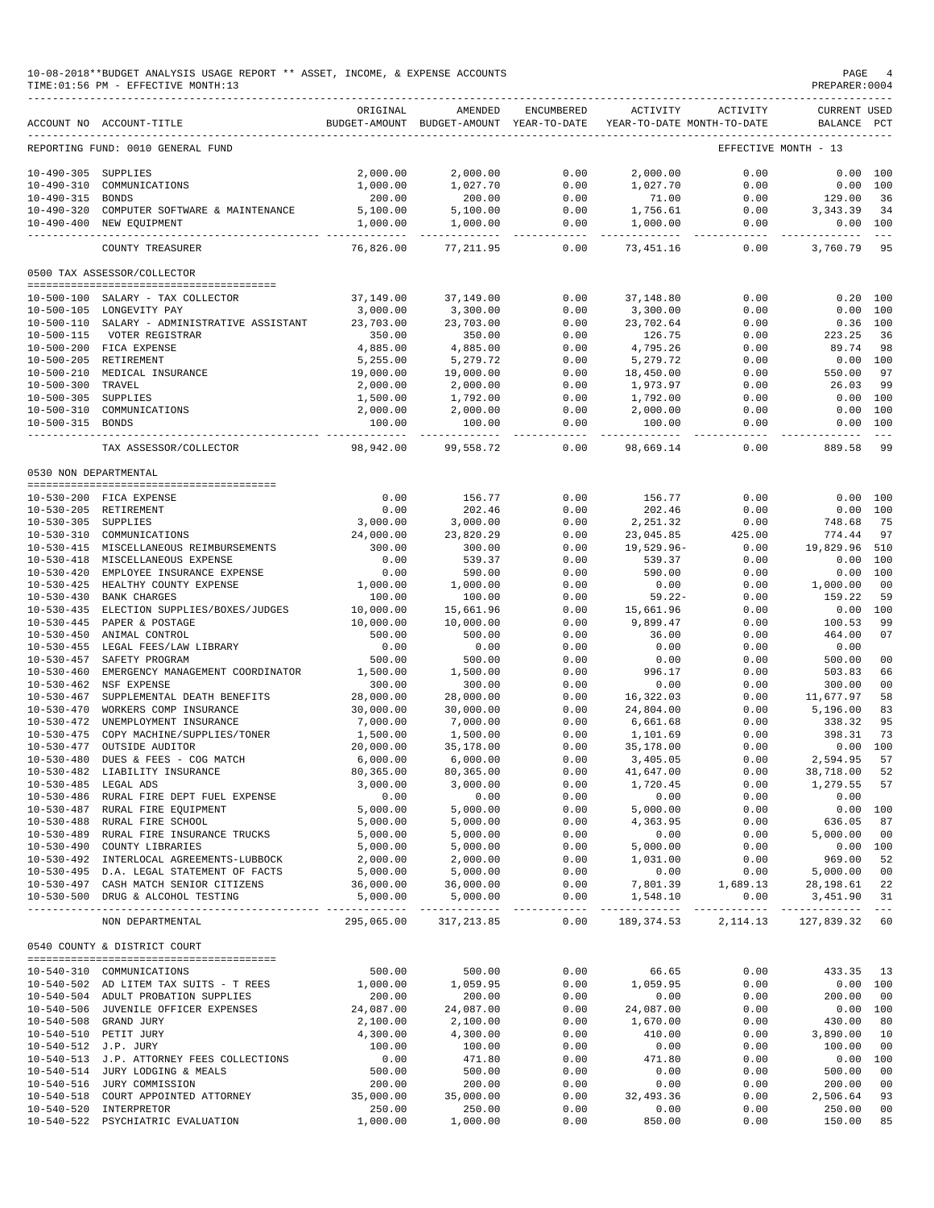10-08-2018**BUDGET ANALYSIS USAGE REPORT ** ASSET, INCOME, & EXPENSE ACCOUNTS
TIME:01:56 PM - EFFECTIVE MONTH:13
PREPARER:0004

REPORTING FUND: 0010 GENERAL FUND — EFFECTIVE MONTH - 13

| ACCOUNT NO | ACCOUNT-TITLE | ORIGINAL BUDGET-AMOUNT | AMENDED BUDGET-AMOUNT | ENCUMBERED YEAR-TO-DATE | ACTIVITY YEAR-TO-DATE | ACTIVITY MONTH-TO-DATE | CURRENT BALANCE | USED PCT |
|---|---|---|---|---|---|---|---|---|
| 10-490-305 | SUPPLIES | 2,000.00 | 2,000.00 | 0.00 | 2,000.00 | 0.00 | 0.00 | 100 |
| 10-490-310 | COMMUNICATIONS | 1,000.00 | 1,027.70 | 0.00 | 1,027.70 | 0.00 | 0.00 | 100 |
| 10-490-315 | BONDS | 200.00 | 200.00 | 0.00 | 71.00 | 0.00 | 129.00 | 36 |
| 10-490-320 | COMPUTER SOFTWARE & MAINTENANCE | 5,100.00 | 5,100.00 | 0.00 | 1,756.61 | 0.00 | 3,343.39 | 34 |
| 10-490-400 | NEW EQUIPMENT | 1,000.00 | 1,000.00 | 0.00 | 1,000.00 | 0.00 | 0.00 | 100 |
| | COUNTY TREASURER | 76,826.00 | 77,211.95 | 0.00 | 73,451.16 | 0.00 | 3,760.79 | 95 |
| | **0500 TAX ASSESSOR/COLLECTOR** | | | | | | | |
| 10-500-100 | SALARY - TAX COLLECTOR | 37,149.00 | 37,149.00 | 0.00 | 37,148.80 | 0.00 | 0.20 | 100 |
| 10-500-105 | LONGEVITY PAY | 3,000.00 | 3,300.00 | 0.00 | 3,300.00 | 0.00 | 0.00 | 100 |
| 10-500-110 | SALARY - ADMINISTRATIVE ASSISTANT | 23,703.00 | 23,703.00 | 0.00 | 23,702.64 | 0.00 | 0.36 | 100 |
| 10-500-115 | VOTER REGISTRAR | 350.00 | 350.00 | 0.00 | 126.75 | 0.00 | 223.25 | 36 |
| 10-500-200 | FICA EXPENSE | 4,885.00 | 4,885.00 | 0.00 | 4,795.26 | 0.00 | 89.74 | 98 |
| 10-500-205 | RETIREMENT | 5,255.00 | 5,279.72 | 0.00 | 5,279.72 | 0.00 | 0.00 | 100 |
| 10-500-210 | MEDICAL INSURANCE | 19,000.00 | 19,000.00 | 0.00 | 18,450.00 | 0.00 | 550.00 | 97 |
| 10-500-300 | TRAVEL | 2,000.00 | 2,000.00 | 0.00 | 1,973.97 | 0.00 | 26.03 | 99 |
| 10-500-305 | SUPPLIES | 1,500.00 | 1,792.00 | 0.00 | 1,792.00 | 0.00 | 0.00 | 100 |
| 10-500-310 | COMMUNICATIONS | 2,000.00 | 2,000.00 | 0.00 | 2,000.00 | 0.00 | 0.00 | 100 |
| 10-500-315 | BONDS | 100.00 | 100.00 | 0.00 | 100.00 | 0.00 | 0.00 | 100 |
| | TAX ASSESSOR/COLLECTOR | 98,942.00 | 99,558.72 | 0.00 | 98,669.14 | 0.00 | 889.58 | 99 |
| | **0530 NON DEPARTMENTAL** | | | | | | | |
| 10-530-200 | FICA EXPENSE | 0.00 | 156.77 | 0.00 | 156.77 | 0.00 | 0.00 | 100 |
| 10-530-205 | RETIREMENT | 0.00 | 202.46 | 0.00 | 202.46 | 0.00 | 0.00 | 100 |
| 10-530-305 | SUPPLIES | 3,000.00 | 3,000.00 | 0.00 | 2,251.32 | 0.00 | 748.68 | 75 |
| 10-530-310 | COMMUNICATIONS | 24,000.00 | 23,820.29 | 0.00 | 23,045.85 | 425.00 | 774.44 | 97 |
| 10-530-415 | MISCELLANEOUS REIMBURSEMENTS | 300.00 | 300.00 | 0.00 | 19,529.96- | 0.00 | 19,829.96 | 510 |
| 10-530-418 | MISCELLANEOUS EXPENSE | 0.00 | 539.37 | 0.00 | 539.37 | 0.00 | 0.00 | 100 |
| 10-530-420 | EMPLOYEE INSURANCE EXPENSE | 0.00 | 590.00 | 0.00 | 590.00 | 0.00 | 0.00 | 100 |
| 10-530-425 | HEALTHY COUNTY EXPENSE | 1,000.00 | 1,000.00 | 0.00 | 0.00 | 0.00 | 1,000.00 | 00 |
| 10-530-430 | BANK CHARGES | 100.00 | 100.00 | 0.00 | 59.22- | 0.00 | 159.22 | 59 |
| 10-530-435 | ELECTION SUPPLIES/BOXES/JUDGES | 10,000.00 | 15,661.96 | 0.00 | 15,661.96 | 0.00 | 0.00 | 100 |
| 10-530-445 | PAPER & POSTAGE | 10,000.00 | 10,000.00 | 0.00 | 9,899.47 | 0.00 | 100.53 | 99 |
| 10-530-450 | ANIMAL CONTROL | 500.00 | 500.00 | 0.00 | 36.00 | 0.00 | 464.00 | 07 |
| 10-530-455 | LEGAL FEES/LAW LIBRARY | 0.00 | 0.00 | 0.00 | 0.00 | 0.00 | 0.00 | |
| 10-530-457 | SAFETY PROGRAM | 500.00 | 500.00 | 0.00 | 0.00 | 0.00 | 500.00 | 00 |
| 10-530-460 | EMERGENCY MANAGEMENT COORDINATOR | 1,500.00 | 1,500.00 | 0.00 | 996.17 | 0.00 | 503.83 | 66 |
| 10-530-462 | NSF EXPENSE | 300.00 | 300.00 | 0.00 | 0.00 | 0.00 | 300.00 | 00 |
| 10-530-467 | SUPPLEMENTAL DEATH BENEFITS | 28,000.00 | 28,000.00 | 0.00 | 16,322.03 | 0.00 | 11,677.97 | 58 |
| 10-530-470 | WORKERS COMP INSURANCE | 30,000.00 | 30,000.00 | 0.00 | 24,804.00 | 0.00 | 5,196.00 | 83 |
| 10-530-472 | UNEMPLOYMENT INSURANCE | 7,000.00 | 7,000.00 | 0.00 | 6,661.68 | 0.00 | 338.32 | 95 |
| 10-530-475 | COPY MACHINE/SUPPLIES/TONER | 1,500.00 | 1,500.00 | 0.00 | 1,101.69 | 0.00 | 398.31 | 73 |
| 10-530-477 | OUTSIDE AUDITOR | 20,000.00 | 35,178.00 | 0.00 | 35,178.00 | 0.00 | 0.00 | 100 |
| 10-530-480 | DUES & FEES - COG MATCH | 6,000.00 | 6,000.00 | 0.00 | 3,405.05 | 0.00 | 2,594.95 | 57 |
| 10-530-482 | LIABILITY INSURANCE | 80,365.00 | 80,365.00 | 0.00 | 41,647.00 | 0.00 | 38,718.00 | 52 |
| 10-530-485 | LEGAL ADS | 3,000.00 | 3,000.00 | 0.00 | 1,720.45 | 0.00 | 1,279.55 | 57 |
| 10-530-486 | RURAL FIRE DEPT FUEL EXPENSE | 0.00 | 0.00 | 0.00 | 0.00 | 0.00 | 0.00 | |
| 10-530-487 | RURAL FIRE EQUIPMENT | 5,000.00 | 5,000.00 | 0.00 | 5,000.00 | 0.00 | 0.00 | 100 |
| 10-530-488 | RURAL FIRE SCHOOL | 5,000.00 | 5,000.00 | 0.00 | 4,363.95 | 0.00 | 636.05 | 87 |
| 10-530-489 | RURAL FIRE INSURANCE TRUCKS | 5,000.00 | 5,000.00 | 0.00 | 0.00 | 0.00 | 5,000.00 | 00 |
| 10-530-490 | COUNTY LIBRARIES | 5,000.00 | 5,000.00 | 0.00 | 5,000.00 | 0.00 | 0.00 | 100 |
| 10-530-492 | INTERLOCAL AGREEMENTS-LUBBOCK | 2,000.00 | 2,000.00 | 0.00 | 1,031.00 | 0.00 | 969.00 | 52 |
| 10-530-495 | D.A. LEGAL STATEMENT OF FACTS | 5,000.00 | 5,000.00 | 0.00 | 0.00 | 0.00 | 5,000.00 | 00 |
| 10-530-497 | CASH MATCH SENIOR CITIZENS | 36,000.00 | 36,000.00 | 0.00 | 7,801.39 | 1,689.13 | 28,198.61 | 22 |
| 10-530-500 | DRUG & ALCOHOL TESTING | 5,000.00 | 5,000.00 | 0.00 | 1,548.10 | 0.00 | 3,451.90 | 31 |
| | NON DEPARTMENTAL | 295,065.00 | 317,213.85 | 0.00 | 189,374.53 | 2,114.13 | 127,839.32 | 60 |
| | **0540 COUNTY & DISTRICT COURT** | | | | | | | |
| 10-540-310 | COMMUNICATIONS | 500.00 | 500.00 | 0.00 | 66.65 | 0.00 | 433.35 | 13 |
| 10-540-502 | AD LITEM TAX SUITS - T REES | 1,000.00 | 1,059.95 | 0.00 | 1,059.95 | 0.00 | 0.00 | 100 |
| 10-540-504 | ADULT PROBATION SUPPLIES | 200.00 | 200.00 | 0.00 | 0.00 | 0.00 | 200.00 | 00 |
| 10-540-506 | JUVENILE OFFICER EXPENSES | 24,087.00 | 24,087.00 | 0.00 | 24,087.00 | 0.00 | 0.00 | 100 |
| 10-540-508 | GRAND JURY | 2,100.00 | 2,100.00 | 0.00 | 1,670.00 | 0.00 | 430.00 | 80 |
| 10-540-510 | PETIT JURY | 4,300.00 | 4,300.00 | 0.00 | 410.00 | 0.00 | 3,890.00 | 10 |
| 10-540-512 | J.P. JURY | 100.00 | 100.00 | 0.00 | 0.00 | 0.00 | 100.00 | 00 |
| 10-540-513 | J.P. ATTORNEY FEES COLLECTIONS | 0.00 | 471.80 | 0.00 | 471.80 | 0.00 | 0.00 | 100 |
| 10-540-514 | JURY LODGING & MEALS | 500.00 | 500.00 | 0.00 | 0.00 | 0.00 | 500.00 | 00 |
| 10-540-516 | JURY COMMISSION | 200.00 | 200.00 | 0.00 | 0.00 | 0.00 | 200.00 | 00 |
| 10-540-518 | COURT APPOINTED ATTORNEY | 35,000.00 | 35,000.00 | 0.00 | 32,493.36 | 0.00 | 2,506.64 | 93 |
| 10-540-520 | INTERPRETOR | 250.00 | 250.00 | 0.00 | 0.00 | 0.00 | 250.00 | 00 |
| 10-540-522 | PSYCHIATRIC EVALUATION | 1,000.00 | 1,000.00 | 0.00 | 850.00 | 0.00 | 150.00 | 85 |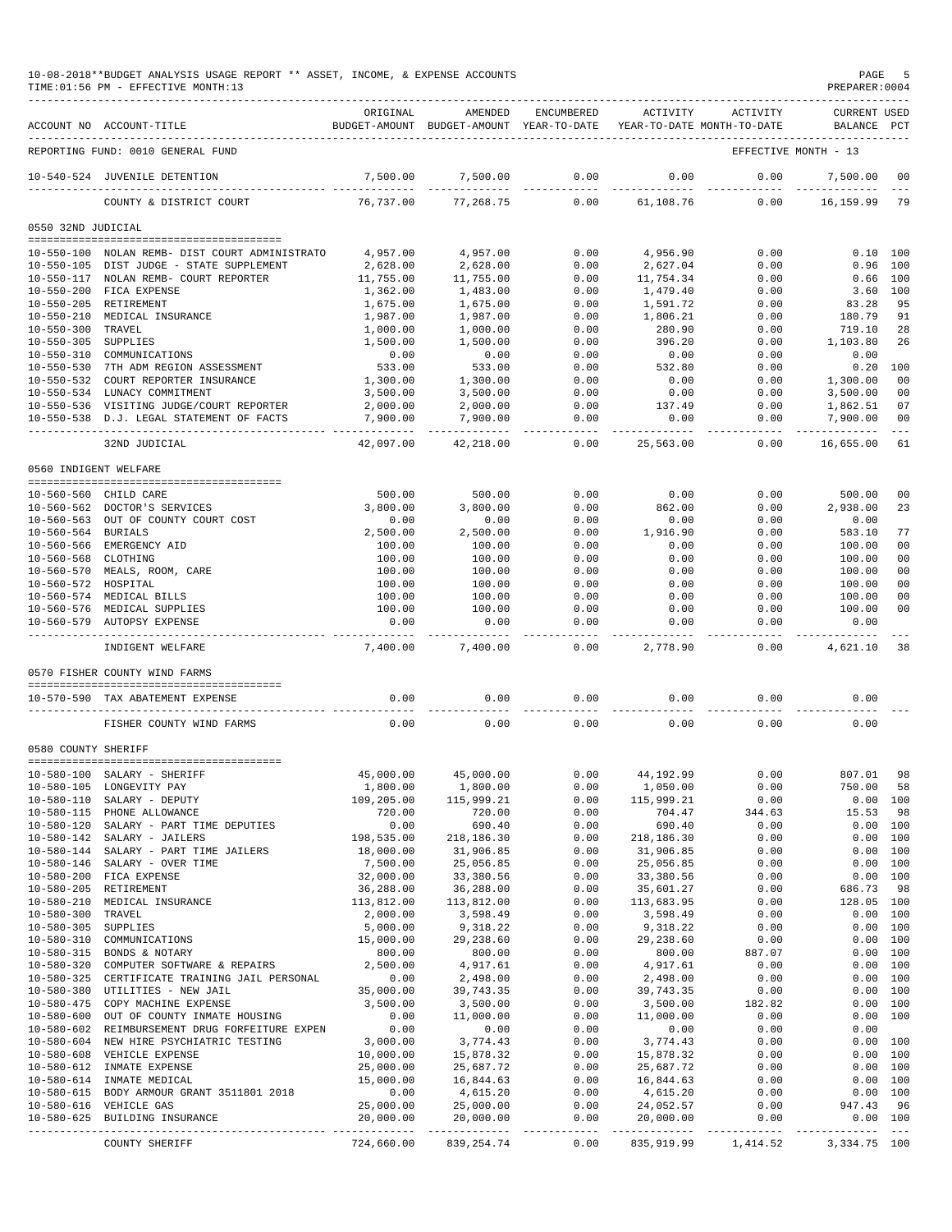10-08-2018**BUDGET ANALYSIS USAGE REPORT ** ASSET, INCOME, & EXPENSE ACCOUNTS
TIME:01:56 PM - EFFECTIVE MONTH:13
PREPARER:0004

| ACCOUNT NO | ACCOUNT-TITLE | ORIGINAL BUDGET-AMOUNT | AMENDED BUDGET-AMOUNT | ENCUMBERED YEAR-TO-DATE | ACTIVITY YEAR-TO-DATE | ACTIVITY MONTH-TO-DATE | CURRENT BALANCE | USED PCT |
|---|---|---|---|---|---|---|---|---|
| REPORTING FUND: 0010 GENERAL FUND | | | | | | EFFECTIVE MONTH - 13 | | |
| 10-540-524 | JUVENILE DETENTION | 7,500.00 | 7,500.00 | 0.00 | 0.00 | 0.00 | 7,500.00 | 00 |
| | COUNTY & DISTRICT COURT | 76,737.00 | 77,268.75 | 0.00 | 61,108.76 | 0.00 | 16,159.99 | 79 |
| 0550 32ND JUDICIAL | | | | | | | | |
| 10-550-100 | NOLAN REMB- DIST COURT ADMINISTRATO | 4,957.00 | 4,957.00 | 0.00 | 4,956.90 | 0.00 | 0.10 | 100 |
| 10-550-105 | DIST JUDGE - STATE SUPPLEMENT | 2,628.00 | 2,628.00 | 0.00 | 2,627.04 | 0.00 | 0.96 | 100 |
| 10-550-117 | NOLAN REMB- COURT REPORTER | 11,755.00 | 11,755.00 | 0.00 | 11,754.34 | 0.00 | 0.66 | 100 |
| 10-550-200 | FICA EXPENSE | 1,362.00 | 1,483.00 | 0.00 | 1,479.40 | 0.00 | 3.60 | 100 |
| 10-550-205 | RETIREMENT | 1,675.00 | 1,675.00 | 0.00 | 1,591.72 | 0.00 | 83.28 | 95 |
| 10-550-210 | MEDICAL INSURANCE | 1,987.00 | 1,987.00 | 0.00 | 1,806.21 | 0.00 | 180.79 | 91 |
| 10-550-300 | TRAVEL | 1,000.00 | 1,000.00 | 0.00 | 280.90 | 0.00 | 719.10 | 28 |
| 10-550-305 | SUPPLIES | 1,500.00 | 1,500.00 | 0.00 | 396.20 | 0.00 | 1,103.80 | 26 |
| 10-550-310 | COMMUNICATIONS | 0.00 | 0.00 | 0.00 | 0.00 | 0.00 | 0.00 | |
| 10-550-530 | 7TH ADM REGION ASSESSMENT | 533.00 | 533.00 | 0.00 | 532.80 | 0.00 | 0.20 | 100 |
| 10-550-532 | COURT REPORTER INSURANCE | 1,300.00 | 1,300.00 | 0.00 | 0.00 | 0.00 | 1,300.00 | 00 |
| 10-550-534 | LUNACY COMMITMENT | 3,500.00 | 3,500.00 | 0.00 | 0.00 | 0.00 | 3,500.00 | 00 |
| 10-550-536 | VISITING JUDGE/COURT REPORTER | 2,000.00 | 2,000.00 | 0.00 | 137.49 | 0.00 | 1,862.51 | 07 |
| 10-550-538 | D.J. LEGAL STATEMENT OF FACTS | 7,900.00 | 7,900.00 | 0.00 | 0.00 | 0.00 | 7,900.00 | 00 |
| | 32ND JUDICIAL | 42,097.00 | 42,218.00 | 0.00 | 25,563.00 | 0.00 | 16,655.00 | 61 |
| 0560 INDIGENT WELFARE | | | | | | | | |
| 10-560-560 | CHILD CARE | 500.00 | 500.00 | 0.00 | 0.00 | 0.00 | 500.00 | 00 |
| 10-560-562 | DOCTOR'S SERVICES | 3,800.00 | 3,800.00 | 0.00 | 862.00 | 0.00 | 2,938.00 | 23 |
| 10-560-563 | OUT OF COUNTY COURT COST | 0.00 | 0.00 | 0.00 | 0.00 | 0.00 | 0.00 | |
| 10-560-564 | BURIALS | 2,500.00 | 2,500.00 | 0.00 | 1,916.90 | 0.00 | 583.10 | 77 |
| 10-560-566 | EMERGENCY AID | 100.00 | 100.00 | 0.00 | 0.00 | 0.00 | 100.00 | 00 |
| 10-560-568 | CLOTHING | 100.00 | 100.00 | 0.00 | 0.00 | 0.00 | 100.00 | 00 |
| 10-560-570 | MEALS, ROOM, CARE | 100.00 | 100.00 | 0.00 | 0.00 | 0.00 | 100.00 | 00 |
| 10-560-572 | HOSPITAL | 100.00 | 100.00 | 0.00 | 0.00 | 0.00 | 100.00 | 00 |
| 10-560-574 | MEDICAL BILLS | 100.00 | 100.00 | 0.00 | 0.00 | 0.00 | 100.00 | 00 |
| 10-560-576 | MEDICAL SUPPLIES | 100.00 | 100.00 | 0.00 | 0.00 | 0.00 | 100.00 | 00 |
| 10-560-579 | AUTOPSY EXPENSE | 0.00 | 0.00 | 0.00 | 0.00 | 0.00 | 0.00 | |
| | INDIGENT WELFARE | 7,400.00 | 7,400.00 | 0.00 | 2,778.90 | 0.00 | 4,621.10 | 38 |
| 0570 FISHER COUNTY WIND FARMS | | | | | | | | |
| 10-570-590 | TAX ABATEMENT EXPENSE | 0.00 | 0.00 | 0.00 | 0.00 | 0.00 | 0.00 | |
| | FISHER COUNTY WIND FARMS | 0.00 | 0.00 | 0.00 | 0.00 | 0.00 | 0.00 | |
| 0580 COUNTY SHERIFF | | | | | | | | |
| 10-580-100 | SALARY - SHERIFF | 45,000.00 | 45,000.00 | 0.00 | 44,192.99 | 0.00 | 807.01 | 98 |
| 10-580-105 | LONGEVITY PAY | 1,800.00 | 1,800.00 | 0.00 | 1,050.00 | 0.00 | 750.00 | 58 |
| 10-580-110 | SALARY - DEPUTY | 109,205.00 | 115,999.21 | 0.00 | 115,999.21 | 0.00 | 0.00 | 100 |
| 10-580-115 | PHONE ALLOWANCE | 720.00 | 720.00 | 0.00 | 704.47 | 344.63 | 15.53 | 98 |
| 10-580-120 | SALARY - PART TIME DEPUTIES | 0.00 | 690.40 | 0.00 | 690.40 | 0.00 | 0.00 | 100 |
| 10-580-142 | SALARY - JAILERS | 198,535.00 | 218,186.30 | 0.00 | 218,186.30 | 0.00 | 0.00 | 100 |
| 10-580-144 | SALARY - PART TIME JAILERS | 18,000.00 | 31,906.85 | 0.00 | 31,906.85 | 0.00 | 0.00 | 100 |
| 10-580-146 | SALARY - OVER TIME | 7,500.00 | 25,056.85 | 0.00 | 25,056.85 | 0.00 | 0.00 | 100 |
| 10-580-200 | FICA EXPENSE | 32,000.00 | 33,380.56 | 0.00 | 33,380.56 | 0.00 | 0.00 | 100 |
| 10-580-205 | RETIREMENT | 36,288.00 | 36,288.00 | 0.00 | 35,601.27 | 0.00 | 686.73 | 98 |
| 10-580-210 | MEDICAL INSURANCE | 113,812.00 | 113,812.00 | 0.00 | 113,683.95 | 0.00 | 128.05 | 100 |
| 10-580-300 | TRAVEL | 2,000.00 | 3,598.49 | 0.00 | 3,598.49 | 0.00 | 0.00 | 100 |
| 10-580-305 | SUPPLIES | 5,000.00 | 9,318.22 | 0.00 | 9,318.22 | 0.00 | 0.00 | 100 |
| 10-580-310 | COMMUNICATIONS | 15,000.00 | 29,238.60 | 0.00 | 29,238.60 | 0.00 | 0.00 | 100 |
| 10-580-315 | BONDS & NOTARY | 800.00 | 800.00 | 0.00 | 800.00 | 887.07 | 0.00 | 100 |
| 10-580-320 | COMPUTER SOFTWARE & REPAIRS | 2,500.00 | 4,917.61 | 0.00 | 4,917.61 | 0.00 | 0.00 | 100 |
| 10-580-325 | CERTIFICATE TRAINING JAIL PERSONAL | 0.00 | 2,498.00 | 0.00 | 2,498.00 | 0.00 | 0.00 | 100 |
| 10-580-380 | UTILITIES - NEW JAIL | 35,000.00 | 39,743.35 | 0.00 | 39,743.35 | 0.00 | 0.00 | 100 |
| 10-580-475 | COPY MACHINE EXPENSE | 3,500.00 | 3,500.00 | 0.00 | 3,500.00 | 182.82 | 0.00 | 100 |
| 10-580-600 | OUT OF COUNTY INMATE HOUSING | 0.00 | 11,000.00 | 0.00 | 11,000.00 | 0.00 | 0.00 | 100 |
| 10-580-602 | REIMBURSEMENT DRUG FORFEITURE EXPEN | 0.00 | 0.00 | 0.00 | 0.00 | 0.00 | 0.00 | |
| 10-580-604 | NEW HIRE PSYCHIATRIC TESTING | 3,000.00 | 3,774.43 | 0.00 | 3,774.43 | 0.00 | 0.00 | 100 |
| 10-580-608 | VEHICLE EXPENSE | 10,000.00 | 15,878.32 | 0.00 | 15,878.32 | 0.00 | 0.00 | 100 |
| 10-580-612 | INMATE EXPENSE | 25,000.00 | 25,687.72 | 0.00 | 25,687.72 | 0.00 | 0.00 | 100 |
| 10-580-614 | INMATE MEDICAL | 15,000.00 | 16,844.63 | 0.00 | 16,844.63 | 0.00 | 0.00 | 100 |
| 10-580-615 | BODY ARMOUR GRANT 3511801 2018 | 0.00 | 4,615.20 | 0.00 | 4,615.20 | 0.00 | 0.00 | 100 |
| 10-580-616 | VEHICLE GAS | 25,000.00 | 25,000.00 | 0.00 | 24,052.57 | 0.00 | 947.43 | 96 |
| 10-580-625 | BUILDING INSURANCE | 20,000.00 | 20,000.00 | 0.00 | 20,000.00 | 0.00 | 0.00 | 100 |
| | COUNTY SHERIFF | 724,660.00 | 839,254.74 | 0.00 | 835,919.99 | 1,414.52 | 3,334.75 | 100 |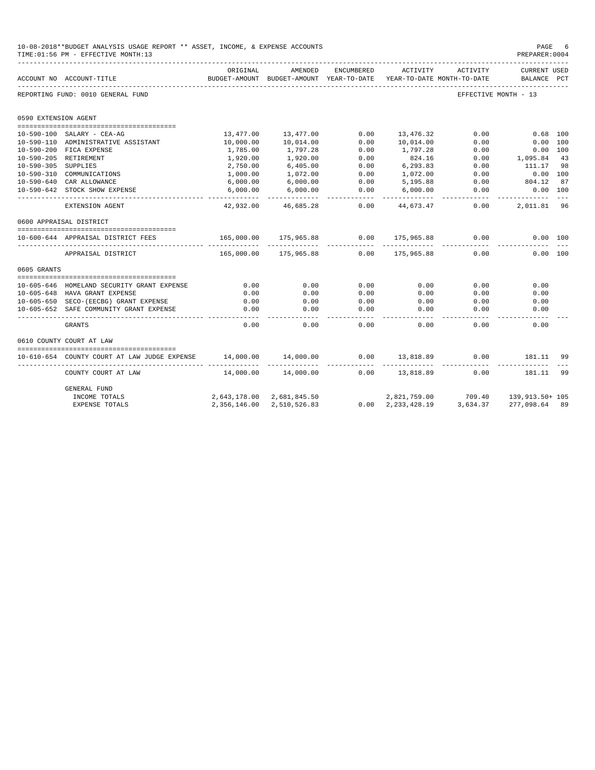10-08-2018**BUDGET ANALYSIS USAGE REPORT ** ASSET, INCOME, & EXPENSE ACCOUNTS
TIME:01:56 PM - EFFECTIVE MONTH:13
PREPARER:0004

REPORTING FUND: 0010 GENERAL FUND — EFFECTIVE MONTH - 13

| ACCOUNT NO | ACCOUNT-TITLE | ORIGINAL BUDGET-AMOUNT | AMENDED BUDGET-AMOUNT | ENCUMBERED YEAR-TO-DATE | ACTIVITY YEAR-TO-DATE | ACTIVITY MONTH-TO-DATE | CURRENT USED BALANCE | PCT |
|---|---|---|---|---|---|---|---|---|
| **0590 EXTENSION AGENT** | | | | | | | | |
| 10-590-100 | SALARY - CEA-AG | 13,477.00 | 13,477.00 | 0.00 | 13,476.32 | 0.00 | 0.68 | 100 |
| 10-590-110 | ADMINISTRATIVE ASSISTANT | 10,000.00 | 10,014.00 | 0.00 | 10,014.00 | 0.00 | 0.00 | 100 |
| 10-590-200 | FICA EXPENSE | 1,785.00 | 1,797.28 | 0.00 | 1,797.28 | 0.00 | 0.00 | 100 |
| 10-590-205 | RETIREMENT | 1,920.00 | 1,920.00 | 0.00 | 824.16 | 0.00 | 1,095.84 | 43 |
| 10-590-305 | SUPPLIES | 2,750.00 | 6,405.00 | 0.00 | 6,293.83 | 0.00 | 111.17 | 98 |
| 10-590-310 | COMMUNICATIONS | 1,000.00 | 1,072.00 | 0.00 | 1,072.00 | 0.00 | 0.00 | 100 |
| 10-590-640 | CAR ALLOWANCE | 6,000.00 | 6,000.00 | 0.00 | 5,195.88 | 0.00 | 804.12 | 87 |
| 10-590-642 | STOCK SHOW EXPENSE | 6,000.00 | 6,000.00 | 0.00 | 6,000.00 | 0.00 | 0.00 | 100 |
| | EXTENSION AGENT | 42,932.00 | 46,685.28 | 0.00 | 44,673.47 | 0.00 | 2,011.81 | 96 |
| **0600 APPRAISAL DISTRICT** | | | | | | | | |
| 10-600-644 | APPRAISAL DISTRICT FEES | 165,000.00 | 175,965.88 | 0.00 | 175,965.88 | 0.00 | 0.00 | 100 |
| | APPRAISAL DISTRICT | 165,000.00 | 175,965.88 | 0.00 | 175,965.88 | 0.00 | 0.00 | 100 |
| **0605 GRANTS** | | | | | | | | |
| 10-605-646 | HOMELAND SECURITY GRANT EXPENSE | 0.00 | 0.00 | 0.00 | 0.00 | 0.00 | 0.00 | |
| 10-605-648 | HAVA GRANT EXPENSE | 0.00 | 0.00 | 0.00 | 0.00 | 0.00 | 0.00 | |
| 10-605-650 | SECO-(EECBG) GRANT EXPENSE | 0.00 | 0.00 | 0.00 | 0.00 | 0.00 | 0.00 | |
| 10-605-652 | SAFE COMMUNITY GRANT EXPENSE | 0.00 | 0.00 | 0.00 | 0.00 | 0.00 | 0.00 | |
| | GRANTS | 0.00 | 0.00 | 0.00 | 0.00 | 0.00 | 0.00 | |
| **0610 COUNTY COURT AT LAW** | | | | | | | | |
| 10-610-654 | COUNTY COURT AT LAW JUDGE EXPENSE | 14,000.00 | 14,000.00 | 0.00 | 13,818.89 | 0.00 | 181.11 | 99 |
| | COUNTY COURT AT LAW | 14,000.00 | 14,000.00 | 0.00 | 13,818.89 | 0.00 | 181.11 | 99 |
| | **GENERAL FUND** | | | | | | | |
| | INCOME TOTALS | 2,643,178.00 | 2,681,845.50 | | 2,821,759.00 | 709.40 | 139,913.50+ | 105 |
| | EXPENSE TOTALS | 2,356,146.00 | 2,510,526.83 | 0.00 | 2,233,428.19 | 3,634.37 | 277,098.64 | 89 |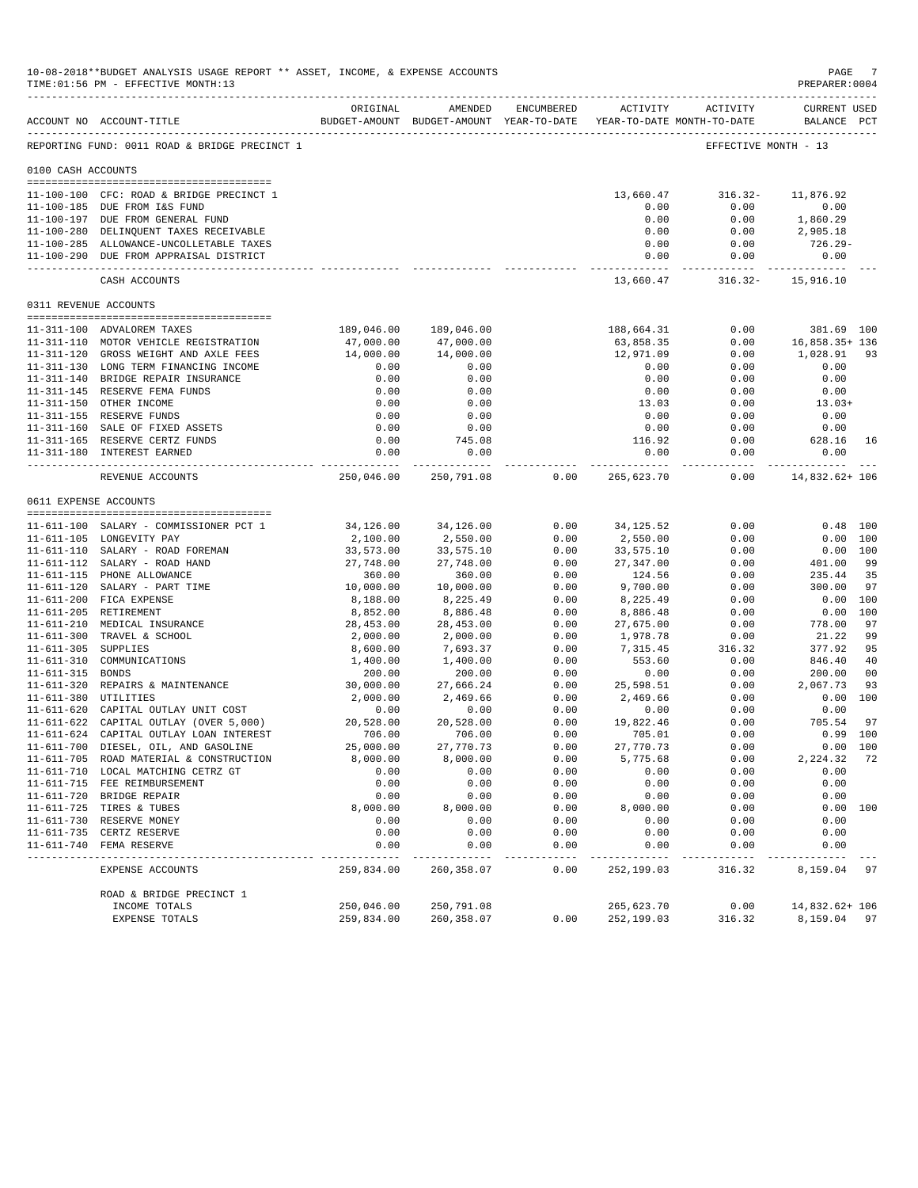10-08-2018**BUDGET ANALYSIS USAGE REPORT ** ASSET, INCOME, & EXPENSE ACCOUNTS
TIME:01:56 PM - EFFECTIVE MONTH:13

PREPARER:0004

REPORTING FUND: 0011 ROAD & BRIDGE PRECINCT 1 — EFFECTIVE MONTH - 13

| ACCOUNT NO | ACCOUNT-TITLE | ORIGINAL BUDGET-AMOUNT | AMENDED BUDGET-AMOUNT | ENCUMBERED YEAR-TO-DATE | ACTIVITY YEAR-TO-DATE | ACTIVITY MONTH-TO-DATE | CURRENT BALANCE | USED PCT |
|---|---|---|---|---|---|---|---|---|
| **0100 CASH ACCOUNTS** | | | | | | | | |
| 11-100-100 | CFC: ROAD & BRIDGE PRECINCT 1 | | | | 13,660.47 | 316.32- | 11,876.92 | |
| 11-100-185 | DUE FROM I&S FUND | | | | 0.00 | 0.00 | 0.00 | |
| 11-100-197 | DUE FROM GENERAL FUND | | | | 0.00 | 0.00 | 1,860.29 | |
| 11-100-280 | DELINQUENT TAXES RECEIVABLE | | | | 0.00 | 0.00 | 2,905.18 | |
| 11-100-285 | ALLOWANCE-UNCOLLETABLE TAXES | | | | 0.00 | 0.00 | 726.29- | |
| 11-100-290 | DUE FROM APPRAISAL DISTRICT | | | | 0.00 | 0.00 | 0.00 | |
| | CASH ACCOUNTS | | | | 13,660.47 | 316.32- | 15,916.10 | |
| **0311 REVENUE ACCOUNTS** | | | | | | | | |
| 11-311-100 | ADVALOREM TAXES | 189,046.00 | 189,046.00 | | 188,664.31 | 0.00 | 381.69 | 100 |
| 11-311-110 | MOTOR VEHICLE REGISTRATION | 47,000.00 | 47,000.00 | | 63,858.35 | 0.00 | 16,858.35+ | 136 |
| 11-311-120 | GROSS WEIGHT AND AXLE FEES | 14,000.00 | 14,000.00 | | 12,971.09 | 0.00 | 1,028.91 | 93 |
| 11-311-130 | LONG TERM FINANCING INCOME | 0.00 | 0.00 | | 0.00 | 0.00 | 0.00 | |
| 11-311-140 | BRIDGE REPAIR INSURANCE | 0.00 | 0.00 | | 0.00 | 0.00 | 0.00 | |
| 11-311-145 | RESERVE FEMA FUNDS | 0.00 | 0.00 | | 0.00 | 0.00 | 0.00 | |
| 11-311-150 | OTHER INCOME | 0.00 | 0.00 | | 13.03 | 0.00 | 13.03+ | |
| 11-311-155 | RESERVE FUNDS | 0.00 | 0.00 | | 0.00 | 0.00 | 0.00 | |
| 11-311-160 | SALE OF FIXED ASSETS | 0.00 | 0.00 | | 0.00 | 0.00 | 0.00 | |
| 11-311-165 | RESERVE CERTZ FUNDS | 0.00 | 745.08 | | 116.92 | 0.00 | 628.16 | 16 |
| 11-311-180 | INTEREST EARNED | 0.00 | 0.00 | | 0.00 | 0.00 | 0.00 | |
| | REVENUE ACCOUNTS | 250,046.00 | 250,791.08 | 0.00 | 265,623.70 | 0.00 | 14,832.62+ | 106 |
| **0611 EXPENSE ACCOUNTS** | | | | | | | | |
| 11-611-100 | SALARY - COMMISSIONER PCT 1 | 34,126.00 | 34,126.00 | 0.00 | 34,125.52 | 0.00 | 0.48 | 100 |
| 11-611-105 | LONGEVITY PAY | 2,100.00 | 2,550.00 | 0.00 | 2,550.00 | 0.00 | 0.00 | 100 |
| 11-611-110 | SALARY - ROAD FOREMAN | 33,573.00 | 33,575.10 | 0.00 | 33,575.10 | 0.00 | 0.00 | 100 |
| 11-611-112 | SALARY - ROAD HAND | 27,748.00 | 27,748.00 | 0.00 | 27,347.00 | 0.00 | 401.00 | 99 |
| 11-611-115 | PHONE ALLOWANCE | 360.00 | 360.00 | 0.00 | 124.56 | 0.00 | 235.44 | 35 |
| 11-611-120 | SALARY - PART TIME | 10,000.00 | 10,000.00 | 0.00 | 9,700.00 | 0.00 | 300.00 | 97 |
| 11-611-200 | FICA EXPENSE | 8,188.00 | 8,225.49 | 0.00 | 8,225.49 | 0.00 | 0.00 | 100 |
| 11-611-205 | RETIREMENT | 8,852.00 | 8,886.48 | 0.00 | 8,886.48 | 0.00 | 0.00 | 100 |
| 11-611-210 | MEDICAL INSURANCE | 28,453.00 | 28,453.00 | 0.00 | 27,675.00 | 0.00 | 778.00 | 97 |
| 11-611-300 | TRAVEL & SCHOOL | 2,000.00 | 2,000.00 | 0.00 | 1,978.78 | 0.00 | 21.22 | 99 |
| 11-611-305 | SUPPLIES | 8,600.00 | 7,693.37 | 0.00 | 7,315.45 | 316.32 | 377.92 | 95 |
| 11-611-310 | COMMUNICATIONS | 1,400.00 | 1,400.00 | 0.00 | 553.60 | 0.00 | 846.40 | 40 |
| 11-611-315 | BONDS | 200.00 | 200.00 | 0.00 | 0.00 | 0.00 | 200.00 | 00 |
| 11-611-320 | REPAIRS & MAINTENANCE | 30,000.00 | 27,666.24 | 0.00 | 25,598.51 | 0.00 | 2,067.73 | 93 |
| 11-611-380 | UTILITIES | 2,000.00 | 2,469.66 | 0.00 | 2,469.66 | 0.00 | 0.00 | 100 |
| 11-611-620 | CAPITAL OUTLAY UNIT COST | 0.00 | 0.00 | 0.00 | 0.00 | 0.00 | 0.00 | |
| 11-611-622 | CAPITAL OUTLAY (OVER 5,000) | 20,528.00 | 20,528.00 | 0.00 | 19,822.46 | 0.00 | 705.54 | 97 |
| 11-611-624 | CAPITAL OUTLAY LOAN INTEREST | 706.00 | 706.00 | 0.00 | 705.01 | 0.00 | 0.99 | 100 |
| 11-611-700 | DIESEL, OIL, AND GASOLINE | 25,000.00 | 27,770.73 | 0.00 | 27,770.73 | 0.00 | 0.00 | 100 |
| 11-611-705 | ROAD MATERIAL & CONSTRUCTION | 8,000.00 | 8,000.00 | 0.00 | 5,775.68 | 0.00 | 2,224.32 | 72 |
| 11-611-710 | LOCAL MATCHING CETRZ GT | 0.00 | 0.00 | 0.00 | 0.00 | 0.00 | 0.00 | |
| 11-611-715 | FEE REIMBURSEMENT | 0.00 | 0.00 | 0.00 | 0.00 | 0.00 | 0.00 | |
| 11-611-720 | BRIDGE REPAIR | 0.00 | 0.00 | 0.00 | 0.00 | 0.00 | 0.00 | |
| 11-611-725 | TIRES & TUBES | 8,000.00 | 8,000.00 | 0.00 | 8,000.00 | 0.00 | 0.00 | 100 |
| 11-611-730 | RESERVE MONEY | 0.00 | 0.00 | 0.00 | 0.00 | 0.00 | 0.00 | |
| 11-611-735 | CERTZ RESERVE | 0.00 | 0.00 | 0.00 | 0.00 | 0.00 | 0.00 | |
| 11-611-740 | FEMA RESERVE | 0.00 | 0.00 | 0.00 | 0.00 | 0.00 | 0.00 | |
| | EXPENSE ACCOUNTS | 259,834.00 | 260,358.07 | 0.00 | 252,199.03 | 316.32 | 8,159.04 | 97 |
| | ROAD & BRIDGE PRECINCT 1 | | | | | | | |
| | INCOME TOTALS | 250,046.00 | 250,791.08 | | 265,623.70 | 0.00 | 14,832.62+ | 106 |
| | EXPENSE TOTALS | 259,834.00 | 260,358.07 | 0.00 | 252,199.03 | 316.32 | 8,159.04 | 97 |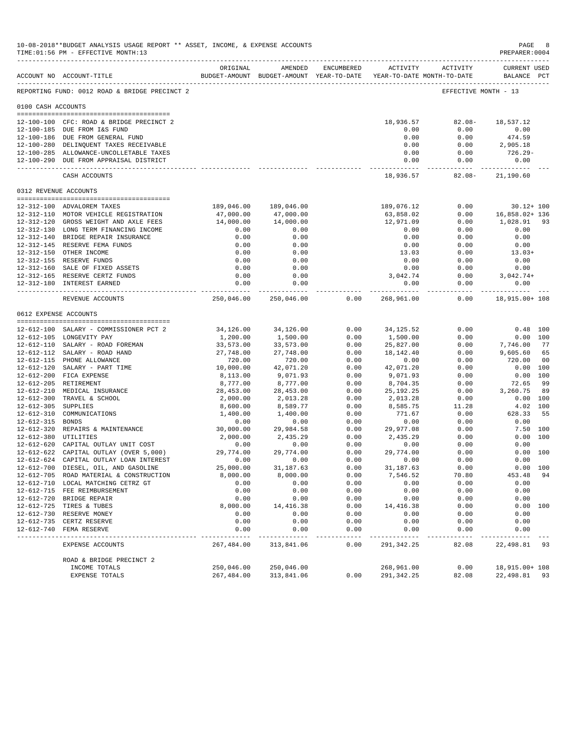10-08-2018**BUDGET ANALYSIS USAGE REPORT ** ASSET, INCOME, & EXPENSE ACCOUNTS
TIME:01:56 PM - EFFECTIVE MONTH:13
PREPARER:0004

REPORTING FUND: 0012 ROAD & BRIDGE PRECINCT 2 — EFFECTIVE MONTH - 13

| ACCOUNT NO | ACCOUNT-TITLE | ORIGINAL BUDGET-AMOUNT | AMENDED BUDGET-AMOUNT | ENCUMBERED YEAR-TO-DATE | ACTIVITY YEAR-TO-DATE | ACTIVITY MONTH-TO-DATE | CURRENT USED BALANCE | PCT |
|---|---|---|---|---|---|---|---|---|
| **0100 CASH ACCOUNTS** | | | | | | | | |
| 12-100-100 | CFC: ROAD & BRIDGE PRECINCT 2 | | | | 18,936.57 | 82.08- | 18,537.12 | |
| 12-100-185 | DUE FROM I&S FUND | | | | 0.00 | 0.00 | 0.00 | |
| 12-100-186 | DUE FROM GENERAL FUND | | | | 0.00 | 0.00 | 474.59 | |
| 12-100-280 | DELINQUENT TAXES RECEIVABLE | | | | 0.00 | 0.00 | 2,905.18 | |
| 12-100-285 | ALLOWANCE-UNCOLLETABLE TAXES | | | | 0.00 | 0.00 | 726.29- | |
| 12-100-290 | DUE FROM APPRAISAL DISTRICT | | | | 0.00 | 0.00 | 0.00 | |
| | CASH ACCOUNTS | | | | 18,936.57 | 82.08- | 21,190.60 | |
| **0312 REVENUE ACCOUNTS** | | | | | | | | |
| 12-312-100 | ADVALOREM TAXES | 189,046.00 | 189,046.00 | | 189,076.12 | 0.00 | 30.12+ | 100 |
| 12-312-110 | MOTOR VEHICLE REGISTRATION | 47,000.00 | 47,000.00 | | 63,858.02 | 0.00 | 16,858.02+ | 136 |
| 12-312-120 | GROSS WEIGHT AND AXLE FEES | 14,000.00 | 14,000.00 | | 12,971.09 | 0.00 | 1,028.91 | 93 |
| 12-312-130 | LONG TERM FINANCING INCOME | 0.00 | 0.00 | | 0.00 | 0.00 | 0.00 | |
| 12-312-140 | BRIDGE REPAIR INSURANCE | 0.00 | 0.00 | | 0.00 | 0.00 | 0.00 | |
| 12-312-145 | RESERVE FEMA FUNDS | 0.00 | 0.00 | | 0.00 | 0.00 | 0.00 | |
| 12-312-150 | OTHER INCOME | 0.00 | 0.00 | | 13.03 | 0.00 | 13.03+ | |
| 12-312-155 | RESERVE FUNDS | 0.00 | 0.00 | | 0.00 | 0.00 | 0.00 | |
| 12-312-160 | SALE OF FIXED ASSETS | 0.00 | 0.00 | | 0.00 | 0.00 | 0.00 | |
| 12-312-165 | RESERVE CERTZ FUNDS | 0.00 | 0.00 | | 3,042.74 | 0.00 | 3,042.74+ | |
| 12-312-180 | INTEREST EARNED | 0.00 | 0.00 | | 0.00 | 0.00 | 0.00 | |
| | REVENUE ACCOUNTS | 250,046.00 | 250,046.00 | 0.00 | 268,961.00 | 0.00 | 18,915.00+ | 108 |
| **0612 EXPENSE ACCOUNTS** | | | | | | | | |
| 12-612-100 | SALARY - COMMISSIONER PCT 2 | 34,126.00 | 34,126.00 | 0.00 | 34,125.52 | 0.00 | 0.48 | 100 |
| 12-612-105 | LONGEVITY PAY | 1,200.00 | 1,500.00 | 0.00 | 1,500.00 | 0.00 | 0.00 | 100 |
| 12-612-110 | SALARY - ROAD FOREMAN | 33,573.00 | 33,573.00 | 0.00 | 25,827.00 | 0.00 | 7,746.00 | 77 |
| 12-612-112 | SALARY - ROAD HAND | 27,748.00 | 27,748.00 | 0.00 | 18,142.40 | 0.00 | 9,605.60 | 65 |
| 12-612-115 | PHONE ALLOWANCE | 720.00 | 720.00 | 0.00 | 0.00 | 0.00 | 720.00 | 00 |
| 12-612-120 | SALARY - PART TIME | 10,000.00 | 42,071.20 | 0.00 | 42,071.20 | 0.00 | 0.00 | 100 |
| 12-612-200 | FICA EXPENSE | 8,113.00 | 9,071.93 | 0.00 | 9,071.93 | 0.00 | 0.00 | 100 |
| 12-612-205 | RETIREMENT | 8,777.00 | 8,777.00 | 0.00 | 8,704.35 | 0.00 | 72.65 | 99 |
| 12-612-210 | MEDICAL INSURANCE | 28,453.00 | 28,453.00 | 0.00 | 25,192.25 | 0.00 | 3,260.75 | 89 |
| 12-612-300 | TRAVEL & SCHOOL | 2,000.00 | 2,013.28 | 0.00 | 2,013.28 | 0.00 | 0.00 | 100 |
| 12-612-305 | SUPPLIES | 8,600.00 | 8,589.77 | 0.00 | 8,585.75 | 11.28 | 4.02 | 100 |
| 12-612-310 | COMMUNICATIONS | 1,400.00 | 1,400.00 | 0.00 | 771.67 | 0.00 | 628.33 | 55 |
| 12-612-315 | BONDS | 0.00 | 0.00 | 0.00 | 0.00 | 0.00 | 0.00 | |
| 12-612-320 | REPAIRS & MAINTENANCE | 30,000.00 | 29,984.58 | 0.00 | 29,977.08 | 0.00 | 7.50 | 100 |
| 12-612-380 | UTILITIES | 2,000.00 | 2,435.29 | 0.00 | 2,435.29 | 0.00 | 0.00 | 100 |
| 12-612-620 | CAPITAL OUTLAY UNIT COST | 0.00 | 0.00 | 0.00 | 0.00 | 0.00 | 0.00 | |
| 12-612-622 | CAPITAL OUTLAY (OVER 5,000) | 29,774.00 | 29,774.00 | 0.00 | 29,774.00 | 0.00 | 0.00 | 100 |
| 12-612-624 | CAPITAL OUTLAY LOAN INTEREST | 0.00 | 0.00 | 0.00 | 0.00 | 0.00 | 0.00 | |
| 12-612-700 | DIESEL, OIL, AND GASOLINE | 25,000.00 | 31,187.63 | 0.00 | 31,187.63 | 0.00 | 0.00 | 100 |
| 12-612-705 | ROAD MATERIAL & CONSTRUCTION | 8,000.00 | 8,000.00 | 0.00 | 7,546.52 | 70.80 | 453.48 | 94 |
| 12-612-710 | LOCAL MATCHING CETRZ GT | 0.00 | 0.00 | 0.00 | 0.00 | 0.00 | 0.00 | |
| 12-612-715 | FEE REIMBURSEMENT | 0.00 | 0.00 | 0.00 | 0.00 | 0.00 | 0.00 | |
| 12-612-720 | BRIDGE REPAIR | 0.00 | 0.00 | 0.00 | 0.00 | 0.00 | 0.00 | |
| 12-612-725 | TIRES & TUBES | 8,000.00 | 14,416.38 | 0.00 | 14,416.38 | 0.00 | 0.00 | 100 |
| 12-612-730 | RESERVE MONEY | 0.00 | 0.00 | 0.00 | 0.00 | 0.00 | 0.00 | |
| 12-612-735 | CERTZ RESERVE | 0.00 | 0.00 | 0.00 | 0.00 | 0.00 | 0.00 | |
| 12-612-740 | FEMA RESERVE | 0.00 | 0.00 | 0.00 | 0.00 | 0.00 | 0.00 | |
| | EXPENSE ACCOUNTS | 267,484.00 | 313,841.06 | 0.00 | 291,342.25 | 82.08 | 22,498.81 | 93 |
| | ROAD & BRIDGE PRECINCT 2 | | | | | | | |
| | INCOME TOTALS | 250,046.00 | 250,046.00 | | 268,961.00 | 0.00 | 18,915.00+ | 108 |
| | EXPENSE TOTALS | 267,484.00 | 313,841.06 | 0.00 | 291,342.25 | 82.08 | 22,498.81 | 93 |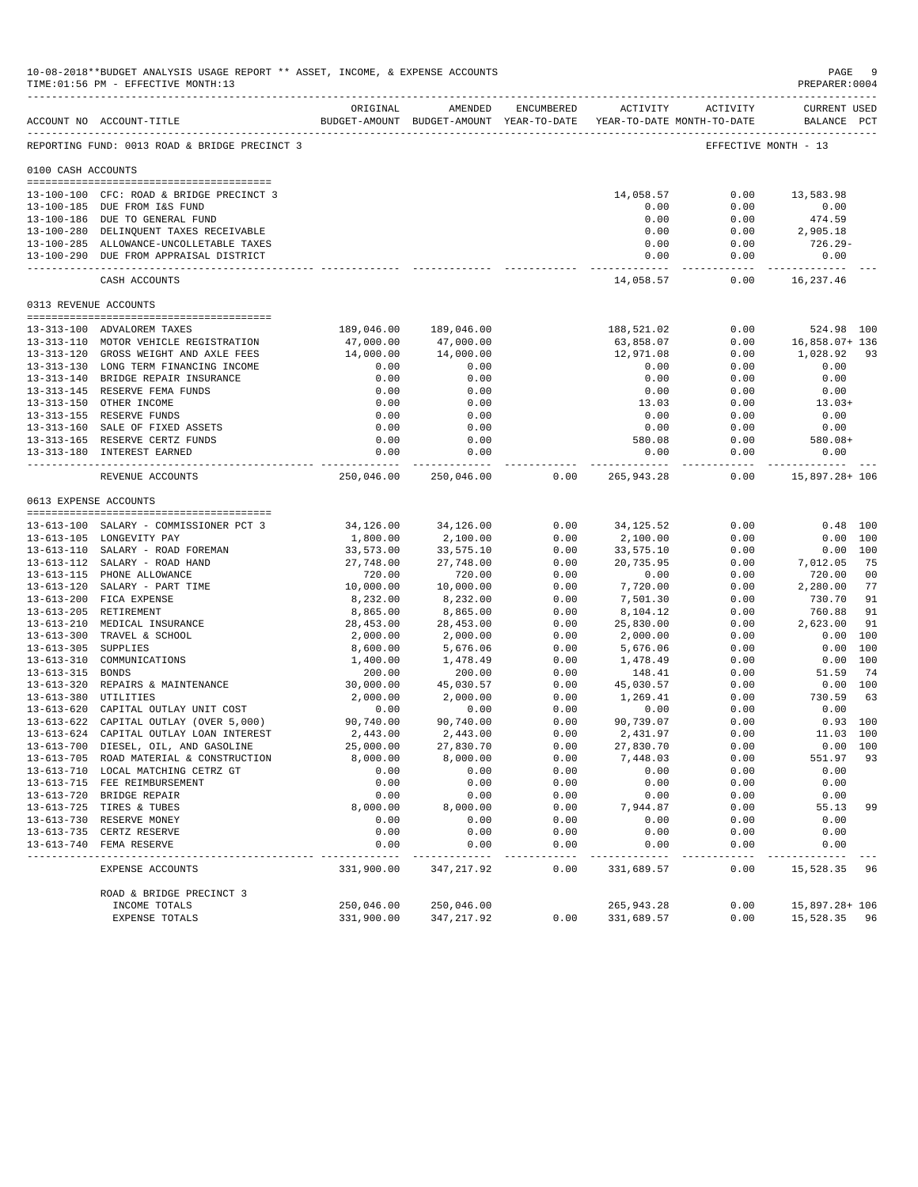10-08-2018**BUDGET ANALYSIS USAGE REPORT ** ASSET, INCOME, & EXPENSE ACCOUNTS

TIME:01:56 PM - EFFECTIVE MONTH:13

PREPARER:0004

| ACCOUNT NO | ACCOUNT-TITLE | ORIGINAL BUDGET-AMOUNT | AMENDED BUDGET-AMOUNT | ENCUMBERED YEAR-TO-DATE | ACTIVITY YEAR-TO-DATE | ACTIVITY MONTH-TO-DATE | CURRENT USED BALANCE | PCT |
|---|---|---|---|---|---|---|---|---|
| REPORTING FUND: 0013 ROAD & BRIDGE PRECINCT 3 | | | | | | EFFECTIVE MONTH - 13 | | |
| 0100 CASH ACCOUNTS | | | | | | | | |
| 13-100-100 | CFC: ROAD & BRIDGE PRECINCT 3 | | | | 14,058.57 | 0.00 | 13,583.98 | |
| 13-100-185 | DUE FROM I&S FUND | | | | 0.00 | 0.00 | 0.00 | |
| 13-100-186 | DUE TO GENERAL FUND | | | | 0.00 | 0.00 | 474.59 | |
| 13-100-280 | DELINQUENT TAXES RECEIVABLE | | | | 0.00 | 0.00 | 2,905.18 | |
| 13-100-285 | ALLOWANCE-UNCOLLETABLE TAXES | | | | 0.00 | 0.00 | 726.29- | |
| 13-100-290 | DUE FROM APPRAISAL DISTRICT | | | | 0.00 | 0.00 | 0.00 | |
| | CASH ACCOUNTS | | | | 14,058.57 | 0.00 | 16,237.46 | |
| 0313 REVENUE ACCOUNTS | | | | | | | | |
| 13-313-100 | ADVALOREM TAXES | 189,046.00 | 189,046.00 | | 188,521.02 | 0.00 | 524.98 | 100 |
| 13-313-110 | MOTOR VEHICLE REGISTRATION | 47,000.00 | 47,000.00 | | 63,858.07 | 0.00 | 16,858.07+ | 136 |
| 13-313-120 | GROSS WEIGHT AND AXLE FEES | 14,000.00 | 14,000.00 | | 12,971.08 | 0.00 | 1,028.92 | 93 |
| 13-313-130 | LONG TERM FINANCING INCOME | 0.00 | 0.00 | | 0.00 | 0.00 | 0.00 | |
| 13-313-140 | BRIDGE REPAIR INSURANCE | 0.00 | 0.00 | | 0.00 | 0.00 | 0.00 | |
| 13-313-145 | RESERVE FEMA FUNDS | 0.00 | 0.00 | | 0.00 | 0.00 | 0.00 | |
| 13-313-150 | OTHER INCOME | 0.00 | 0.00 | | 13.03 | 0.00 | 13.03+ | |
| 13-313-155 | RESERVE FUNDS | 0.00 | 0.00 | | 0.00 | 0.00 | 0.00 | |
| 13-313-160 | SALE OF FIXED ASSETS | 0.00 | 0.00 | | 0.00 | 0.00 | 0.00 | |
| 13-313-165 | RESERVE CERTZ FUNDS | 0.00 | 0.00 | | 580.08 | 0.00 | 580.08+ | |
| 13-313-180 | INTEREST EARNED | 0.00 | 0.00 | | 0.00 | 0.00 | 0.00 | |
| | REVENUE ACCOUNTS | 250,046.00 | 250,046.00 | 0.00 | 265,943.28 | 0.00 | 15,897.28+ | 106 |
| 0613 EXPENSE ACCOUNTS | | | | | | | | |
| 13-613-100 | SALARY - COMMISSIONER PCT 3 | 34,126.00 | 34,126.00 | 0.00 | 34,125.52 | 0.00 | 0.48 | 100 |
| 13-613-105 | LONGEVITY PAY | 1,800.00 | 2,100.00 | 0.00 | 2,100.00 | 0.00 | 0.00 | 100 |
| 13-613-110 | SALARY - ROAD FOREMAN | 33,573.00 | 33,575.10 | 0.00 | 33,575.10 | 0.00 | 0.00 | 100 |
| 13-613-112 | SALARY - ROAD HAND | 27,748.00 | 27,748.00 | 0.00 | 20,735.95 | 0.00 | 7,012.05 | 75 |
| 13-613-115 | PHONE ALLOWANCE | 720.00 | 720.00 | 0.00 | 0.00 | 0.00 | 720.00 | 00 |
| 13-613-120 | SALARY - PART TIME | 10,000.00 | 10,000.00 | 0.00 | 7,720.00 | 0.00 | 2,280.00 | 77 |
| 13-613-200 | FICA EXPENSE | 8,232.00 | 8,232.00 | 0.00 | 7,501.30 | 0.00 | 730.70 | 91 |
| 13-613-205 | RETIREMENT | 8,865.00 | 8,865.00 | 0.00 | 8,104.12 | 0.00 | 760.88 | 91 |
| 13-613-210 | MEDICAL INSURANCE | 28,453.00 | 28,453.00 | 0.00 | 25,830.00 | 0.00 | 2,623.00 | 91 |
| 13-613-300 | TRAVEL & SCHOOL | 2,000.00 | 2,000.00 | 0.00 | 2,000.00 | 0.00 | 0.00 | 100 |
| 13-613-305 | SUPPLIES | 8,600.00 | 5,676.06 | 0.00 | 5,676.06 | 0.00 | 0.00 | 100 |
| 13-613-310 | COMMUNICATIONS | 1,400.00 | 1,478.49 | 0.00 | 1,478.49 | 0.00 | 0.00 | 100 |
| 13-613-315 | BONDS | 200.00 | 200.00 | 0.00 | 148.41 | 0.00 | 51.59 | 74 |
| 13-613-320 | REPAIRS & MAINTENANCE | 30,000.00 | 45,030.57 | 0.00 | 45,030.57 | 0.00 | 0.00 | 100 |
| 13-613-380 | UTILITIES | 2,000.00 | 2,000.00 | 0.00 | 1,269.41 | 0.00 | 730.59 | 63 |
| 13-613-620 | CAPITAL OUTLAY UNIT COST | 0.00 | 0.00 | 0.00 | 0.00 | 0.00 | 0.00 | |
| 13-613-622 | CAPITAL OUTLAY (OVER 5,000) | 90,740.00 | 90,740.00 | 0.00 | 90,739.07 | 0.00 | 0.93 | 100 |
| 13-613-624 | CAPITAL OUTLAY LOAN INTEREST | 2,443.00 | 2,443.00 | 0.00 | 2,431.97 | 0.00 | 11.03 | 100 |
| 13-613-700 | DIESEL, OIL, AND GASOLINE | 25,000.00 | 27,830.70 | 0.00 | 27,830.70 | 0.00 | 0.00 | 100 |
| 13-613-705 | ROAD MATERIAL & CONSTRUCTION | 8,000.00 | 8,000.00 | 0.00 | 7,448.03 | 0.00 | 551.97 | 93 |
| 13-613-710 | LOCAL MATCHING CETRZ GT | 0.00 | 0.00 | 0.00 | 0.00 | 0.00 | 0.00 | |
| 13-613-715 | FEE REIMBURSEMENT | 0.00 | 0.00 | 0.00 | 0.00 | 0.00 | 0.00 | |
| 13-613-720 | BRIDGE REPAIR | 0.00 | 0.00 | 0.00 | 0.00 | 0.00 | 0.00 | |
| 13-613-725 | TIRES & TUBES | 8,000.00 | 8,000.00 | 0.00 | 7,944.87 | 0.00 | 55.13 | 99 |
| 13-613-730 | RESERVE MONEY | 0.00 | 0.00 | 0.00 | 0.00 | 0.00 | 0.00 | |
| 13-613-735 | CERTZ RESERVE | 0.00 | 0.00 | 0.00 | 0.00 | 0.00 | 0.00 | |
| 13-613-740 | FEMA RESERVE | 0.00 | 0.00 | 0.00 | 0.00 | 0.00 | 0.00 | |
| | EXPENSE ACCOUNTS | 331,900.00 | 347,217.92 | 0.00 | 331,689.57 | 0.00 | 15,528.35 | 96 |
| | ROAD & BRIDGE PRECINCT 3 | | | | | | | |
| | INCOME TOTALS | 250,046.00 | 250,046.00 | | 265,943.28 | 0.00 | 15,897.28+ | 106 |
| | EXPENSE TOTALS | 331,900.00 | 347,217.92 | 0.00 | 331,689.57 | 0.00 | 15,528.35 | 96 |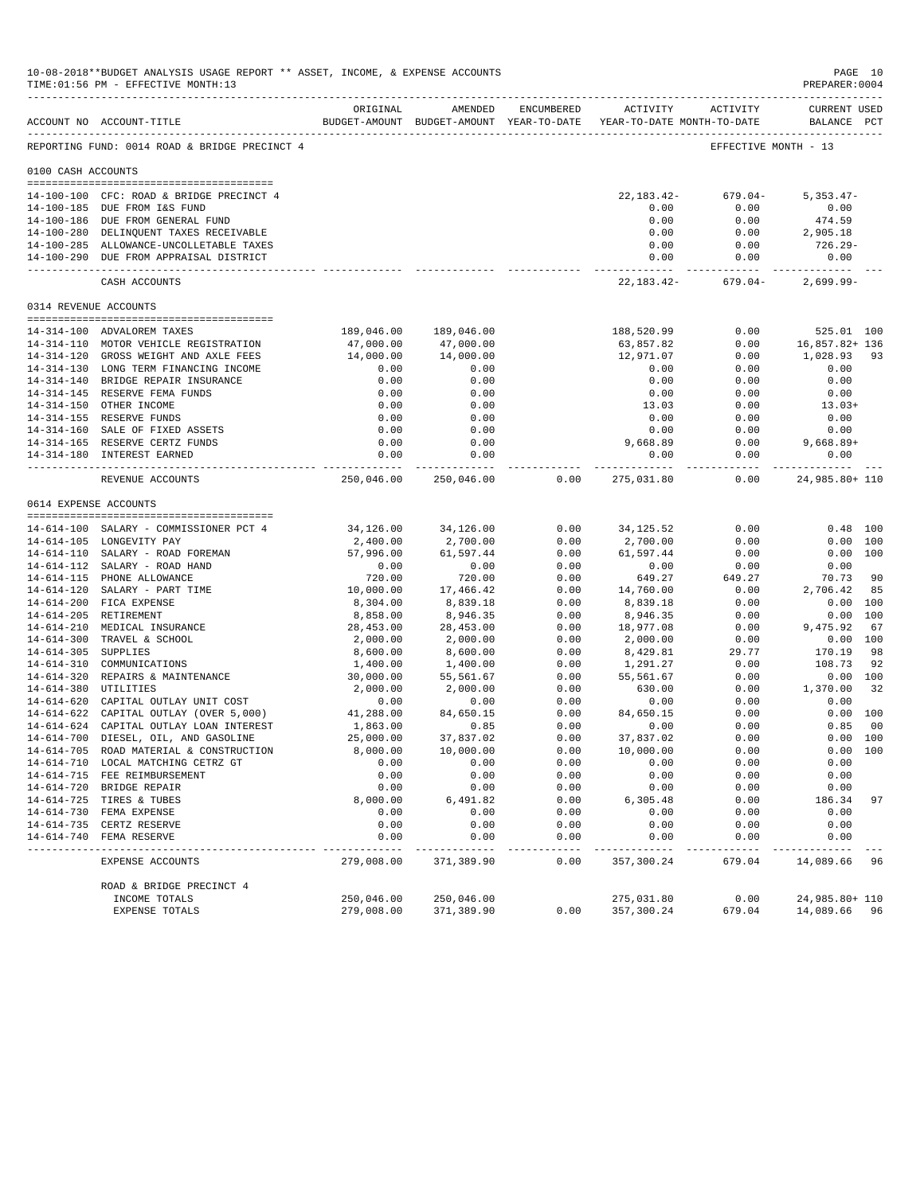10-08-2018**BUDGET ANALYSIS USAGE REPORT ** ASSET, INCOME, & EXPENSE ACCOUNTS
TIME:01:56 PM - EFFECTIVE MONTH:13

PREPARER:0004

REPORTING FUND: 0014 ROAD & BRIDGE PRECINCT 4 — EFFECTIVE MONTH - 13

| ACCOUNT NO | ACCOUNT-TITLE | ORIGINAL BUDGET-AMOUNT | AMENDED BUDGET-AMOUNT | ENCUMBERED YEAR-TO-DATE | ACTIVITY YEAR-TO-DATE | ACTIVITY MONTH-TO-DATE | CURRENT USED BALANCE | PCT |
|---|---|---|---|---|---|---|---|---|
| **0100 CASH ACCOUNTS** | | | | | | | | |
| 14-100-100 | CFC: ROAD & BRIDGE PRECINCT 4 | | | | 22,183.42- | 679.04- | 5,353.47- | |
| 14-100-185 | DUE FROM I&S FUND | | | | 0.00 | 0.00 | 0.00 | |
| 14-100-186 | DUE FROM GENERAL FUND | | | | 0.00 | 0.00 | 474.59 | |
| 14-100-280 | DELINQUENT TAXES RECEIVABLE | | | | 0.00 | 0.00 | 2,905.18 | |
| 14-100-285 | ALLOWANCE-UNCOLLETABLE TAXES | | | | 0.00 | 0.00 | 726.29- | |
| 14-100-290 | DUE FROM APPRAISAL DISTRICT | | | | 0.00 | 0.00 | 0.00 | |
| | CASH ACCOUNTS | | | | 22,183.42- | 679.04- | 2,699.99- | |
| **0314 REVENUE ACCOUNTS** | | | | | | | | |
| 14-314-100 | ADVALOREM TAXES | 189,046.00 | 189,046.00 | | 188,520.99 | 0.00 | 525.01 | 100 |
| 14-314-110 | MOTOR VEHICLE REGISTRATION | 47,000.00 | 47,000.00 | | 63,857.82 | 0.00 | 16,857.82+ | 136 |
| 14-314-120 | GROSS WEIGHT AND AXLE FEES | 14,000.00 | 14,000.00 | | 12,971.07 | 0.00 | 1,028.93 | 93 |
| 14-314-130 | LONG TERM FINANCING INCOME | 0.00 | 0.00 | | 0.00 | 0.00 | 0.00 | |
| 14-314-140 | BRIDGE REPAIR INSURANCE | 0.00 | 0.00 | | 0.00 | 0.00 | 0.00 | |
| 14-314-145 | RESERVE FEMA FUNDS | 0.00 | 0.00 | | 0.00 | 0.00 | 0.00 | |
| 14-314-150 | OTHER INCOME | 0.00 | 0.00 | | 13.03 | 0.00 | 13.03+ | |
| 14-314-155 | RESERVE FUNDS | 0.00 | 0.00 | | 0.00 | 0.00 | 0.00 | |
| 14-314-160 | SALE OF FIXED ASSETS | 0.00 | 0.00 | | 0.00 | 0.00 | 0.00 | |
| 14-314-165 | RESERVE CERTZ FUNDS | 0.00 | 0.00 | | 9,668.89 | 0.00 | 9,668.89+ | |
| 14-314-180 | INTEREST EARNED | 0.00 | 0.00 | | 0.00 | 0.00 | 0.00 | |
| | REVENUE ACCOUNTS | 250,046.00 | 250,046.00 | 0.00 | 275,031.80 | 0.00 | 24,985.80+ | 110 |
| **0614 EXPENSE ACCOUNTS** | | | | | | | | |
| 14-614-100 | SALARY - COMMISSIONER PCT 4 | 34,126.00 | 34,126.00 | 0.00 | 34,125.52 | 0.00 | 0.48 | 100 |
| 14-614-105 | LONGEVITY PAY | 2,400.00 | 2,700.00 | 0.00 | 2,700.00 | 0.00 | 0.00 | 100 |
| 14-614-110 | SALARY - ROAD FOREMAN | 57,996.00 | 61,597.44 | 0.00 | 61,597.44 | 0.00 | 0.00 | 100 |
| 14-614-112 | SALARY - ROAD HAND | 0.00 | 0.00 | 0.00 | 0.00 | 0.00 | 0.00 | |
| 14-614-115 | PHONE ALLOWANCE | 720.00 | 720.00 | 0.00 | 649.27 | 649.27 | 70.73 | 90 |
| 14-614-120 | SALARY - PART TIME | 10,000.00 | 17,466.42 | 0.00 | 14,760.00 | 0.00 | 2,706.42 | 85 |
| 14-614-200 | FICA EXPENSE | 8,304.00 | 8,839.18 | 0.00 | 8,839.18 | 0.00 | 0.00 | 100 |
| 14-614-205 | RETIREMENT | 8,858.00 | 8,946.35 | 0.00 | 8,946.35 | 0.00 | 0.00 | 100 |
| 14-614-210 | MEDICAL INSURANCE | 28,453.00 | 28,453.00 | 0.00 | 18,977.08 | 0.00 | 9,475.92 | 67 |
| 14-614-300 | TRAVEL & SCHOOL | 2,000.00 | 2,000.00 | 0.00 | 2,000.00 | 0.00 | 0.00 | 100 |
| 14-614-305 | SUPPLIES | 8,600.00 | 8,600.00 | 0.00 | 8,429.81 | 29.77 | 170.19 | 98 |
| 14-614-310 | COMMUNICATIONS | 1,400.00 | 1,400.00 | 0.00 | 1,291.27 | 0.00 | 108.73 | 92 |
| 14-614-320 | REPAIRS & MAINTENANCE | 30,000.00 | 55,561.67 | 0.00 | 55,561.67 | 0.00 | 0.00 | 100 |
| 14-614-380 | UTILITIES | 2,000.00 | 2,000.00 | 0.00 | 630.00 | 0.00 | 1,370.00 | 32 |
| 14-614-620 | CAPITAL OUTLAY UNIT COST | 0.00 | 0.00 | 0.00 | 0.00 | 0.00 | 0.00 | |
| 14-614-622 | CAPITAL OUTLAY (OVER 5,000) | 41,288.00 | 84,650.15 | 0.00 | 84,650.15 | 0.00 | 0.00 | 100 |
| 14-614-624 | CAPITAL OUTLAY LOAN INTEREST | 1,863.00 | 0.85 | 0.00 | 0.00 | 0.00 | 0.85 | 00 |
| 14-614-700 | DIESEL, OIL, AND GASOLINE | 25,000.00 | 37,837.02 | 0.00 | 37,837.02 | 0.00 | 0.00 | 100 |
| 14-614-705 | ROAD MATERIAL & CONSTRUCTION | 8,000.00 | 10,000.00 | 0.00 | 10,000.00 | 0.00 | 0.00 | 100 |
| 14-614-710 | LOCAL MATCHING CETRZ GT | 0.00 | 0.00 | 0.00 | 0.00 | 0.00 | 0.00 | |
| 14-614-715 | FEE REIMBURSEMENT | 0.00 | 0.00 | 0.00 | 0.00 | 0.00 | 0.00 | |
| 14-614-720 | BRIDGE REPAIR | 0.00 | 0.00 | 0.00 | 0.00 | 0.00 | 0.00 | |
| 14-614-725 | TIRES & TUBES | 8,000.00 | 6,491.82 | 0.00 | 6,305.48 | 0.00 | 186.34 | 97 |
| 14-614-730 | FEMA EXPENSE | 0.00 | 0.00 | 0.00 | 0.00 | 0.00 | 0.00 | |
| 14-614-735 | CERTZ RESERVE | 0.00 | 0.00 | 0.00 | 0.00 | 0.00 | 0.00 | |
| 14-614-740 | FEMA RESERVE | 0.00 | 0.00 | 0.00 | 0.00 | 0.00 | 0.00 | |
| | EXPENSE ACCOUNTS | 279,008.00 | 371,389.90 | 0.00 | 357,300.24 | 679.04 | 14,089.66 | 96 |
| | ROAD & BRIDGE PRECINCT 4 | | | | | | | |
| | INCOME TOTALS | 250,046.00 | 250,046.00 | | 275,031.80 | 0.00 | 24,985.80+ | 110 |
| | EXPENSE TOTALS | 279,008.00 | 371,389.90 | 0.00 | 357,300.24 | 679.04 | 14,089.66 | 96 |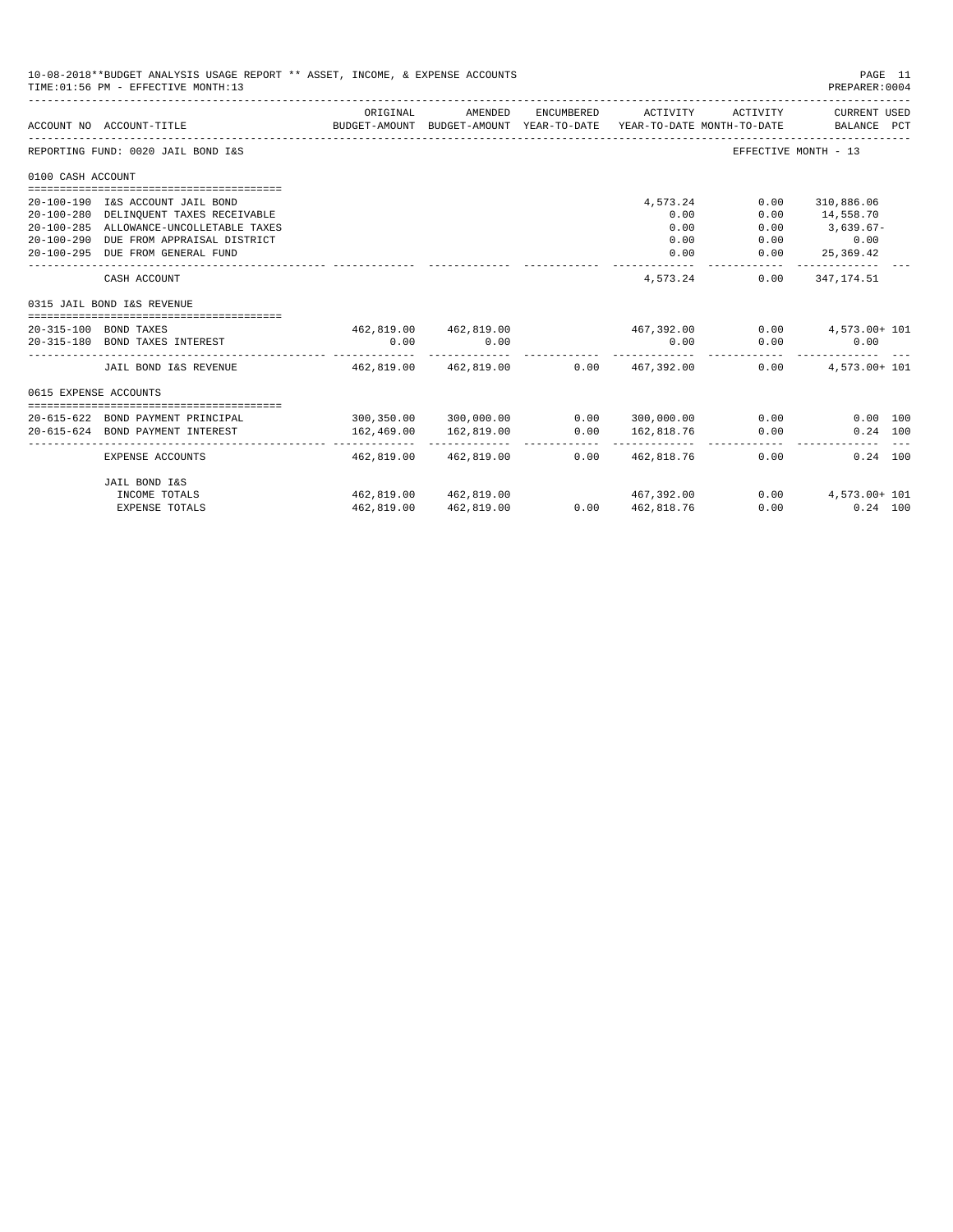10-08-2018**BUDGET ANALYSIS USAGE REPORT ** ASSET, INCOME, & EXPENSE ACCOUNTS

TIME:01:56 PM - EFFECTIVE MONTH:13

PREPARER:0004

| ACCOUNT NO | ACCOUNT-TITLE | ORIGINAL BUDGET-AMOUNT | AMENDED BUDGET-AMOUNT | ENCUMBERED YEAR-TO-DATE | ACTIVITY YEAR-TO-DATE | ACTIVITY MONTH-TO-DATE | CURRENT USED BALANCE | PCT |
|---|---|---|---|---|---|---|---|---|
| REPORTING FUND: 0020 JAIL BOND I&S | | | | | | EFFECTIVE MONTH - 13 | | |
| 0100 CASH ACCOUNT | | | | | | | | |
| 20-100-190 | I&S ACCOUNT JAIL BOND | | | | 4,573.24 | 0.00 | 310,886.06 | |
| 20-100-280 | DELINQUENT TAXES RECEIVABLE | | | | 0.00 | 0.00 | 14,558.70 | |
| 20-100-285 | ALLOWANCE-UNCOLLETABLE TAXES | | | | 0.00 | 0.00 | 3,639.67- | |
| 20-100-290 | DUE FROM APPRAISAL DISTRICT | | | | 0.00 | 0.00 | 0.00 | |
| 20-100-295 | DUE FROM GENERAL FUND | | | | 0.00 | 0.00 | 25,369.42 | |
| | CASH ACCOUNT | | | | 4,573.24 | 0.00 | 347,174.51 | |
| 0315 JAIL BOND I&S REVENUE | | | | | | | | |
| 20-315-100 | BOND TAXES | 462,819.00 | 462,819.00 | | 467,392.00 | 0.00 | 4,573.00+ | 101 |
| 20-315-180 | BOND TAXES INTEREST | 0.00 | 0.00 | | 0.00 | 0.00 | 0.00 | |
| | JAIL BOND I&S REVENUE | 462,819.00 | 462,819.00 | 0.00 | 467,392.00 | 0.00 | 4,573.00+ | 101 |
| 0615 EXPENSE ACCOUNTS | | | | | | | | |
| 20-615-622 | BOND PAYMENT PRINCIPAL | 300,350.00 | 300,000.00 | 0.00 | 300,000.00 | 0.00 | 0.00 | 100 |
| 20-615-624 | BOND PAYMENT INTEREST | 162,469.00 | 162,819.00 | 0.00 | 162,818.76 | 0.00 | 0.24 | 100 |
| | EXPENSE ACCOUNTS | 462,819.00 | 462,819.00 | 0.00 | 462,818.76 | 0.00 | 0.24 | 100 |
| | JAIL BOND I&S | | | | | | | |
| | INCOME TOTALS | 462,819.00 | 462,819.00 | | 467,392.00 | 0.00 | 4,573.00+ | 101 |
| | EXPENSE TOTALS | 462,819.00 | 462,819.00 | 0.00 | 462,818.76 | 0.00 | 0.24 | 100 |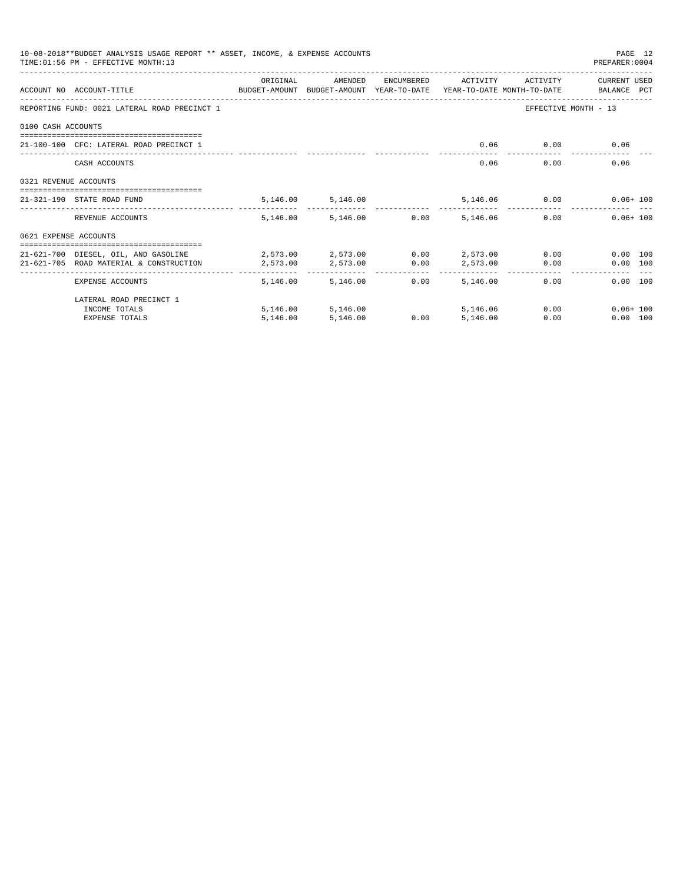10-08-2018**BUDGET ANALYSIS USAGE REPORT ** ASSET, INCOME, & EXPENSE ACCOUNTS

TIME:01:56 PM - EFFECTIVE MONTH:13

PREPARER:0004

| ACCOUNT NO | ACCOUNT-TITLE | ORIGINAL BUDGET-AMOUNT | AMENDED BUDGET-AMOUNT | ENCUMBERED YEAR-TO-DATE | ACTIVITY YEAR-TO-DATE | ACTIVITY MONTH-TO-DATE | CURRENT USED BALANCE | PCT |
|---|---|---|---|---|---|---|---|---|
| REPORTING FUND: 0021 LATERAL ROAD PRECINCT 1 | | | | | | EFFECTIVE MONTH - 13 | | |
| 0100 CASH ACCOUNTS | | | | | | | | |
| 21-100-100 | CFC: LATERAL ROAD PRECINCT 1 | | | | 0.06 | 0.00 | 0.06 | |
| | CASH ACCOUNTS | | | | 0.06 | 0.00 | 0.06 | |
| 0321 REVENUE ACCOUNTS | | | | | | | | |
| 21-321-190 | STATE ROAD FUND | 5,146.00 | 5,146.00 | | 5,146.06 | 0.00 | 0.06+ | 100 |
| | REVENUE ACCOUNTS | 5,146.00 | 5,146.00 | 0.00 | 5,146.06 | 0.00 | 0.06+ | 100 |
| 0621 EXPENSE ACCOUNTS | | | | | | | | |
| 21-621-700 | DIESEL, OIL, AND GASOLINE | 2,573.00 | 2,573.00 | 0.00 | 2,573.00 | 0.00 | 0.00 | 100 |
| 21-621-705 | ROAD MATERIAL & CONSTRUCTION | 2,573.00 | 2,573.00 | 0.00 | 2,573.00 | 0.00 | 0.00 | 100 |
| | EXPENSE ACCOUNTS | 5,146.00 | 5,146.00 | 0.00 | 5,146.00 | 0.00 | 0.00 | 100 |
| | LATERAL ROAD PRECINCT 1 | | | | | | | |
| | INCOME TOTALS | 5,146.00 | 5,146.00 | | 5,146.06 | 0.00 | 0.06+ | 100 |
| | EXPENSE TOTALS | 5,146.00 | 5,146.00 | 0.00 | 5,146.00 | 0.00 | 0.00 | 100 |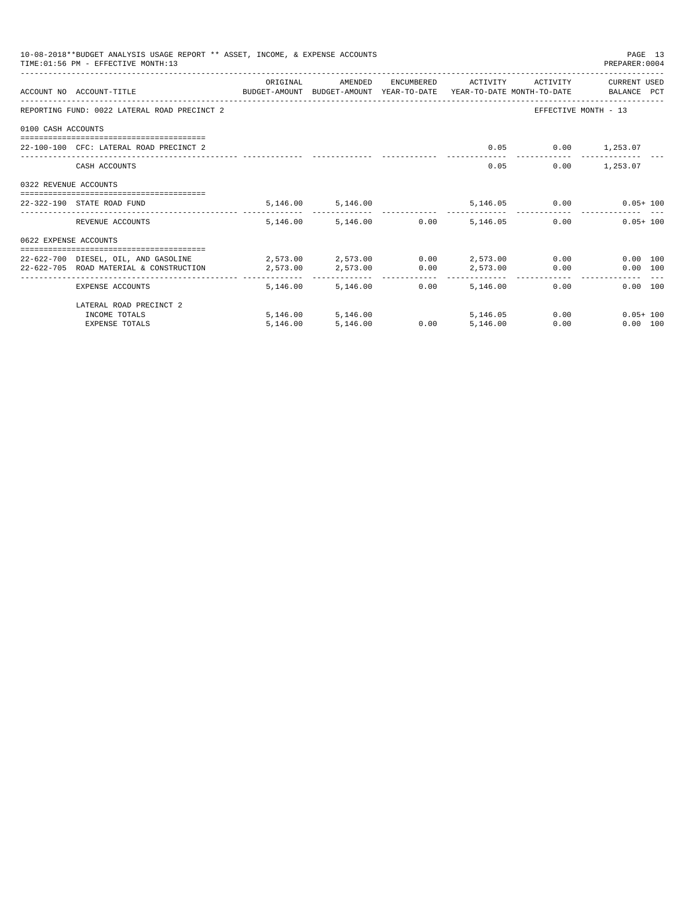10-08-2018**BUDGET ANALYSIS USAGE REPORT ** ASSET, INCOME, & EXPENSE ACCOUNTS
TIME:01:56 PM - EFFECTIVE MONTH:13

PREPARER:0004

| ACCOUNT NO | ACCOUNT-TITLE | ORIGINAL BUDGET-AMOUNT | AMENDED BUDGET-AMOUNT | ENCUMBERED YEAR-TO-DATE | ACTIVITY YEAR-TO-DATE | ACTIVITY MONTH-TO-DATE | CURRENT USED BALANCE | PCT |
|---|---|---|---|---|---|---|---|---|
| REPORTING FUND: 0022 LATERAL ROAD PRECINCT 2 | | | | | | EFFECTIVE MONTH - 13 | | |
| 0100 CASH ACCOUNTS | | | | | | | | |
| 22-100-100 | CFC: LATERAL ROAD PRECINCT 2 | | | | 0.05 | 0.00 | 1,253.07 | |
| | CASH ACCOUNTS | | | | 0.05 | 0.00 | 1,253.07 | |
| 0322 REVENUE ACCOUNTS | | | | | | | | |
| 22-322-190 | STATE ROAD FUND | 5,146.00 | 5,146.00 | | 5,146.05 | 0.00 | 0.05+ | 100 |
| | REVENUE ACCOUNTS | 5,146.00 | 5,146.00 | 0.00 | 5,146.05 | 0.00 | 0.05+ | 100 |
| 0622 EXPENSE ACCOUNTS | | | | | | | | |
| 22-622-700 | DIESEL, OIL, AND GASOLINE | 2,573.00 | 2,573.00 | 0.00 | 2,573.00 | 0.00 | 0.00 | 100 |
| 22-622-705 | ROAD MATERIAL & CONSTRUCTION | 2,573.00 | 2,573.00 | 0.00 | 2,573.00 | 0.00 | 0.00 | 100 |
| | EXPENSE ACCOUNTS | 5,146.00 | 5,146.00 | 0.00 | 5,146.00 | 0.00 | 0.00 | 100 |
| | LATERAL ROAD PRECINCT 2 | | | | | | | |
| | INCOME TOTALS | 5,146.00 | 5,146.00 | | 5,146.05 | 0.00 | 0.05+ | 100 |
| | EXPENSE TOTALS | 5,146.00 | 5,146.00 | 0.00 | 5,146.00 | 0.00 | 0.00 | 100 |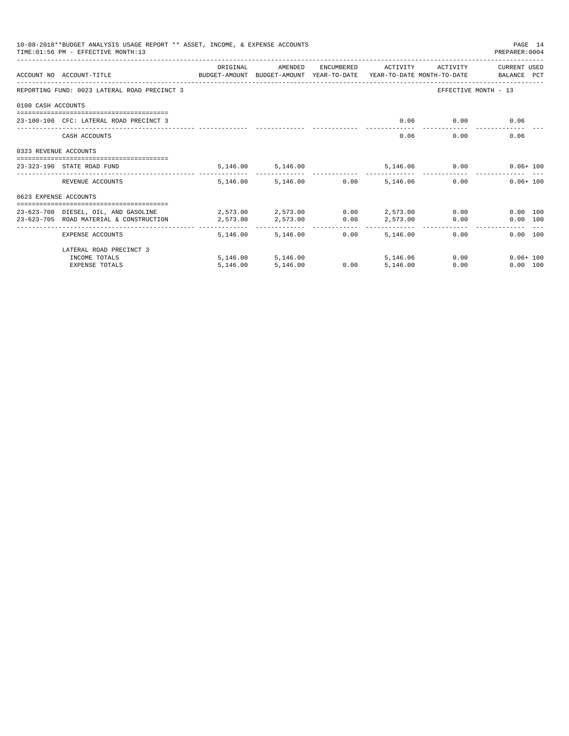10-08-2018**BUDGET ANALYSIS USAGE REPORT ** ASSET, INCOME, & EXPENSE ACCOUNTS

TIME:01:56 PM - EFFECTIVE MONTH:13

PREPARER:0004

| ACCOUNT NO | ACCOUNT-TITLE | ORIGINAL BUDGET-AMOUNT | AMENDED BUDGET-AMOUNT | ENCUMBERED YEAR-TO-DATE | ACTIVITY YEAR-TO-DATE | ACTIVITY MONTH-TO-DATE | CURRENT USED BALANCE | PCT |
|---|---|---|---|---|---|---|---|---|
| REPORTING FUND: 0023 LATERAL ROAD PRECINCT 3 | | | | | | EFFECTIVE MONTH - 13 | | |
| 0100 CASH ACCOUNTS | | | | | | | | |
| 23-100-100 | CFC: LATERAL ROAD PRECINCT 3 | | | | 0.06 | 0.00 | 0.06 | |
| | CASH ACCOUNTS | | | | 0.06 | 0.00 | 0.06 | |
| 0323 REVENUE ACCOUNTS | | | | | | | | |
| 23-323-190 | STATE ROAD FUND | 5,146.00 | 5,146.00 | | 5,146.06 | 0.00 | 0.06+ | 100 |
| | REVENUE ACCOUNTS | 5,146.00 | 5,146.00 | 0.00 | 5,146.06 | 0.00 | 0.06+ | 100 |
| 0623 EXPENSE ACCOUNTS | | | | | | | | |
| 23-623-700 | DIESEL, OIL, AND GASOLINE | 2,573.00 | 2,573.00 | 0.00 | 2,573.00 | 0.00 | 0.00 | 100 |
| 23-623-705 | ROAD MATERIAL & CONSTRUCTION | 2,573.00 | 2,573.00 | 0.00 | 2,573.00 | 0.00 | 0.00 | 100 |
| | EXPENSE ACCOUNTS | 5,146.00 | 5,146.00 | 0.00 | 5,146.00 | 0.00 | 0.00 | 100 |
| | LATERAL ROAD PRECINCT 3 | | | | | | | |
| | INCOME TOTALS | 5,146.00 | 5,146.00 | | 5,146.06 | 0.00 | 0.06+ | 100 |
| | EXPENSE TOTALS | 5,146.00 | 5,146.00 | 0.00 | 5,146.00 | 0.00 | 0.00 | 100 |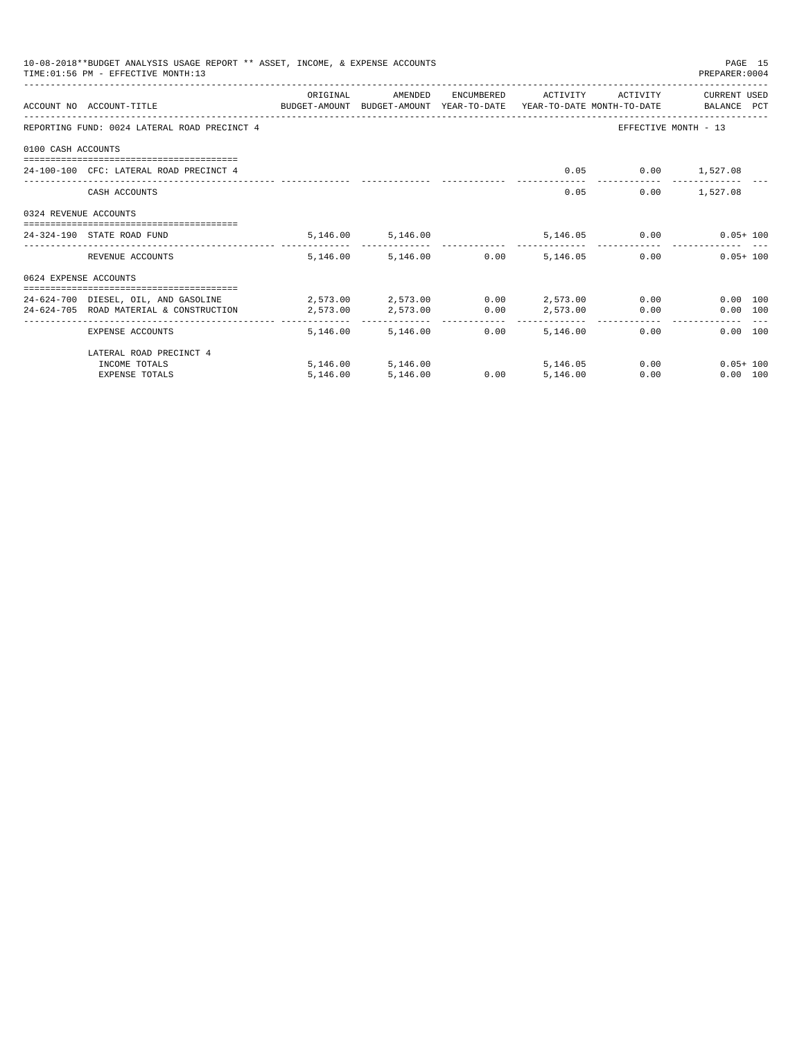10-08-2018**BUDGET ANALYSIS USAGE REPORT ** ASSET, INCOME, & EXPENSE ACCOUNTS
TIME:01:56 PM - EFFECTIVE MONTH:13

PREPARER:0004

| ACCOUNT NO | ACCOUNT-TITLE | ORIGINAL BUDGET-AMOUNT | AMENDED BUDGET-AMOUNT | ENCUMBERED YEAR-TO-DATE | ACTIVITY YEAR-TO-DATE | ACTIVITY MONTH-TO-DATE | CURRENT USED BALANCE | PCT |
|---|---|---|---|---|---|---|---|---|
| REPORTING FUND: 0024 LATERAL ROAD PRECINCT 4 | | | | | | EFFECTIVE MONTH - 13 | | |
| 0100 CASH ACCOUNTS | | | | | | | | |
| 24-100-100 | CFC: LATERAL ROAD PRECINCT 4 | | | | 0.05 | 0.00 | 1,527.08 | |
| | CASH ACCOUNTS | | | | 0.05 | 0.00 | 1,527.08 | |
| 0324 REVENUE ACCOUNTS | | | | | | | | |
| 24-324-190 | STATE ROAD FUND | 5,146.00 | 5,146.00 | | 5,146.05 | 0.00 | 0.05+ | 100 |
| | REVENUE ACCOUNTS | 5,146.00 | 5,146.00 | 0.00 | 5,146.05 | 0.00 | 0.05+ | 100 |
| 0624 EXPENSE ACCOUNTS | | | | | | | | |
| 24-624-700 | DIESEL, OIL, AND GASOLINE | 2,573.00 | 2,573.00 | 0.00 | 2,573.00 | 0.00 | 0.00 | 100 |
| 24-624-705 | ROAD MATERIAL & CONSTRUCTION | 2,573.00 | 2,573.00 | 0.00 | 2,573.00 | 0.00 | 0.00 | 100 |
| | EXPENSE ACCOUNTS | 5,146.00 | 5,146.00 | 0.00 | 5,146.00 | 0.00 | 0.00 | 100 |
| | LATERAL ROAD PRECINCT 4 | | | | | | | |
| | INCOME TOTALS | 5,146.00 | 5,146.00 | | 5,146.05 | 0.00 | 0.05+ | 100 |
| | EXPENSE TOTALS | 5,146.00 | 5,146.00 | 0.00 | 5,146.00 | 0.00 | 0.00 | 100 |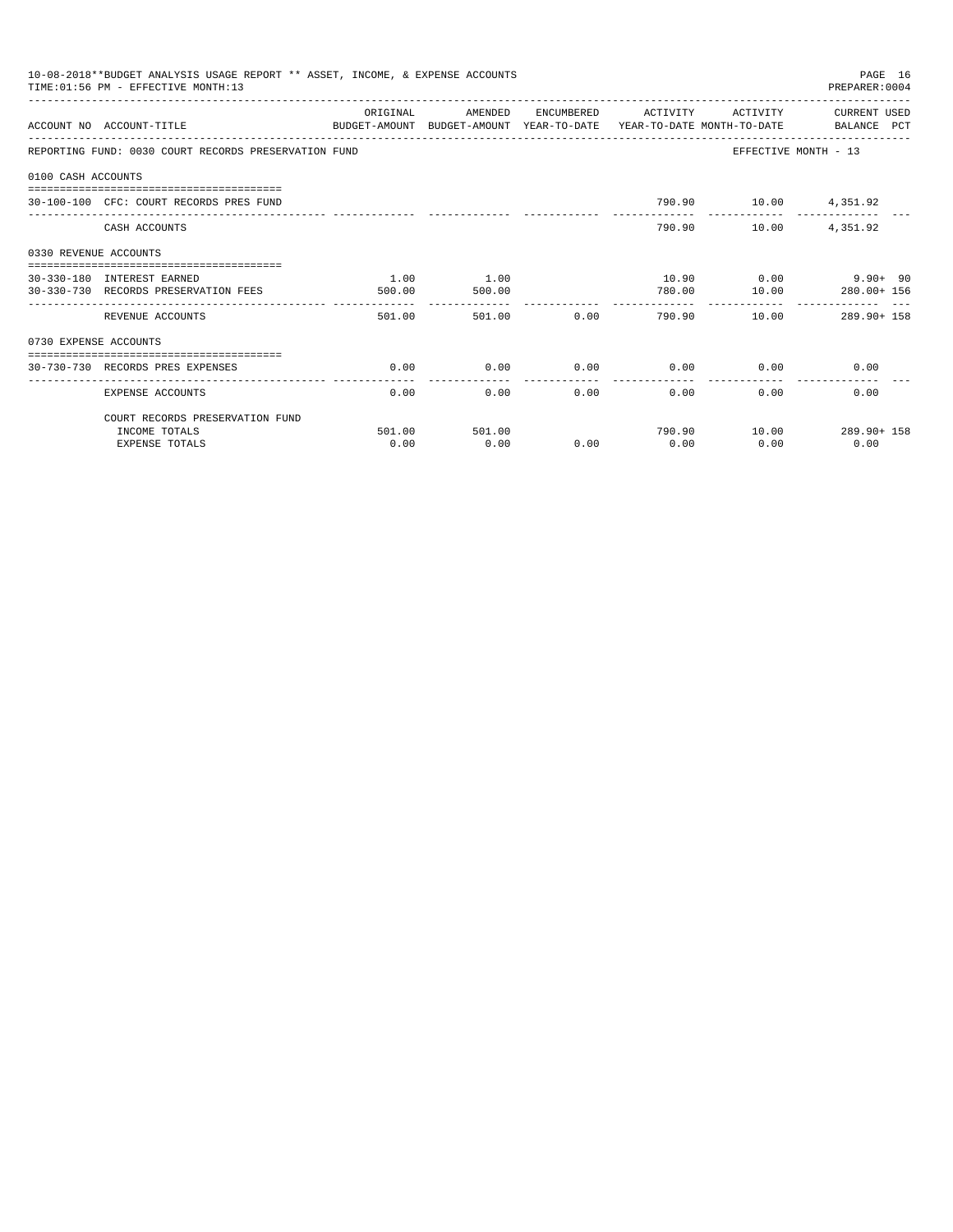10-08-2018**BUDGET ANALYSIS USAGE REPORT ** ASSET, INCOME, & EXPENSE ACCOUNTS
TIME:01:56 PM - EFFECTIVE MONTH:13
PREPARER:0004

REPORTING FUND: 0030 COURT RECORDS PRESERVATION FUND — EFFECTIVE MONTH - 13

| ACCOUNT NO | ACCOUNT-TITLE | ORIGINAL BUDGET-AMOUNT | AMENDED BUDGET-AMOUNT | ENCUMBERED YEAR-TO-DATE | ACTIVITY YEAR-TO-DATE | ACTIVITY MONTH-TO-DATE | CURRENT USED BALANCE | PCT |
|---|---|---|---|---|---|---|---|---|
| **0100 CASH ACCOUNTS** | | | | | | | | |
| 30-100-100 | CFC: COURT RECORDS PRES FUND | | | | 790.90 | 10.00 | 4,351.92 | |
| | CASH ACCOUNTS | | | | 790.90 | 10.00 | 4,351.92 | |
| **0330 REVENUE ACCOUNTS** | | | | | | | | |
| 30-330-180 | INTEREST EARNED | 1.00 | 1.00 | | 10.90 | 0.00 | 9.90+ | 90 |
| 30-330-730 | RECORDS PRESERVATION FEES | 500.00 | 500.00 | | 780.00 | 10.00 | 280.00+ | 156 |
| | REVENUE ACCOUNTS | 501.00 | 501.00 | 0.00 | 790.90 | 10.00 | 289.90+ | 158 |
| **0730 EXPENSE ACCOUNTS** | | | | | | | | |
| 30-730-730 | RECORDS PRES EXPENSES | 0.00 | 0.00 | 0.00 | 0.00 | 0.00 | 0.00 | |
| | EXPENSE ACCOUNTS | 0.00 | 0.00 | 0.00 | 0.00 | 0.00 | 0.00 | |
| | COURT RECORDS PRESERVATION FUND | | | | | | | |
| | INCOME TOTALS | 501.00 | 501.00 | | 790.90 | 10.00 | 289.90+ | 158 |
| | EXPENSE TOTALS | 0.00 | 0.00 | 0.00 | 0.00 | 0.00 | 0.00 | |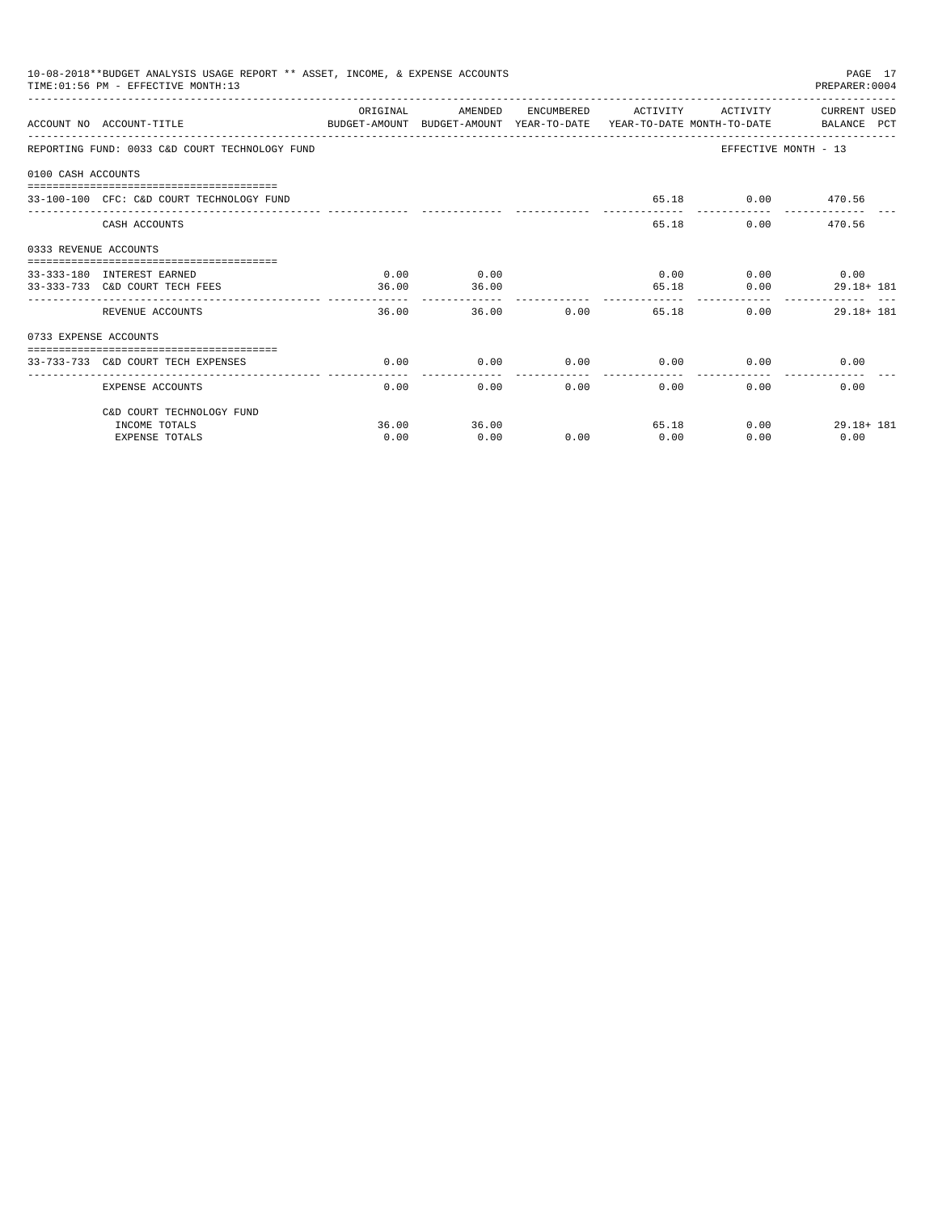10-08-2018**BUDGET ANALYSIS USAGE REPORT ** ASSET, INCOME, & EXPENSE ACCOUNTS
TIME:01:56 PM - EFFECTIVE MONTH:13

PREPARER:0004

REPORTING FUND: 0033 C&D COURT TECHNOLOGY FUND — EFFECTIVE MONTH - 13

| ACCOUNT NO | ACCOUNT-TITLE | ORIGINAL BUDGET-AMOUNT | AMENDED BUDGET-AMOUNT | ENCUMBERED YEAR-TO-DATE | ACTIVITY YEAR-TO-DATE | ACTIVITY MONTH-TO-DATE | CURRENT USED BALANCE | PCT |
|---|---|---|---|---|---|---|---|---|
| **0100 CASH ACCOUNTS** | | | | | | | | |
| 33-100-100 | CFC: C&D COURT TECHNOLOGY FUND | | | | 65.18 | 0.00 | 470.56 | |
| | CASH ACCOUNTS | | | | 65.18 | 0.00 | 470.56 | |
| **0333 REVENUE ACCOUNTS** | | | | | | | | |
| 33-333-180 | INTEREST EARNED | 0.00 | 0.00 | | 0.00 | 0.00 | 0.00 | |
| 33-333-733 | C&D COURT TECH FEES | 36.00 | 36.00 | | 65.18 | 0.00 | 29.18+ | 181 |
| | REVENUE ACCOUNTS | 36.00 | 36.00 | 0.00 | 65.18 | 0.00 | 29.18+ | 181 |
| **0733 EXPENSE ACCOUNTS** | | | | | | | | |
| 33-733-733 | C&D COURT TECH EXPENSES | 0.00 | 0.00 | 0.00 | 0.00 | 0.00 | 0.00 | |
| | EXPENSE ACCOUNTS | 0.00 | 0.00 | 0.00 | 0.00 | 0.00 | 0.00 | |
| | C&D COURT TECHNOLOGY FUND | | | | | | | |
| | INCOME TOTALS | 36.00 | 36.00 | | 65.18 | 0.00 | 29.18+ | 181 |
| | EXPENSE TOTALS | 0.00 | 0.00 | 0.00 | 0.00 | 0.00 | 0.00 | |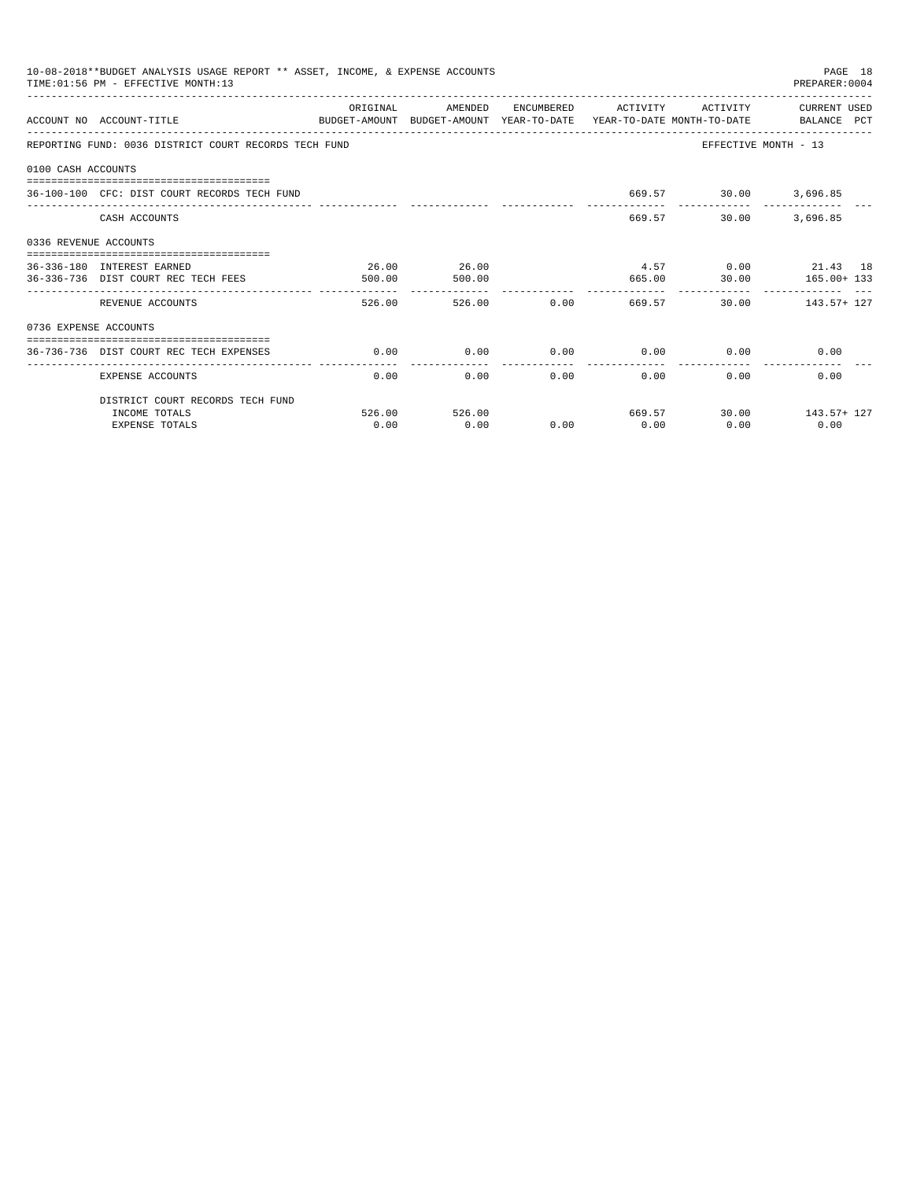10-08-2018**BUDGET ANALYSIS USAGE REPORT ** ASSET, INCOME, & EXPENSE ACCOUNTS

TIME:01:56 PM - EFFECTIVE MONTH:13

PREPARER:0004

| ACCOUNT NO | ACCOUNT-TITLE | ORIGINAL BUDGET-AMOUNT | AMENDED BUDGET-AMOUNT | ENCUMBERED YEAR-TO-DATE | ACTIVITY YEAR-TO-DATE | ACTIVITY MONTH-TO-DATE | CURRENT USED BALANCE | PCT |
|---|---|---|---|---|---|---|---|---|
| REPORTING FUND: 0036 DISTRICT COURT RECORDS TECH FUND | | | | | | EFFECTIVE MONTH - 13 | | |
| 0100 CASH ACCOUNTS | | | | | | | | |
| 36-100-100 | CFC: DIST COURT RECORDS TECH FUND | | | | 669.57 | 30.00 | 3,696.85 | |
| | CASH ACCOUNTS | | | | 669.57 | 30.00 | 3,696.85 | |
| 0336 REVENUE ACCOUNTS | | | | | | | | |
| 36-336-180 | INTEREST EARNED | 26.00 | 26.00 | | 4.57 | 0.00 | 21.43 | 18 |
| 36-336-736 | DIST COURT REC TECH FEES | 500.00 | 500.00 | | 665.00 | 30.00 | 165.00+ | 133 |
| | REVENUE ACCOUNTS | 526.00 | 526.00 | 0.00 | 669.57 | 30.00 | 143.57+ | 127 |
| 0736 EXPENSE ACCOUNTS | | | | | | | | |
| 36-736-736 | DIST COURT REC TECH EXPENSES | 0.00 | 0.00 | 0.00 | 0.00 | 0.00 | 0.00 | |
| | EXPENSE ACCOUNTS | 0.00 | 0.00 | 0.00 | 0.00 | 0.00 | 0.00 | |
| | DISTRICT COURT RECORDS TECH FUND | | | | | | | |
| | INCOME TOTALS | 526.00 | 526.00 | | 669.57 | 30.00 | 143.57+ | 127 |
| | EXPENSE TOTALS | 0.00 | 0.00 | 0.00 | 0.00 | 0.00 | 0.00 | |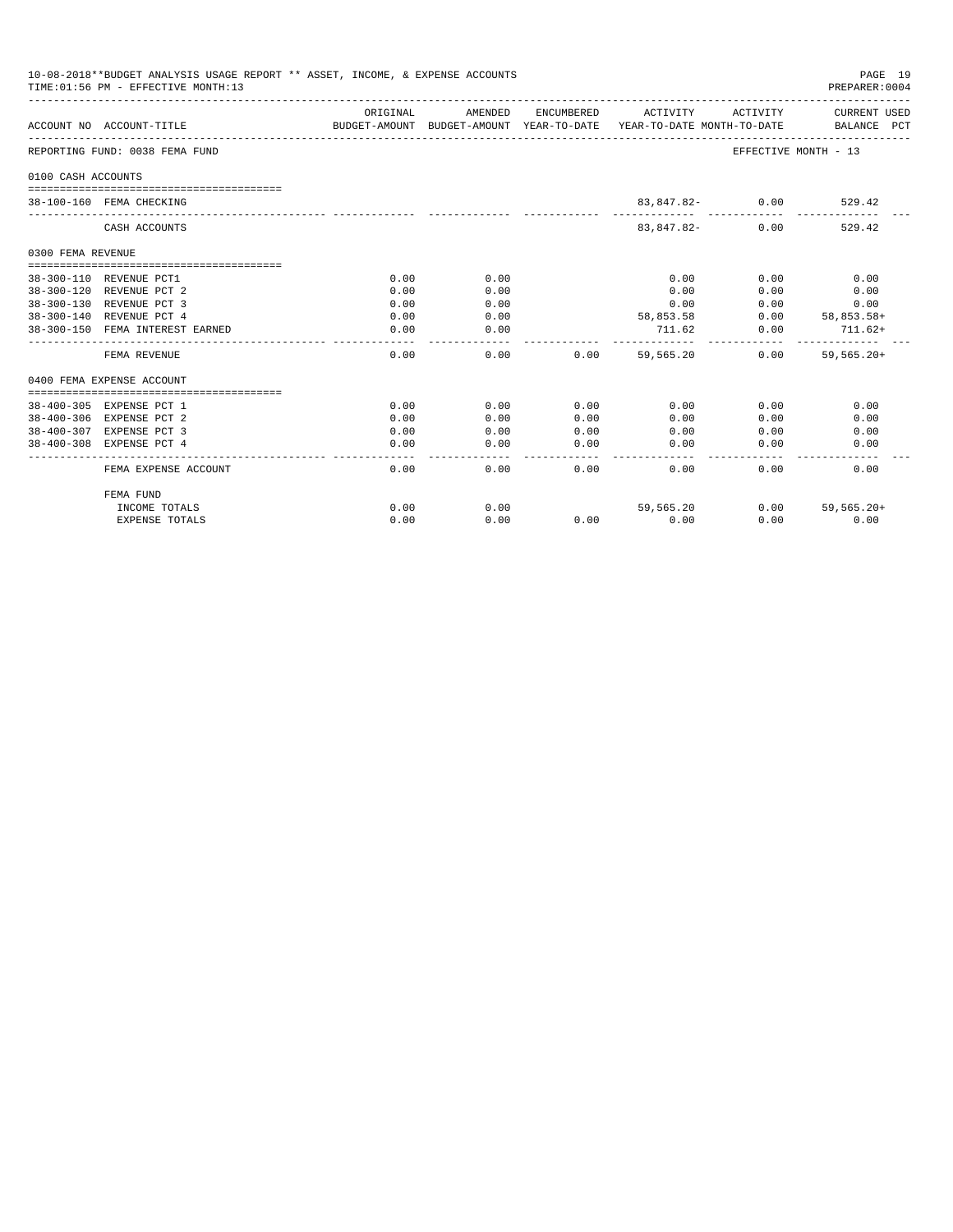10-08-2018**BUDGET ANALYSIS USAGE REPORT ** ASSET, INCOME, & EXPENSE ACCOUNTS
TIME:01:56 PM - EFFECTIVE MONTH:13
PREPARER:0004

| ACCOUNT NO | ACCOUNT-TITLE | ORIGINAL BUDGET-AMOUNT | AMENDED BUDGET-AMOUNT | ENCUMBERED YEAR-TO-DATE | ACTIVITY YEAR-TO-DATE | ACTIVITY MONTH-TO-DATE | CURRENT USED BALANCE PCT |
|---|---|---|---|---|---|---|---|
| REPORTING FUND: 0038 FEMA FUND | | | | | | | EFFECTIVE MONTH - 13 |
| 0100 CASH ACCOUNTS | | | | | | | |
| 38-100-160 | FEMA CHECKING | | | | 83,847.82- | 0.00 | 529.42 |
| | CASH ACCOUNTS | | | | 83,847.82- | 0.00 | 529.42 |
| 0300 FEMA REVENUE | | | | | | | |
| 38-300-110 | REVENUE PCT1 | 0.00 | 0.00 | | 0.00 | 0.00 | 0.00 |
| 38-300-120 | REVENUE PCT 2 | 0.00 | 0.00 | | 0.00 | 0.00 | 0.00 |
| 38-300-130 | REVENUE PCT 3 | 0.00 | 0.00 | | 0.00 | 0.00 | 0.00 |
| 38-300-140 | REVENUE PCT 4 | 0.00 | 0.00 | | 58,853.58 | 0.00 | 58,853.58+ |
| 38-300-150 | FEMA INTEREST EARNED | 0.00 | 0.00 | | 711.62 | 0.00 | 711.62+ |
| | FEMA REVENUE | 0.00 | 0.00 | 0.00 | 59,565.20 | 0.00 | 59,565.20+ |
| 0400 FEMA EXPENSE ACCOUNT | | | | | | | |
| 38-400-305 | EXPENSE PCT 1 | 0.00 | 0.00 | 0.00 | 0.00 | 0.00 | 0.00 |
| 38-400-306 | EXPENSE PCT 2 | 0.00 | 0.00 | 0.00 | 0.00 | 0.00 | 0.00 |
| 38-400-307 | EXPENSE PCT 3 | 0.00 | 0.00 | 0.00 | 0.00 | 0.00 | 0.00 |
| 38-400-308 | EXPENSE PCT 4 | 0.00 | 0.00 | 0.00 | 0.00 | 0.00 | 0.00 |
| | FEMA EXPENSE ACCOUNT | 0.00 | 0.00 | 0.00 | 0.00 | 0.00 | 0.00 |
| | FEMA FUND | | | | | | |
| | INCOME TOTALS | 0.00 | 0.00 | | 59,565.20 | 0.00 | 59,565.20+ |
| | EXPENSE TOTALS | 0.00 | 0.00 | 0.00 | 0.00 | 0.00 | 0.00 |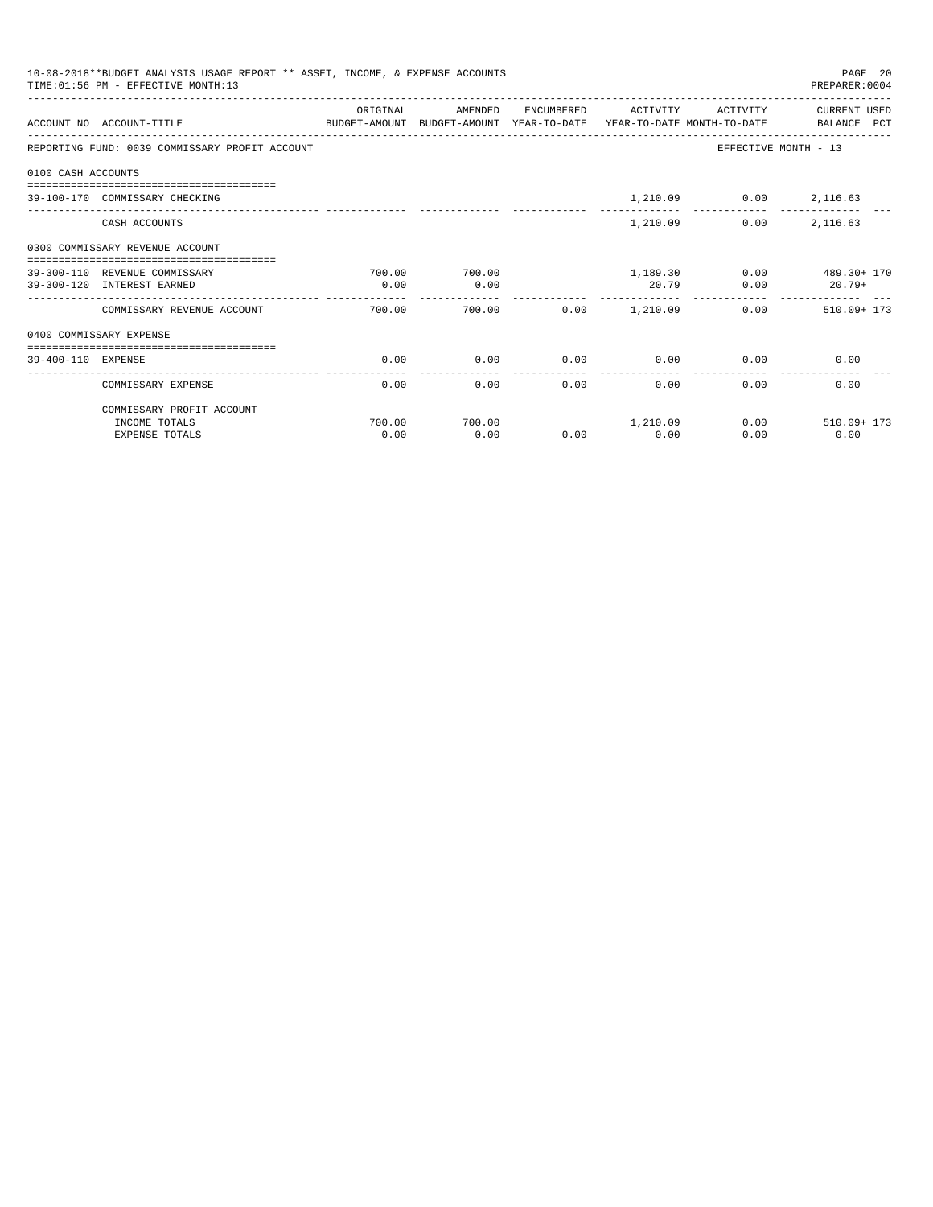10-08-2018**BUDGET ANALYSIS USAGE REPORT ** ASSET, INCOME, & EXPENSE ACCOUNTS
TIME:01:56 PM - EFFECTIVE MONTH:13
PREPARER:0004

REPORTING FUND: 0039 COMMISSARY PROFIT ACCOUNT — EFFECTIVE MONTH - 13

| ACCOUNT NO | ACCOUNT-TITLE | ORIGINAL BUDGET-AMOUNT | AMENDED BUDGET-AMOUNT | ENCUMBERED YEAR-TO-DATE | ACTIVITY YEAR-TO-DATE | ACTIVITY MONTH-TO-DATE | CURRENT USED BALANCE | PCT |
|---|---|---|---|---|---|---|---|---|
| **0100 CASH ACCOUNTS** | | | | | | | | |
| 39-100-170 | COMMISSARY CHECKING | | | | 1,210.09 | 0.00 | 2,116.63 | |
| | CASH ACCOUNTS | | | | 1,210.09 | 0.00 | 2,116.63 | |
| **0300 COMMISSARY REVENUE ACCOUNT** | | | | | | | | |
| 39-300-110 | REVENUE COMMISSARY | 700.00 | 700.00 | | 1,189.30 | 0.00 | 489.30+ | 170 |
| 39-300-120 | INTEREST EARNED | 0.00 | 0.00 | | 20.79 | 0.00 | 20.79+ | |
| | COMMISSARY REVENUE ACCOUNT | 700.00 | 700.00 | 0.00 | 1,210.09 | 0.00 | 510.09+ | 173 |
| **0400 COMMISSARY EXPENSE** | | | | | | | | |
| 39-400-110 | EXPENSE | 0.00 | 0.00 | 0.00 | 0.00 | 0.00 | 0.00 | |
| | COMMISSARY EXPENSE | 0.00 | 0.00 | 0.00 | 0.00 | 0.00 | 0.00 | |
| | COMMISSARY PROFIT ACCOUNT | | | | | | | |
| | INCOME TOTALS | 700.00 | 700.00 | | 1,210.09 | 0.00 | 510.09+ | 173 |
| | EXPENSE TOTALS | 0.00 | 0.00 | 0.00 | 0.00 | 0.00 | 0.00 | |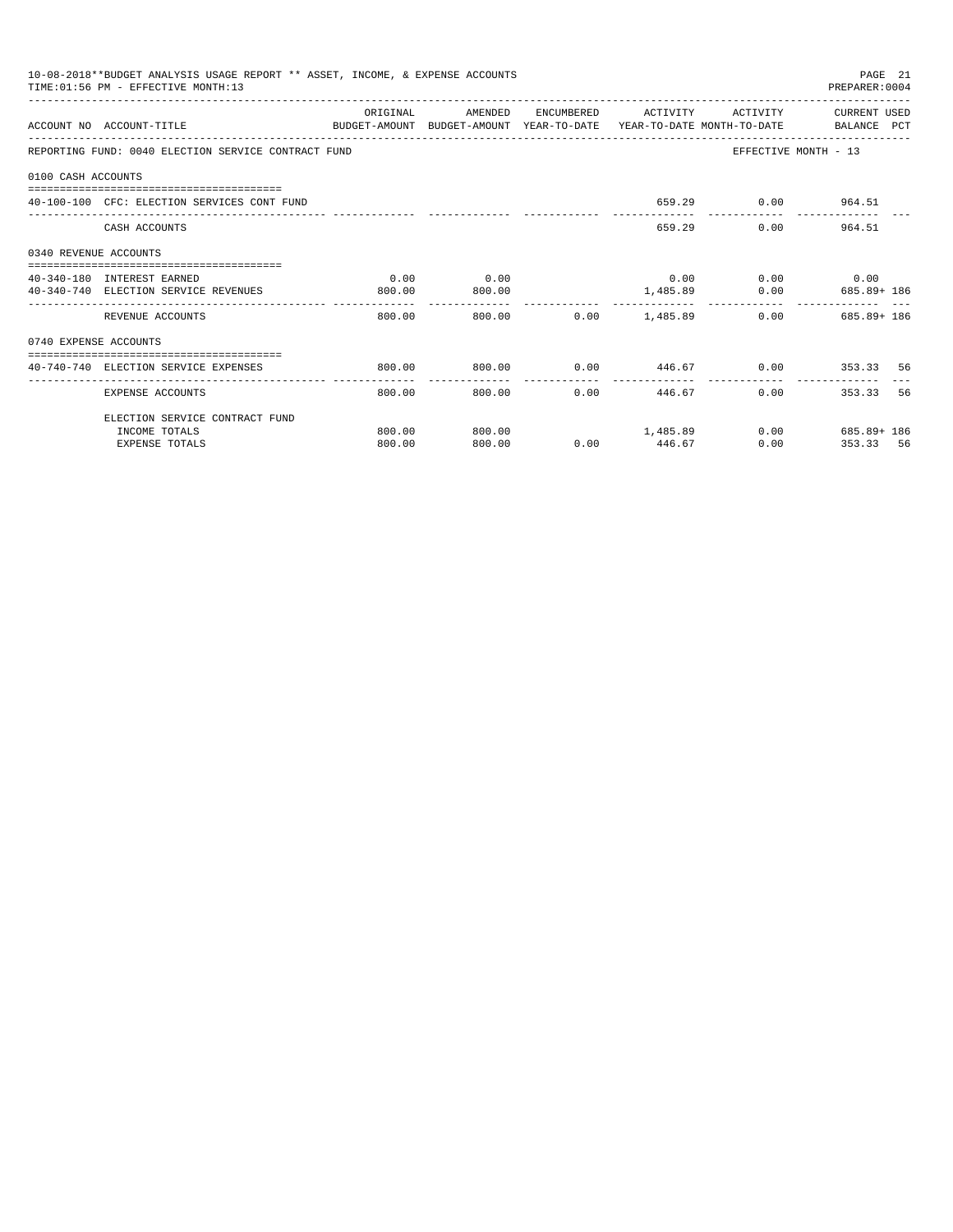10-08-2018**BUDGET ANALYSIS USAGE REPORT ** ASSET, INCOME, & EXPENSE ACCOUNTS

TIME:01:56 PM - EFFECTIVE MONTH:13

PREPARER:0004

| ACCOUNT NO | ACCOUNT-TITLE | ORIGINAL BUDGET-AMOUNT | AMENDED BUDGET-AMOUNT | ENCUMBERED YEAR-TO-DATE | ACTIVITY YEAR-TO-DATE | ACTIVITY MONTH-TO-DATE | CURRENT USED BALANCE | PCT |
|---|---|---|---|---|---|---|---|---|
| REPORTING FUND: 0040 ELECTION SERVICE CONTRACT FUND | | | | | | EFFECTIVE MONTH - 13 | | |
| 0100 CASH ACCOUNTS | | | | | | | | |
| 40-100-100 | CFC: ELECTION SERVICES CONT FUND | | | | 659.29 | 0.00 | 964.51 | |
| | CASH ACCOUNTS | | | | 659.29 | 0.00 | 964.51 | |
| 0340 REVENUE ACCOUNTS | | | | | | | | |
| 40-340-180 | INTEREST EARNED | 0.00 | 0.00 | | 0.00 | 0.00 | 0.00 | |
| 40-340-740 | ELECTION SERVICE REVENUES | 800.00 | 800.00 | | 1,485.89 | 0.00 | 685.89+ | 186 |
| | REVENUE ACCOUNTS | 800.00 | 800.00 | 0.00 | 1,485.89 | 0.00 | 685.89+ | 186 |
| 0740 EXPENSE ACCOUNTS | | | | | | | | |
| 40-740-740 | ELECTION SERVICE EXPENSES | 800.00 | 800.00 | 0.00 | 446.67 | 0.00 | 353.33 | 56 |
| | EXPENSE ACCOUNTS | 800.00 | 800.00 | 0.00 | 446.67 | 0.00 | 353.33 | 56 |
| | ELECTION SERVICE CONTRACT FUND | | | | | | | |
| | INCOME TOTALS | 800.00 | 800.00 | | 1,485.89 | 0.00 | 685.89+ | 186 |
| | EXPENSE TOTALS | 800.00 | 800.00 | 0.00 | 446.67 | 0.00 | 353.33 | 56 |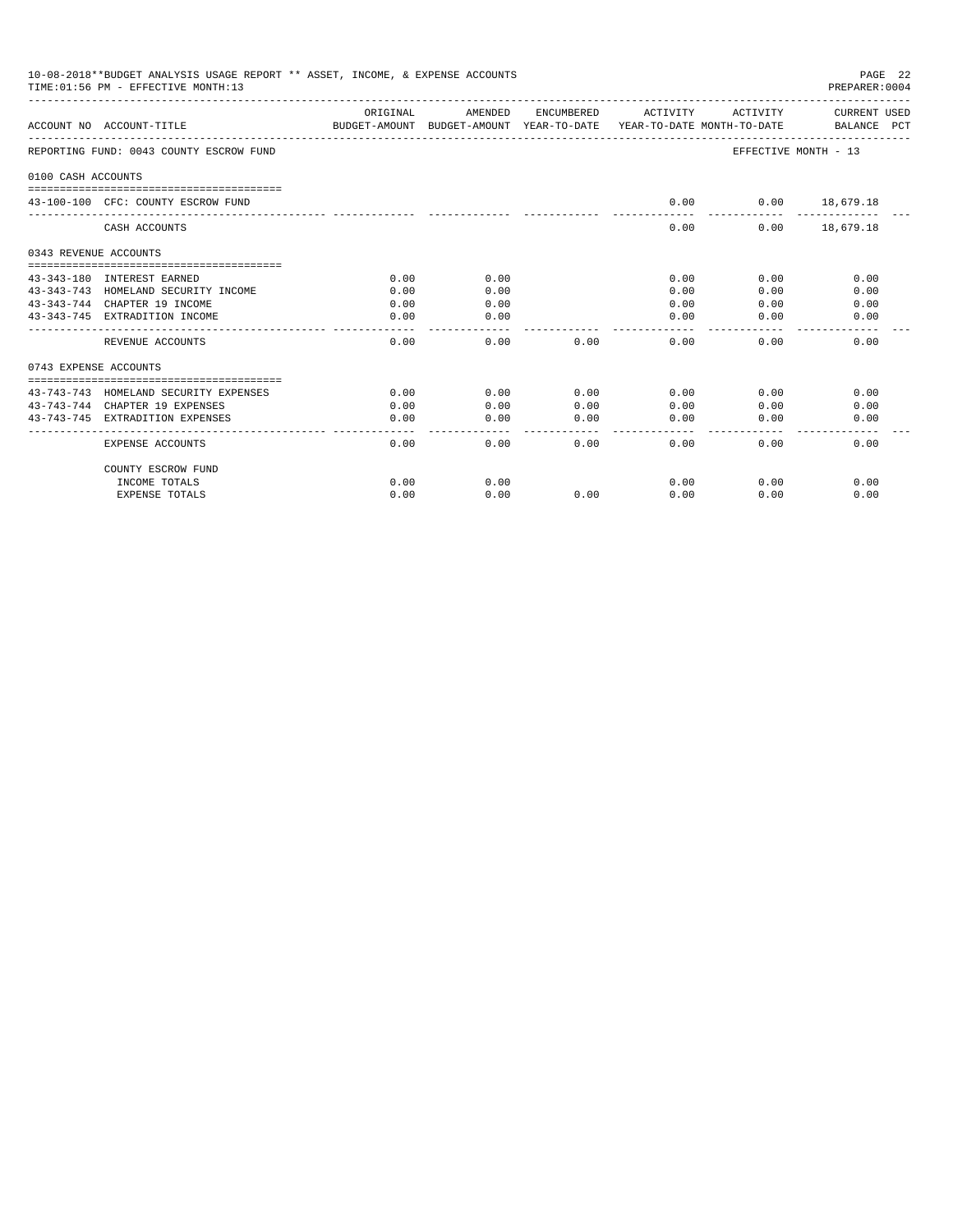10-08-2018**BUDGET ANALYSIS USAGE REPORT ** ASSET, INCOME, & EXPENSE ACCOUNTS
TIME:01:56 PM - EFFECTIVE MONTH:13
PREPARER:0004

| ACCOUNT NO | ACCOUNT-TITLE | ORIGINAL BUDGET-AMOUNT | AMENDED BUDGET-AMOUNT | ENCUMBERED YEAR-TO-DATE | ACTIVITY YEAR-TO-DATE | ACTIVITY MONTH-TO-DATE | CURRENT USED BALANCE | PCT |
|---|---|---|---|---|---|---|---|---|
| REPORTING FUND: 0043 COUNTY ESCROW FUND | | | | | | EFFECTIVE MONTH - 13 | | |
| 0100 CASH ACCOUNTS | | | | | | | | |
| 43-100-100 | CFC: COUNTY ESCROW FUND | | | | 0.00 | 0.00 | 18,679.18 | |
| | CASH ACCOUNTS | | | | 0.00 | 0.00 | 18,679.18 | |
| 0343 REVENUE ACCOUNTS | | | | | | | | |
| 43-343-180 | INTEREST EARNED | 0.00 | 0.00 | | 0.00 | 0.00 | 0.00 | |
| 43-343-743 | HOMELAND SECURITY INCOME | 0.00 | 0.00 | | 0.00 | 0.00 | 0.00 | |
| 43-343-744 | CHAPTER 19 INCOME | 0.00 | 0.00 | | 0.00 | 0.00 | 0.00 | |
| 43-343-745 | EXTRADITION INCOME | 0.00 | 0.00 | | 0.00 | 0.00 | 0.00 | |
| | REVENUE ACCOUNTS | 0.00 | 0.00 | 0.00 | 0.00 | 0.00 | 0.00 | |
| 0743 EXPENSE ACCOUNTS | | | | | | | | |
| 43-743-743 | HOMELAND SECURITY EXPENSES | 0.00 | 0.00 | 0.00 | 0.00 | 0.00 | 0.00 | |
| 43-743-744 | CHAPTER 19 EXPENSES | 0.00 | 0.00 | 0.00 | 0.00 | 0.00 | 0.00 | |
| 43-743-745 | EXTRADITION EXPENSES | 0.00 | 0.00 | 0.00 | 0.00 | 0.00 | 0.00 | |
| | EXPENSE ACCOUNTS | 0.00 | 0.00 | 0.00 | 0.00 | 0.00 | 0.00 | |
| | COUNTY ESCROW FUND | | | | | | | |
| | INCOME TOTALS | 0.00 | 0.00 | | 0.00 | 0.00 | 0.00 | |
| | EXPENSE TOTALS | 0.00 | 0.00 | 0.00 | 0.00 | 0.00 | 0.00 | |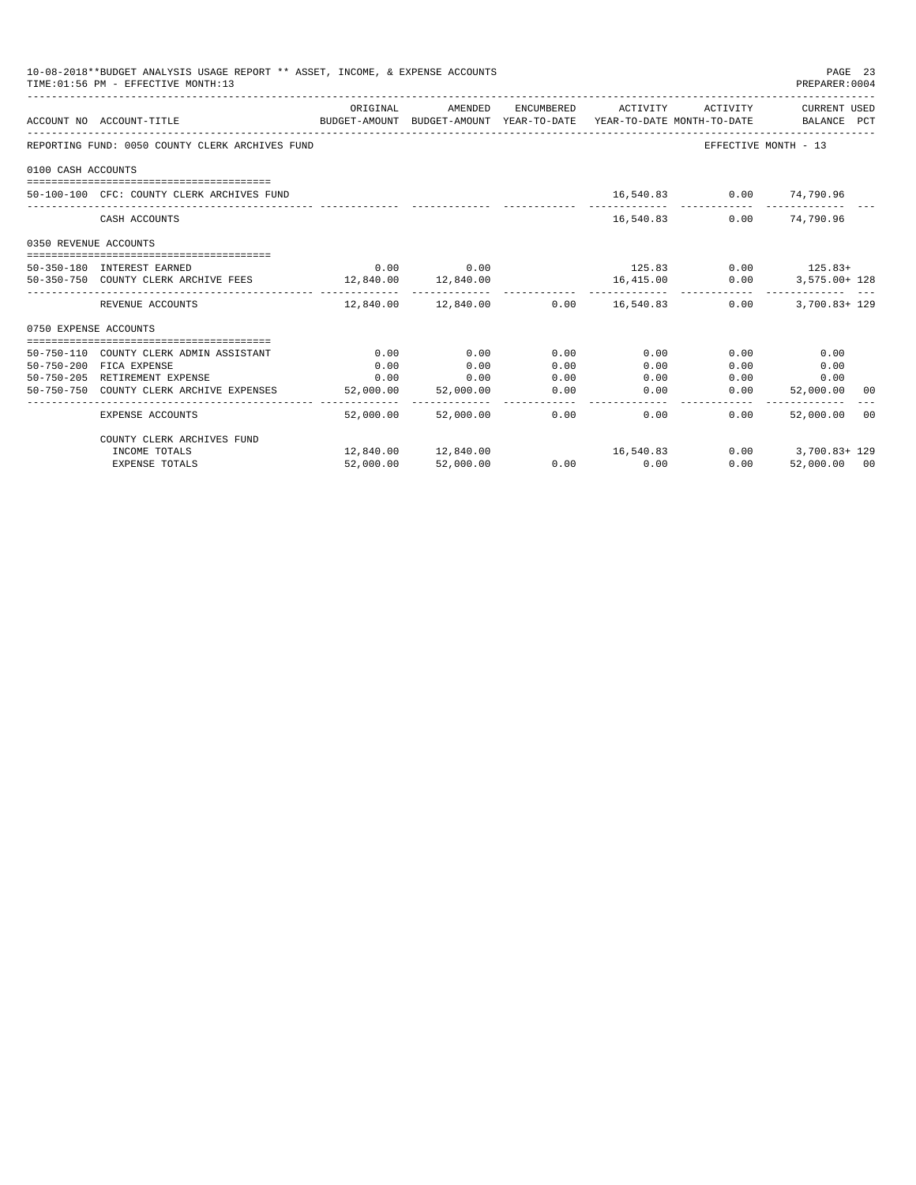10-08-2018**BUDGET ANALYSIS USAGE REPORT ** ASSET, INCOME, & EXPENSE ACCOUNTS
TIME:01:56 PM - EFFECTIVE MONTH:13

PREPARER:0004

| ACCOUNT NO | ACCOUNT-TITLE | ORIGINAL BUDGET-AMOUNT | AMENDED BUDGET-AMOUNT | ENCUMBERED YEAR-TO-DATE | ACTIVITY YEAR-TO-DATE | ACTIVITY MONTH-TO-DATE | CURRENT USED BALANCE | PCT |
|---|---|---|---|---|---|---|---|---|
| REPORTING FUND: 0050 COUNTY CLERK ARCHIVES FUND | | | | | | | EFFECTIVE MONTH - 13 | |
| 0100 CASH ACCOUNTS | | | | | | | | |
| 50-100-100 | CFC: COUNTY CLERK ARCHIVES FUND | | | | 16,540.83 | 0.00 | 74,790.96 | |
| | CASH ACCOUNTS | | | | 16,540.83 | 0.00 | 74,790.96 | |
| 0350 REVENUE ACCOUNTS | | | | | | | | |
| 50-350-180 | INTEREST EARNED | 0.00 | 0.00 | | 125.83 | 0.00 | 125.83+ | |
| 50-350-750 | COUNTY CLERK ARCHIVE FEES | 12,840.00 | 12,840.00 | | 16,415.00 | 0.00 | 3,575.00+ | 128 |
| | REVENUE ACCOUNTS | 12,840.00 | 12,840.00 | 0.00 | 16,540.83 | 0.00 | 3,700.83+ | 129 |
| 0750 EXPENSE ACCOUNTS | | | | | | | | |
| 50-750-110 | COUNTY CLERK ADMIN ASSISTANT | 0.00 | 0.00 | 0.00 | 0.00 | 0.00 | 0.00 | |
| 50-750-200 | FICA EXPENSE | 0.00 | 0.00 | 0.00 | 0.00 | 0.00 | 0.00 | |
| 50-750-205 | RETIREMENT EXPENSE | 0.00 | 0.00 | 0.00 | 0.00 | 0.00 | 0.00 | |
| 50-750-750 | COUNTY CLERK ARCHIVE EXPENSES | 52,000.00 | 52,000.00 | 0.00 | 0.00 | 0.00 | 52,000.00 | 00 |
| | EXPENSE ACCOUNTS | 52,000.00 | 52,000.00 | 0.00 | 0.00 | 0.00 | 52,000.00 | 00 |
| | COUNTY CLERK ARCHIVES FUND | | | | | | | |
| | INCOME TOTALS | 12,840.00 | 12,840.00 | | 16,540.83 | 0.00 | 3,700.83+ | 129 |
| | EXPENSE TOTALS | 52,000.00 | 52,000.00 | 0.00 | 0.00 | 0.00 | 52,000.00 | 00 |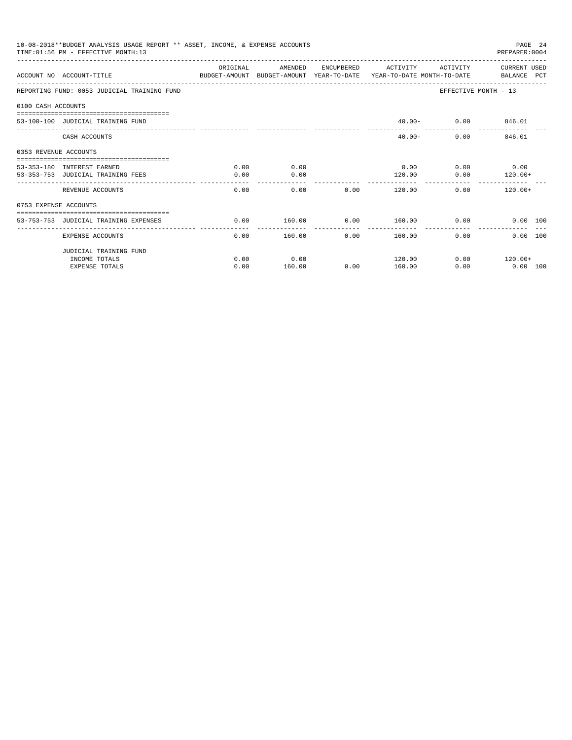10-08-2018**BUDGET ANALYSIS USAGE REPORT ** ASSET, INCOME, & EXPENSE ACCOUNTS
TIME:01:56 PM - EFFECTIVE MONTH:13

PREPARER:0004

| ACCOUNT NO | ACCOUNT-TITLE | ORIGINAL BUDGET-AMOUNT | AMENDED BUDGET-AMOUNT | ENCUMBERED YEAR-TO-DATE | ACTIVITY YEAR-TO-DATE | ACTIVITY MONTH-TO-DATE | CURRENT USED BALANCE | PCT |
|---|---|---|---|---|---|---|---|---|
| REPORTING FUND: 0053 JUDICIAL TRAINING FUND | | | | | | EFFECTIVE MONTH - 13 | | |
| 0100 CASH ACCOUNTS | | | | | | | | |
| 53-100-100 | JUDICIAL TRAINING FUND | | | | 40.00- | 0.00 | 846.01 | |
| | CASH ACCOUNTS | | | | 40.00- | 0.00 | 846.01 | |
| 0353 REVENUE ACCOUNTS | | | | | | | | |
| 53-353-180 | INTEREST EARNED | 0.00 | 0.00 | | 0.00 | 0.00 | 0.00 | |
| 53-353-753 | JUDICIAL TRAINING FEES | 0.00 | 0.00 | | 120.00 | 0.00 | 120.00+ | |
| | REVENUE ACCOUNTS | 0.00 | 0.00 | 0.00 | 120.00 | 0.00 | 120.00+ | |
| 0753 EXPENSE ACCOUNTS | | | | | | | | |
| 53-753-753 | JUDICIAL TRAINING EXPENSES | 0.00 | 160.00 | 0.00 | 160.00 | 0.00 | 0.00 | 100 |
| | EXPENSE ACCOUNTS | 0.00 | 160.00 | 0.00 | 160.00 | 0.00 | 0.00 | 100 |
| | JUDICIAL TRAINING FUND | | | | | | | |
| | INCOME TOTALS | 0.00 | 0.00 | | 120.00 | 0.00 | 120.00+ | |
| | EXPENSE TOTALS | 0.00 | 160.00 | 0.00 | 160.00 | 0.00 | 0.00 | 100 |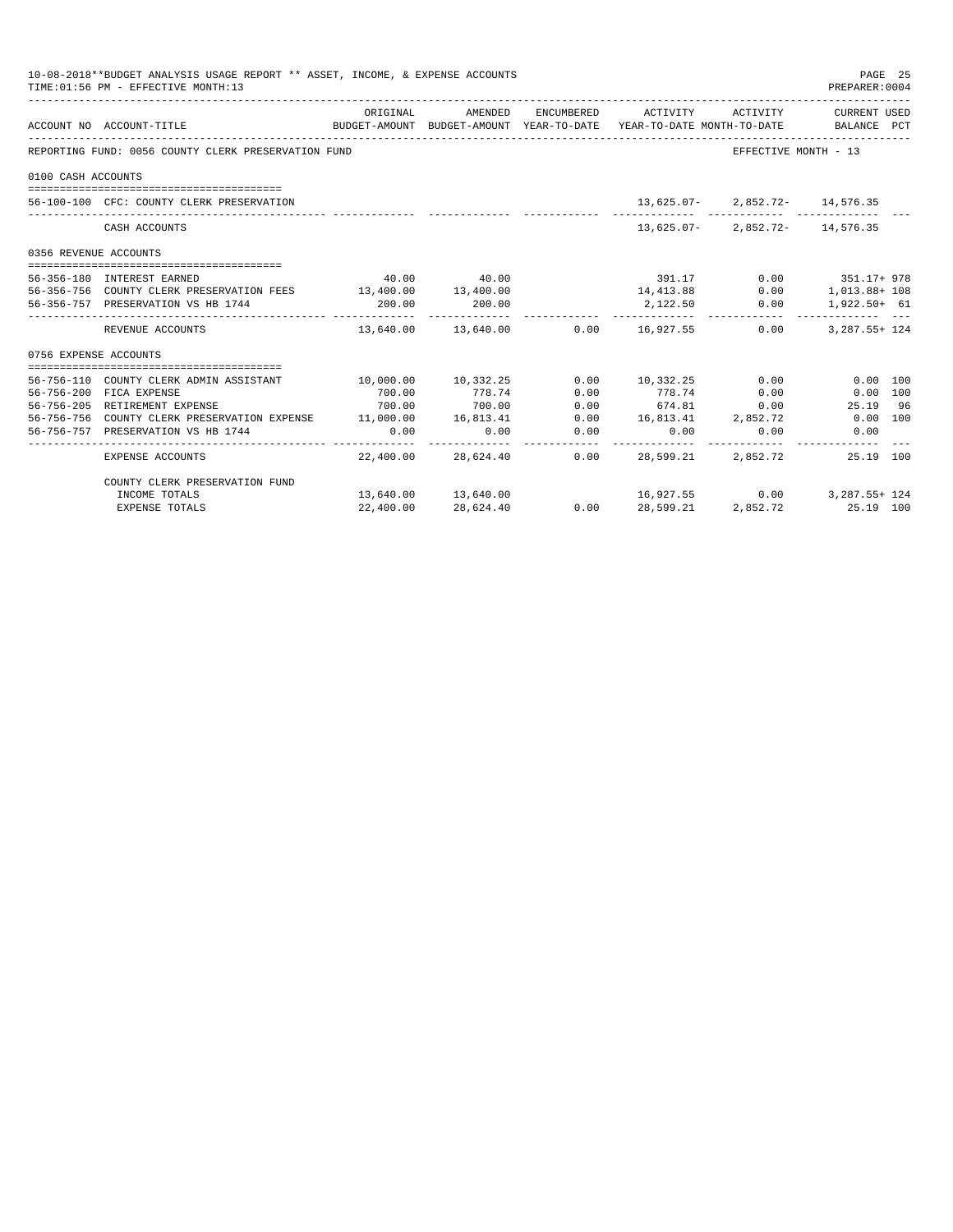10-08-2018**BUDGET ANALYSIS USAGE REPORT ** ASSET, INCOME, & EXPENSE ACCOUNTS
TIME:01:56 PM - EFFECTIVE MONTH:13

PREPARER:0004

| ACCOUNT NO | ACCOUNT-TITLE | ORIGINAL BUDGET-AMOUNT | AMENDED BUDGET-AMOUNT | ENCUMBERED YEAR-TO-DATE | ACTIVITY YEAR-TO-DATE | ACTIVITY MONTH-TO-DATE | CURRENT USED BALANCE | PCT |
|---|---|---|---|---|---|---|---|---|
| REPORTING FUND: 0056 COUNTY CLERK PRESERVATION FUND | | | | | | EFFECTIVE MONTH - 13 | | |
| 0100 CASH ACCOUNTS | | | | | | | | |
| 56-100-100 | CFC: COUNTY CLERK PRESERVATION | | | | 13,625.07- | 2,852.72- | 14,576.35 | |
| | CASH ACCOUNTS | | | | 13,625.07- | 2,852.72- | 14,576.35 | |
| 0356 REVENUE ACCOUNTS | | | | | | | | |
| 56-356-180 | INTEREST EARNED | 40.00 | 40.00 | | 391.17 | 0.00 | 351.17+ | 978 |
| 56-356-756 | COUNTY CLERK PRESERVATION FEES | 13,400.00 | 13,400.00 | | 14,413.88 | 0.00 | 1,013.88+ | 108 |
| 56-356-757 | PRESERVATION VS HB 1744 | 200.00 | 200.00 | | 2,122.50 | 0.00 | 1,922.50+ | 61 |
| | REVENUE ACCOUNTS | 13,640.00 | 13,640.00 | 0.00 | 16,927.55 | 0.00 | 3,287.55+ | 124 |
| 0756 EXPENSE ACCOUNTS | | | | | | | | |
| 56-756-110 | COUNTY CLERK ADMIN ASSISTANT | 10,000.00 | 10,332.25 | 0.00 | 10,332.25 | 0.00 | 0.00 | 100 |
| 56-756-200 | FICA EXPENSE | 700.00 | 778.74 | 0.00 | 778.74 | 0.00 | 0.00 | 100 |
| 56-756-205 | RETIREMENT EXPENSE | 700.00 | 700.00 | 0.00 | 674.81 | 0.00 | 25.19 | 96 |
| 56-756-756 | COUNTY CLERK PRESERVATION EXPENSE | 11,000.00 | 16,813.41 | 0.00 | 16,813.41 | 2,852.72 | 0.00 | 100 |
| 56-756-757 | PRESERVATION VS HB 1744 | 0.00 | 0.00 | 0.00 | 0.00 | 0.00 | 0.00 | |
| | EXPENSE ACCOUNTS | 22,400.00 | 28,624.40 | 0.00 | 28,599.21 | 2,852.72 | 25.19 | 100 |
| | COUNTY CLERK PRESERVATION FUND | | | | | | | |
| | INCOME TOTALS | 13,640.00 | 13,640.00 | | 16,927.55 | 0.00 | 3,287.55+ | 124 |
| | EXPENSE TOTALS | 22,400.00 | 28,624.40 | 0.00 | 28,599.21 | 2,852.72 | 25.19 | 100 |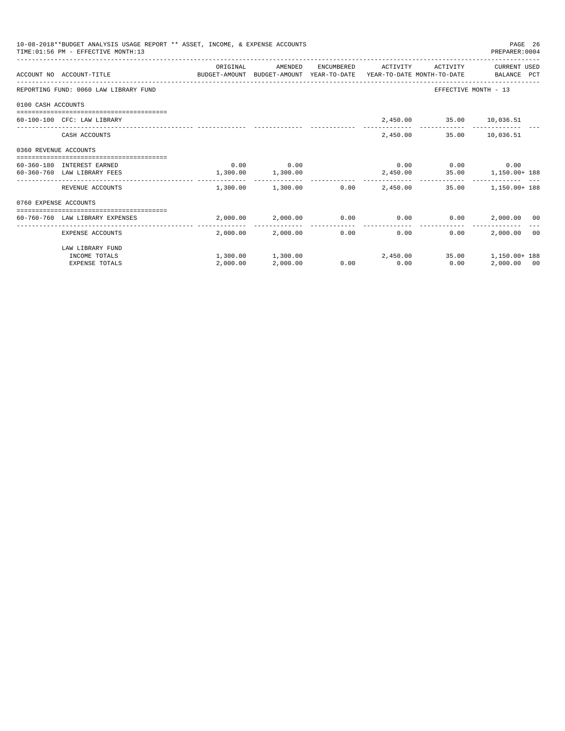10-08-2018**BUDGET ANALYSIS USAGE REPORT ** ASSET, INCOME, & EXPENSE ACCOUNTS
TIME:01:56 PM - EFFECTIVE MONTH:13

PREPARER:0004

| ACCOUNT NO | ACCOUNT-TITLE | ORIGINAL BUDGET-AMOUNT | AMENDED BUDGET-AMOUNT | ENCUMBERED YEAR-TO-DATE | ACTIVITY YEAR-TO-DATE | ACTIVITY MONTH-TO-DATE | CURRENT USED BALANCE | PCT |
|---|---|---|---|---|---|---|---|---|
| REPORTING FUND: 0060 LAW LIBRARY FUND | | | | | | EFFECTIVE MONTH - 13 | | |
| 0100 CASH ACCOUNTS | | | | | | | | |
| 60-100-100 | CFC: LAW LIBRARY | | | | 2,450.00 | 35.00 | 10,036.51 | |
| | CASH ACCOUNTS | | | | 2,450.00 | 35.00 | 10,036.51 | |
| 0360 REVENUE ACCOUNTS | | | | | | | | |
| 60-360-180 | INTEREST EARNED | 0.00 | 0.00 | | 0.00 | 0.00 | 0.00 | |
| 60-360-760 | LAW LIBRARY FEES | 1,300.00 | 1,300.00 | | 2,450.00 | 35.00 | 1,150.00+ | 188 |
| | REVENUE ACCOUNTS | 1,300.00 | 1,300.00 | 0.00 | 2,450.00 | 35.00 | 1,150.00+ | 188 |
| 0760 EXPENSE ACCOUNTS | | | | | | | | |
| 60-760-760 | LAW LIBRARY EXPENSES | 2,000.00 | 2,000.00 | 0.00 | 0.00 | 0.00 | 2,000.00 | 00 |
| | EXPENSE ACCOUNTS | 2,000.00 | 2,000.00 | 0.00 | 0.00 | 0.00 | 2,000.00 | 00 |
| | LAW LIBRARY FUND | | | | | | | |
| | INCOME TOTALS | 1,300.00 | 1,300.00 | | 2,450.00 | 35.00 | 1,150.00+ | 188 |
| | EXPENSE TOTALS | 2,000.00 | 2,000.00 | 0.00 | 0.00 | 0.00 | 2,000.00 | 00 |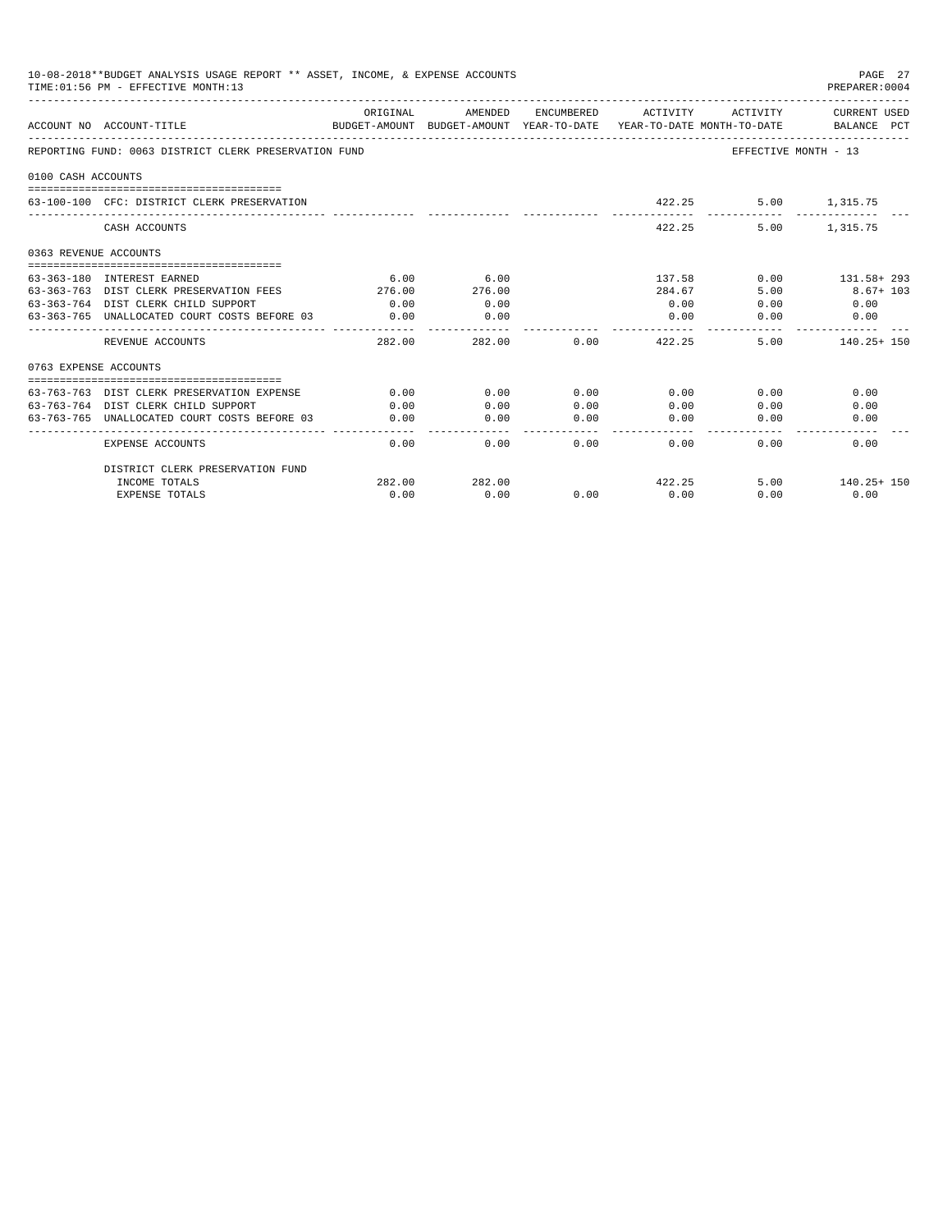10-08-2018**BUDGET ANALYSIS USAGE REPORT ** ASSET, INCOME, & EXPENSE ACCOUNTS
TIME:01:56 PM - EFFECTIVE MONTH:13

PREPARER:0004

| ACCOUNT NO | ACCOUNT-TITLE | ORIGINAL BUDGET-AMOUNT | AMENDED BUDGET-AMOUNT | ENCUMBERED YEAR-TO-DATE | ACTIVITY YEAR-TO-DATE | ACTIVITY MONTH-TO-DATE | CURRENT USED BALANCE PCT |
|---|---|---|---|---|---|---|---|
| REPORTING FUND: 0063 DISTRICT CLERK PRESERVATION FUND | | | | | | EFFECTIVE MONTH - 13 | |
| 0100 CASH ACCOUNTS | | | | | | | |
| 63-100-100 | CFC: DISTRICT CLERK PRESERVATION | | | | 422.25 | 5.00 | 1,315.75 |
| | CASH ACCOUNTS | | | | 422.25 | 5.00 | 1,315.75 |
| 0363 REVENUE ACCOUNTS | | | | | | | |
| 63-363-180 | INTEREST EARNED | 6.00 | 6.00 | | 137.58 | 0.00 | 131.58+ 293 |
| 63-363-763 | DIST CLERK PRESERVATION FEES | 276.00 | 276.00 | | 284.67 | 5.00 | 8.67+ 103 |
| 63-363-764 | DIST CLERK CHILD SUPPORT | 0.00 | 0.00 | | 0.00 | 0.00 | 0.00 |
| 63-363-765 | UNALLOCATED COURT COSTS BEFORE 03 | 0.00 | 0.00 | | 0.00 | 0.00 | 0.00 |
| | REVENUE ACCOUNTS | 282.00 | 282.00 | 0.00 | 422.25 | 5.00 | 140.25+ 150 |
| 0763 EXPENSE ACCOUNTS | | | | | | | |
| 63-763-763 | DIST CLERK PRESERVATION EXPENSE | 0.00 | 0.00 | 0.00 | 0.00 | 0.00 | 0.00 |
| 63-763-764 | DIST CLERK CHILD SUPPORT | 0.00 | 0.00 | 0.00 | 0.00 | 0.00 | 0.00 |
| 63-763-765 | UNALLOCATED COURT COSTS BEFORE 03 | 0.00 | 0.00 | 0.00 | 0.00 | 0.00 | 0.00 |
| | EXPENSE ACCOUNTS | 0.00 | 0.00 | 0.00 | 0.00 | 0.00 | 0.00 |
| | DISTRICT CLERK PRESERVATION FUND | | | | | | |
| | INCOME TOTALS | 282.00 | 282.00 | | 422.25 | 5.00 | 140.25+ 150 |
| | EXPENSE TOTALS | 0.00 | 0.00 | 0.00 | 0.00 | 0.00 | 0.00 |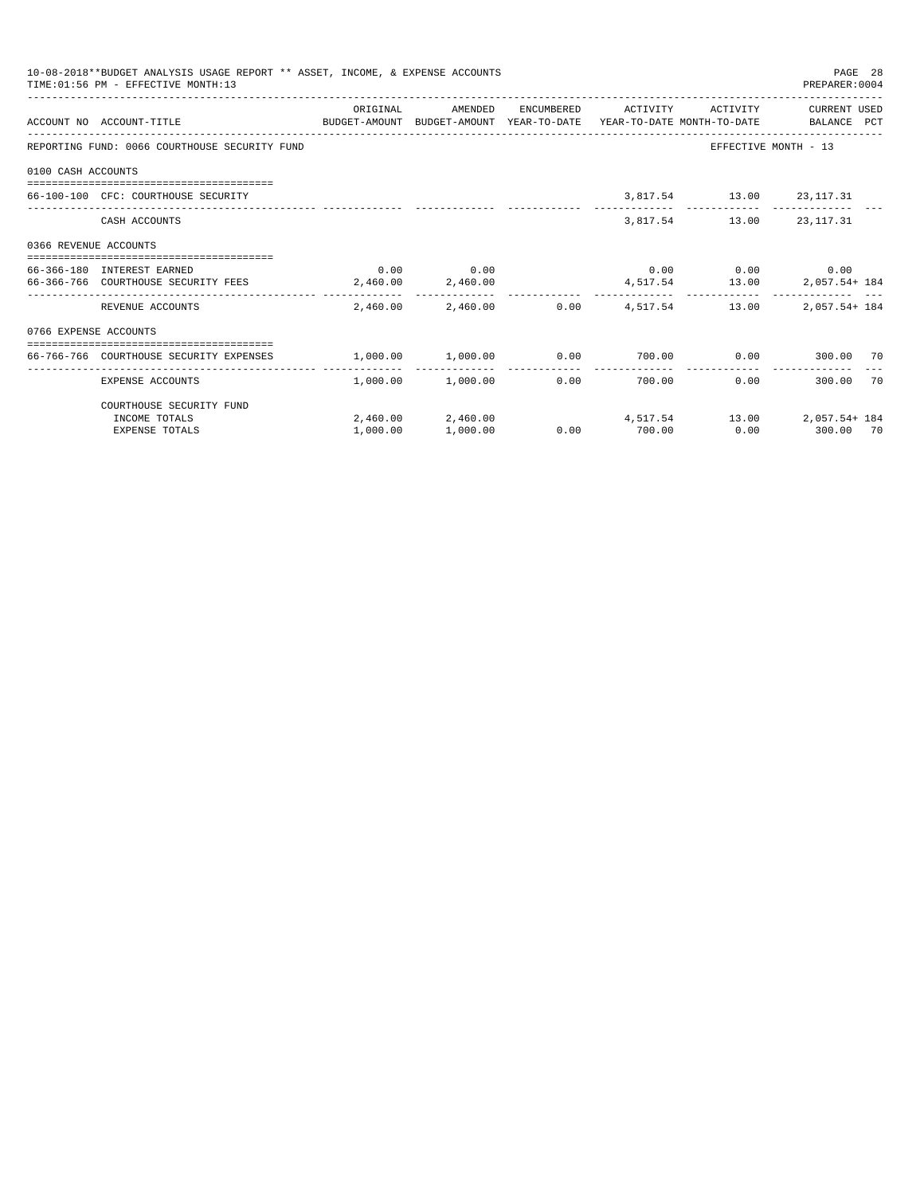10-08-2018**BUDGET ANALYSIS USAGE REPORT ** ASSET, INCOME, & EXPENSE ACCOUNTS
TIME:01:56 PM - EFFECTIVE MONTH:13
PREPARER:0004

| ACCOUNT NO | ACCOUNT-TITLE | ORIGINAL BUDGET-AMOUNT | AMENDED BUDGET-AMOUNT | ENCUMBERED YEAR-TO-DATE | ACTIVITY YEAR-TO-DATE | ACTIVITY MONTH-TO-DATE | CURRENT USED BALANCE | PCT |
|---|---|---|---|---|---|---|---|---|
| REPORTING FUND: 0066 COURTHOUSE SECURITY FUND | | | | | | EFFECTIVE MONTH - 13 | | |
| 0100 CASH ACCOUNTS | | | | | | | | |
| 66-100-100 | CFC: COURTHOUSE SECURITY | | | | 3,817.54 | 13.00 | 23,117.31 | |
| | CASH ACCOUNTS | | | | 3,817.54 | 13.00 | 23,117.31 | |
| 0366 REVENUE ACCOUNTS | | | | | | | | |
| 66-366-180 | INTEREST EARNED | 0.00 | 0.00 | | 0.00 | 0.00 | 0.00 | |
| 66-366-766 | COURTHOUSE SECURITY FEES | 2,460.00 | 2,460.00 | | 4,517.54 | 13.00 | 2,057.54+ | 184 |
| | REVENUE ACCOUNTS | 2,460.00 | 2,460.00 | 0.00 | 4,517.54 | 13.00 | 2,057.54+ | 184 |
| 0766 EXPENSE ACCOUNTS | | | | | | | | |
| 66-766-766 | COURTHOUSE SECURITY EXPENSES | 1,000.00 | 1,000.00 | 0.00 | 700.00 | 0.00 | 300.00 | 70 |
| | EXPENSE ACCOUNTS | 1,000.00 | 1,000.00 | 0.00 | 700.00 | 0.00 | 300.00 | 70 |
| | COURTHOUSE SECURITY FUND | | | | | | | |
| | INCOME TOTALS | 2,460.00 | 2,460.00 | | 4,517.54 | 13.00 | 2,057.54+ | 184 |
| | EXPENSE TOTALS | 1,000.00 | 1,000.00 | 0.00 | 700.00 | 0.00 | 300.00 | 70 |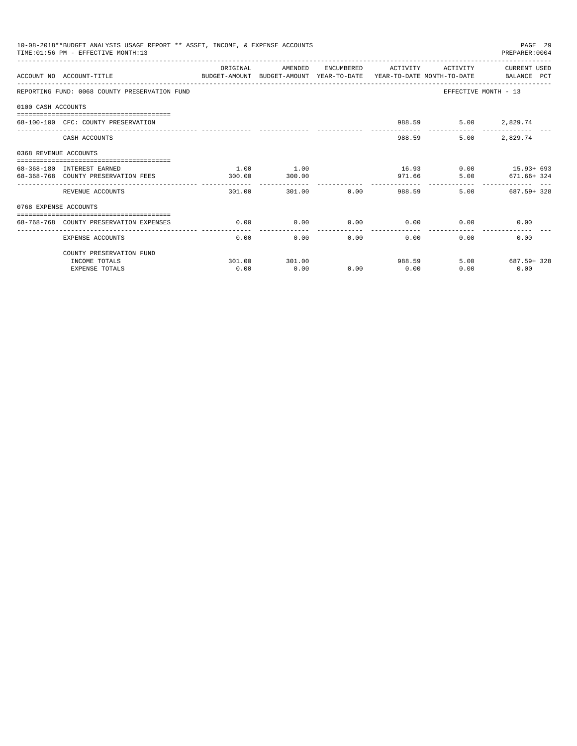10-08-2018**BUDGET ANALYSIS USAGE REPORT ** ASSET, INCOME, & EXPENSE ACCOUNTS

TIME:01:56 PM - EFFECTIVE MONTH:13

PREPARER:0004

| ACCOUNT NO | ACCOUNT-TITLE | ORIGINAL BUDGET-AMOUNT | AMENDED BUDGET-AMOUNT | ENCUMBERED YEAR-TO-DATE | ACTIVITY YEAR-TO-DATE | ACTIVITY MONTH-TO-DATE | CURRENT USED BALANCE | PCT |
|---|---|---|---|---|---|---|---|---|
| REPORTING FUND: 0068 COUNTY PRESERVATION FUND | | | | | | | EFFECTIVE MONTH - 13 | |
| 0100 CASH ACCOUNTS | | | | | | | | |
| 68-100-100 | CFC: COUNTY PRESERVATION | | | | 988.59 | 5.00 | 2,829.74 | |
| | CASH ACCOUNTS | | | | 988.59 | 5.00 | 2,829.74 | |
| 0368 REVENUE ACCOUNTS | | | | | | | | |
| 68-368-180 | INTEREST EARNED | 1.00 | 1.00 | | 16.93 | 0.00 | 15.93+ | 693 |
| 68-368-768 | COUNTY PRESERVATION FEES | 300.00 | 300.00 | | 971.66 | 5.00 | 671.66+ | 324 |
| | REVENUE ACCOUNTS | 301.00 | 301.00 | 0.00 | 988.59 | 5.00 | 687.59+ | 328 |
| 0768 EXPENSE ACCOUNTS | | | | | | | | |
| 68-768-768 | COUNTY PRESERVATION EXPENSES | 0.00 | 0.00 | 0.00 | 0.00 | 0.00 | 0.00 | |
| | EXPENSE ACCOUNTS | 0.00 | 0.00 | 0.00 | 0.00 | 0.00 | 0.00 | |
| | COUNTY PRESERVATION FUND | | | | | | | |
| | INCOME TOTALS | 301.00 | 301.00 | | 988.59 | 5.00 | 687.59+ | 328 |
| | EXPENSE TOTALS | 0.00 | 0.00 | 0.00 | 0.00 | 0.00 | 0.00 | |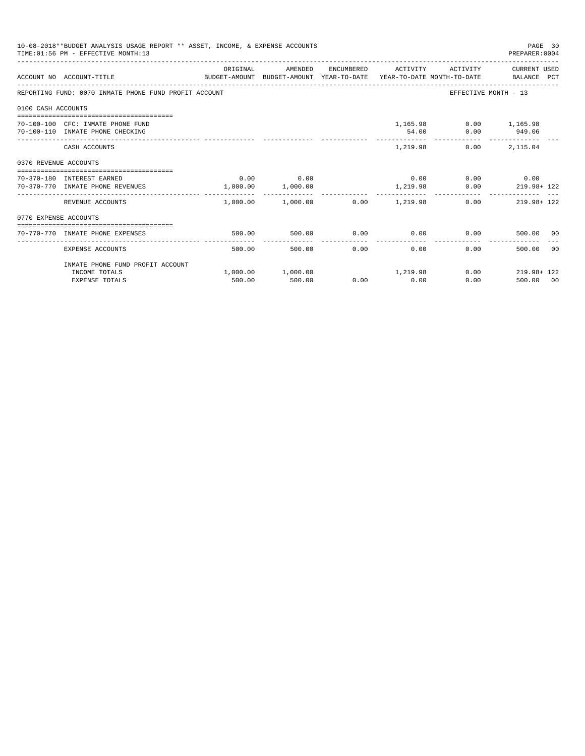10-08-2018**BUDGET ANALYSIS USAGE REPORT ** ASSET, INCOME, & EXPENSE ACCOUNTS
TIME:01:56 PM - EFFECTIVE MONTH:13
PREPARER:0004

REPORTING FUND: 0070 INMATE PHONE FUND PROFIT ACCOUNT — EFFECTIVE MONTH - 13

| ACCOUNT NO | ACCOUNT-TITLE | ORIGINAL BUDGET-AMOUNT | AMENDED BUDGET-AMOUNT | ENCUMBERED YEAR-TO-DATE | ACTIVITY YEAR-TO-DATE | ACTIVITY MONTH-TO-DATE | CURRENT USED BALANCE | PCT |
|---|---|---|---|---|---|---|---|---|
| **0100 CASH ACCOUNTS** | | | | | | | | |
| 70-100-100 | CFC: INMATE PHONE FUND | | | | 1,165.98 | 0.00 | 1,165.98 | |
| 70-100-110 | INMATE PHONE CHECKING | | | | 54.00 | 0.00 | 949.06 | |
| | CASH ACCOUNTS | | | | 1,219.98 | 0.00 | 2,115.04 | |
| **0370 REVENUE ACCOUNTS** | | | | | | | | |
| 70-370-180 | INTEREST EARNED | 0.00 | 0.00 | | 0.00 | 0.00 | 0.00 | |
| 70-370-770 | INMATE PHONE REVENUES | 1,000.00 | 1,000.00 | | 1,219.98 | 0.00 | 219.98+ | 122 |
| | REVENUE ACCOUNTS | 1,000.00 | 1,000.00 | 0.00 | 1,219.98 | 0.00 | 219.98+ | 122 |
| **0770 EXPENSE ACCOUNTS** | | | | | | | | |
| 70-770-770 | INMATE PHONE EXPENSES | 500.00 | 500.00 | 0.00 | 0.00 | 0.00 | 500.00 | 00 |
| | EXPENSE ACCOUNTS | 500.00 | 500.00 | 0.00 | 0.00 | 0.00 | 500.00 | 00 |
| | INMATE PHONE FUND PROFIT ACCOUNT | | | | | | | |
| | INCOME TOTALS | 1,000.00 | 1,000.00 | | 1,219.98 | 0.00 | 219.98+ | 122 |
| | EXPENSE TOTALS | 500.00 | 500.00 | 0.00 | 0.00 | 0.00 | 500.00 | 00 |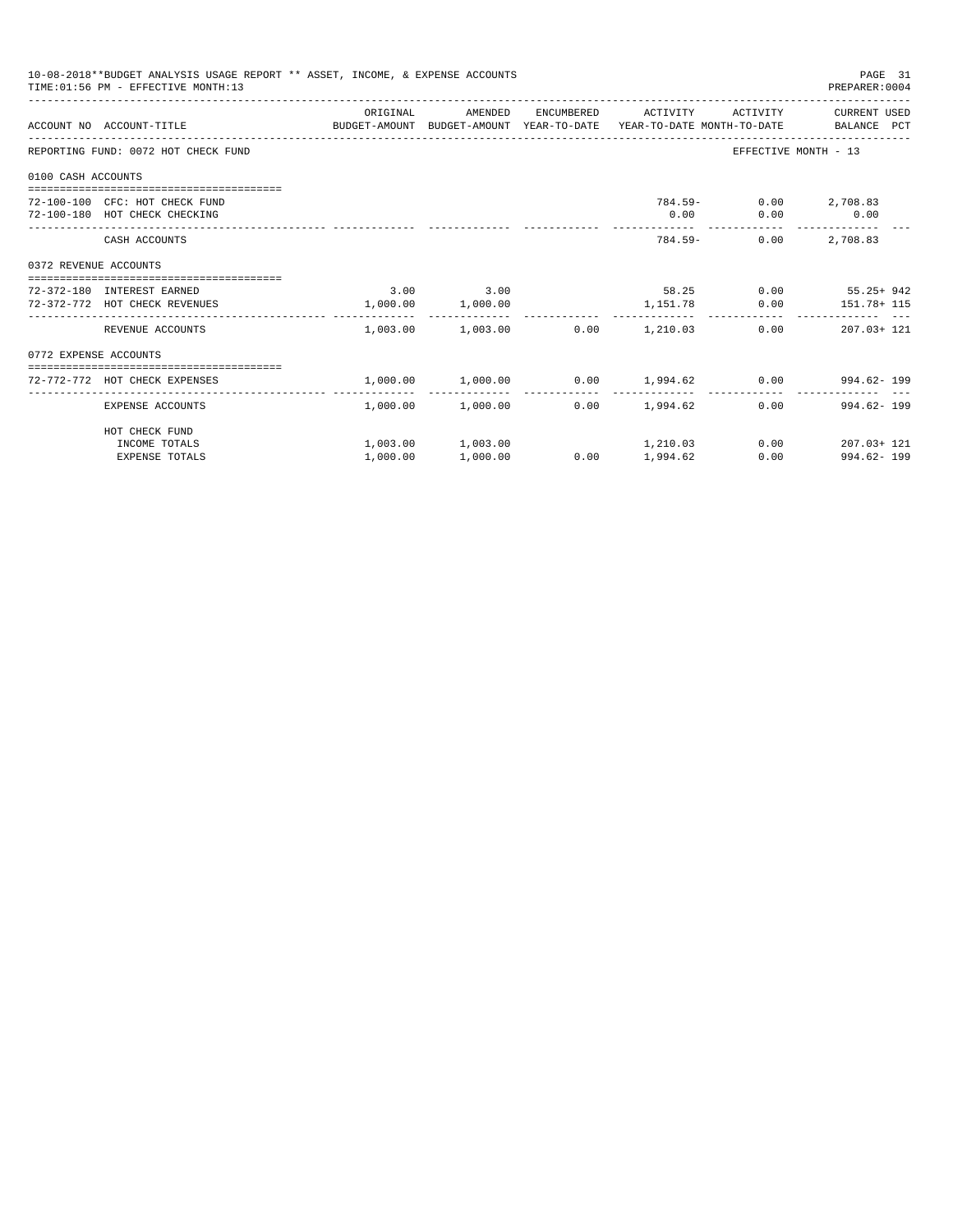10-08-2018**BUDGET ANALYSIS USAGE REPORT ** ASSET, INCOME, & EXPENSE ACCOUNTS
TIME:01:56 PM - EFFECTIVE MONTH:13
PREPARER:0004

| ACCOUNT NO | ACCOUNT-TITLE | ORIGINAL BUDGET-AMOUNT | AMENDED BUDGET-AMOUNT | ENCUMBERED YEAR-TO-DATE | ACTIVITY YEAR-TO-DATE | ACTIVITY MONTH-TO-DATE | CURRENT USED BALANCE | PCT |
|---|---|---|---|---|---|---|---|---|
| REPORTING FUND: 0072 HOT CHECK FUND | | | | | | EFFECTIVE MONTH - 13 | | |
| 0100 CASH ACCOUNTS | | | | | | | | |
| 72-100-100 | CFC: HOT CHECK FUND | | | | 784.59- | 0.00 | 2,708.83 | |
| 72-100-180 | HOT CHECK CHECKING | | | | 0.00 | 0.00 | 0.00 | |
| | CASH ACCOUNTS | | | | 784.59- | 0.00 | 2,708.83 | |
| 0372 REVENUE ACCOUNTS | | | | | | | | |
| 72-372-180 | INTEREST EARNED | 3.00 | 3.00 | | 58.25 | 0.00 | 55.25+ | 942 |
| 72-372-772 | HOT CHECK REVENUES | 1,000.00 | 1,000.00 | | 1,151.78 | 0.00 | 151.78+ | 115 |
| | REVENUE ACCOUNTS | 1,003.00 | 1,003.00 | 0.00 | 1,210.03 | 0.00 | 207.03+ | 121 |
| 0772 EXPENSE ACCOUNTS | | | | | | | | |
| 72-772-772 | HOT CHECK EXPENSES | 1,000.00 | 1,000.00 | 0.00 | 1,994.62 | 0.00 | 994.62- | 199 |
| | EXPENSE ACCOUNTS | 1,000.00 | 1,000.00 | 0.00 | 1,994.62 | 0.00 | 994.62- | 199 |
| | HOT CHECK FUND | | | | | | | |
| | INCOME TOTALS | 1,003.00 | 1,003.00 | | 1,210.03 | 0.00 | 207.03+ | 121 |
| | EXPENSE TOTALS | 1,000.00 | 1,000.00 | 0.00 | 1,994.62 | 0.00 | 994.62- | 199 |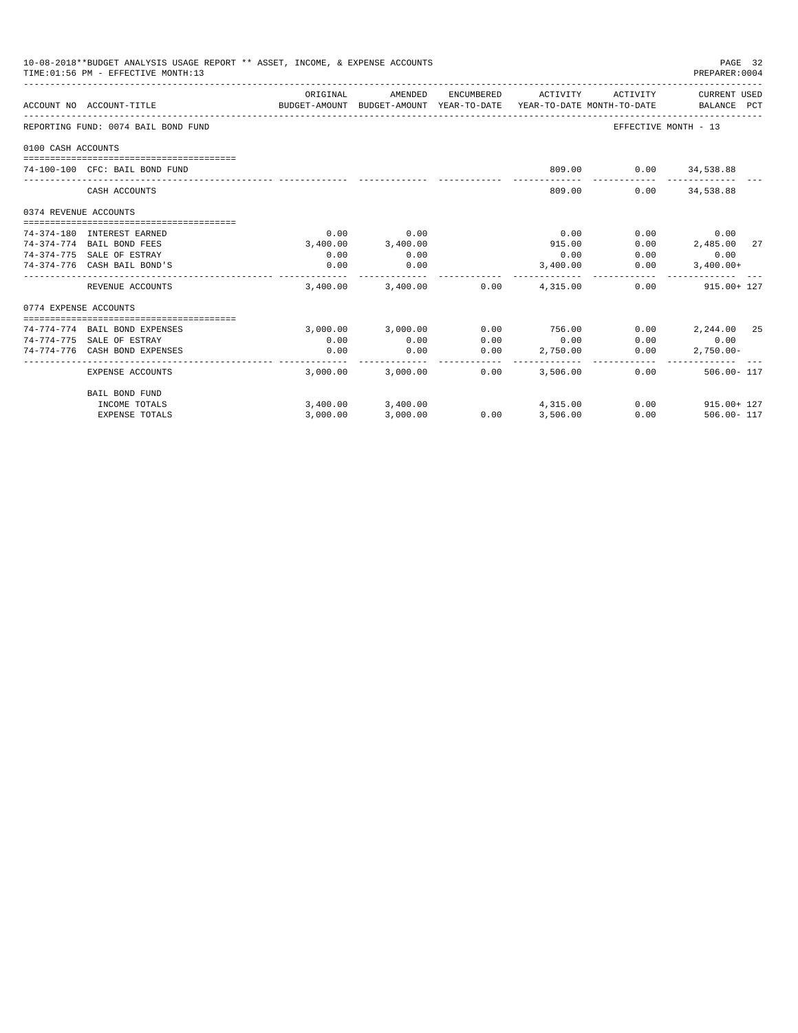10-08-2018**BUDGET ANALYSIS USAGE REPORT ** ASSET, INCOME, & EXPENSE ACCOUNTS
TIME:01:56 PM - EFFECTIVE MONTH:13
PREPARER:0004

| ACCOUNT NO | ACCOUNT-TITLE | ORIGINAL BUDGET-AMOUNT | AMENDED BUDGET-AMOUNT | ENCUMBERED YEAR-TO-DATE | ACTIVITY YEAR-TO-DATE | ACTIVITY MONTH-TO-DATE | CURRENT USED BALANCE | PCT |
|---|---|---|---|---|---|---|---|---|
| REPORTING FUND: 0074 BAIL BOND FUND | | | | | | EFFECTIVE MONTH - 13 | | |
| 0100 CASH ACCOUNTS | | | | | | | | |
| 74-100-100 | CFC: BAIL BOND FUND | | | | 809.00 | 0.00 | 34,538.88 | |
| | CASH ACCOUNTS | | | | 809.00 | 0.00 | 34,538.88 | |
| 0374 REVENUE ACCOUNTS | | | | | | | | |
| 74-374-180 | INTEREST EARNED | 0.00 | 0.00 | | 0.00 | 0.00 | 0.00 | |
| 74-374-774 | BAIL BOND FEES | 3,400.00 | 3,400.00 | | 915.00 | 0.00 | 2,485.00 | 27 |
| 74-374-775 | SALE OF ESTRAY | 0.00 | 0.00 | | 0.00 | 0.00 | 0.00 | |
| 74-374-776 | CASH BAIL BOND'S | 0.00 | 0.00 | | 3,400.00 | 0.00 | 3,400.00+ | |
| | REVENUE ACCOUNTS | 3,400.00 | 3,400.00 | 0.00 | 4,315.00 | 0.00 | 915.00+ | 127 |
| 0774 EXPENSE ACCOUNTS | | | | | | | | |
| 74-774-774 | BAIL BOND EXPENSES | 3,000.00 | 3,000.00 | 0.00 | 756.00 | 0.00 | 2,244.00 | 25 |
| 74-774-775 | SALE OF ESTRAY | 0.00 | 0.00 | 0.00 | 0.00 | 0.00 | 0.00 | |
| 74-774-776 | CASH BOND EXPENSES | 0.00 | 0.00 | 0.00 | 2,750.00 | 0.00 | 2,750.00- | |
| | EXPENSE ACCOUNTS | 3,000.00 | 3,000.00 | 0.00 | 3,506.00 | 0.00 | 506.00- | 117 |
| | BAIL BOND FUND | | | | | | | |
| | INCOME TOTALS | 3,400.00 | 3,400.00 | | 4,315.00 | 0.00 | 915.00+ | 127 |
| | EXPENSE TOTALS | 3,000.00 | 3,000.00 | 0.00 | 3,506.00 | 0.00 | 506.00- | 117 |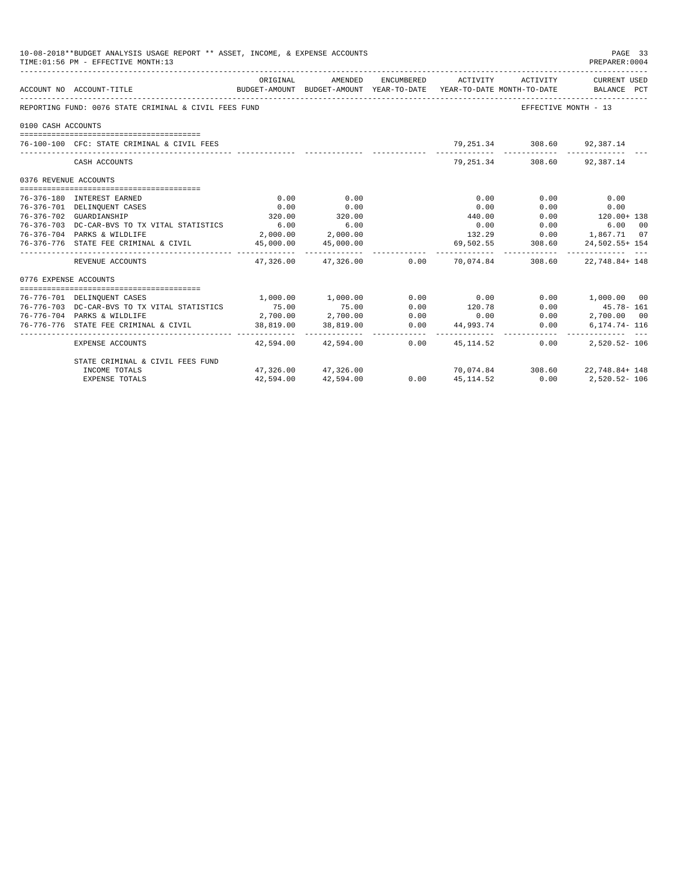10-08-2018**BUDGET ANALYSIS USAGE REPORT ** ASSET, INCOME, & EXPENSE ACCOUNTS
TIME:01:56 PM - EFFECTIVE MONTH:13

PREPARER:0004

| ACCOUNT NO | ACCOUNT-TITLE | ORIGINAL BUDGET-AMOUNT | AMENDED BUDGET-AMOUNT | ENCUMBERED YEAR-TO-DATE | ACTIVITY YEAR-TO-DATE | ACTIVITY MONTH-TO-DATE | CURRENT USED BALANCE | PCT |
|---|---|---|---|---|---|---|---|---|
| REPORTING FUND: 0076 STATE CRIMINAL & CIVIL FEES FUND | | | | | | EFFECTIVE MONTH - 13 | | |
| 0100 CASH ACCOUNTS | | | | | | | | |
| 76-100-100 | CFC: STATE CRIMINAL & CIVIL FEES | | | | 79,251.34 | 308.60 | 92,387.14 | |
| | CASH ACCOUNTS | | | | 79,251.34 | 308.60 | 92,387.14 | |
| 0376 REVENUE ACCOUNTS | | | | | | | | |
| 76-376-180 | INTEREST EARNED | 0.00 | 0.00 | | 0.00 | 0.00 | 0.00 | |
| 76-376-701 | DELINQUENT CASES | 0.00 | 0.00 | | 0.00 | 0.00 | 0.00 | |
| 76-376-702 | GUARDIANSHIP | 320.00 | 320.00 | | 440.00 | 0.00 | 120.00+ | 138 |
| 76-376-703 | DC-CAR-BVS TO TX VITAL STATISTICS | 6.00 | 6.00 | | 0.00 | 0.00 | 6.00 | 00 |
| 76-376-704 | PARKS & WILDLIFE | 2,000.00 | 2,000.00 | | 132.29 | 0.00 | 1,867.71 | 07 |
| 76-376-776 | STATE FEE CRIMINAL & CIVIL | 45,000.00 | 45,000.00 | | 69,502.55 | 308.60 | 24,502.55+ | 154 |
| | REVENUE ACCOUNTS | 47,326.00 | 47,326.00 | 0.00 | 70,074.84 | 308.60 | 22,748.84+ | 148 |
| 0776 EXPENSE ACCOUNTS | | | | | | | | |
| 76-776-701 | DELINQUENT CASES | 1,000.00 | 1,000.00 | 0.00 | 0.00 | 0.00 | 1,000.00 | 00 |
| 76-776-703 | DC-CAR-BVS TO TX VITAL STATISTICS | 75.00 | 75.00 | 0.00 | 120.78 | 0.00 | 45.78- | 161 |
| 76-776-704 | PARKS & WILDLIFE | 2,700.00 | 2,700.00 | 0.00 | 0.00 | 0.00 | 2,700.00 | 00 |
| 76-776-776 | STATE FEE CRIMINAL & CIVIL | 38,819.00 | 38,819.00 | 0.00 | 44,993.74 | 0.00 | 6,174.74- | 116 |
| | EXPENSE ACCOUNTS | 42,594.00 | 42,594.00 | 0.00 | 45,114.52 | 0.00 | 2,520.52- | 106 |
| | STATE CRIMINAL & CIVIL FEES FUND | | | | | | | |
| | INCOME TOTALS | 47,326.00 | 47,326.00 | | 70,074.84 | 308.60 | 22,748.84+ | 148 |
| | EXPENSE TOTALS | 42,594.00 | 42,594.00 | 0.00 | 45,114.52 | 0.00 | 2,520.52- | 106 |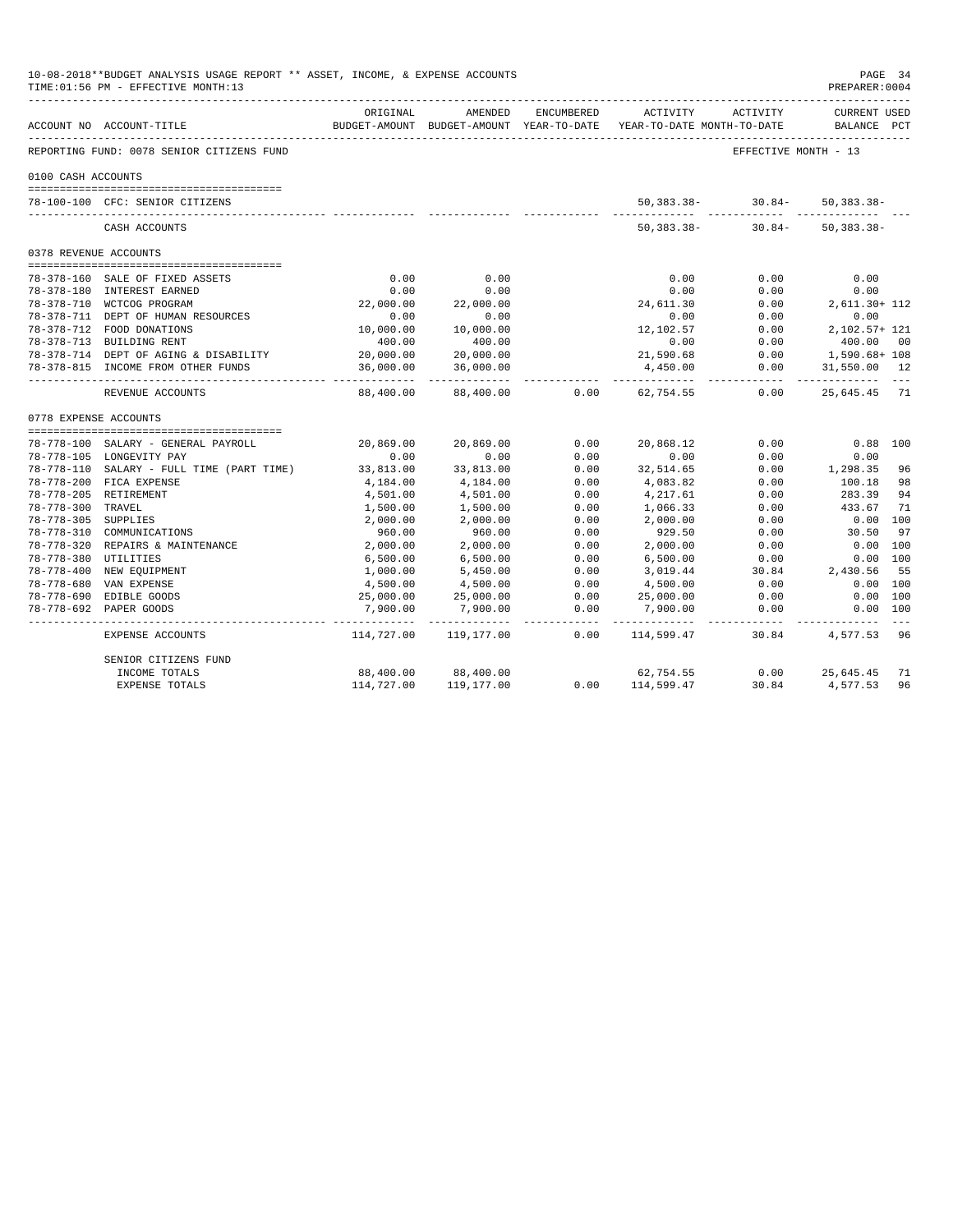10-08-2018**BUDGET ANALYSIS USAGE REPORT ** ASSET, INCOME, & EXPENSE ACCOUNTS
TIME:01:56 PM - EFFECTIVE MONTH:13

PREPARER:0004

REPORTING FUND: 0078 SENIOR CITIZENS FUND — EFFECTIVE MONTH - 13

| ACCOUNT NO | ACCOUNT-TITLE | ORIGINAL BUDGET-AMOUNT | AMENDED BUDGET-AMOUNT | ENCUMBERED YEAR-TO-DATE | ACTIVITY YEAR-TO-DATE | ACTIVITY MONTH-TO-DATE | CURRENT USED BALANCE | PCT |
|---|---|---|---|---|---|---|---|---|
| **0100 CASH ACCOUNTS** | | | | | | | | |
| 78-100-100 | CFC: SENIOR CITIZENS | | | | 50,383.38- | 30.84- | 50,383.38- | |
| | CASH ACCOUNTS | | | | 50,383.38- | 30.84- | 50,383.38- | |
| **0378 REVENUE ACCOUNTS** | | | | | | | | |
| 78-378-160 | SALE OF FIXED ASSETS | 0.00 | 0.00 | | 0.00 | 0.00 | 0.00 | |
| 78-378-180 | INTEREST EARNED | 0.00 | 0.00 | | 0.00 | 0.00 | 0.00 | |
| 78-378-710 | WCTCOG PROGRAM | 22,000.00 | 22,000.00 | | 24,611.30 | 0.00 | 2,611.30+ | 112 |
| 78-378-711 | DEPT OF HUMAN RESOURCES | 0.00 | 0.00 | | 0.00 | 0.00 | 0.00 | |
| 78-378-712 | FOOD DONATIONS | 10,000.00 | 10,000.00 | | 12,102.57 | 0.00 | 2,102.57+ | 121 |
| 78-378-713 | BUILDING RENT | 400.00 | 400.00 | | 0.00 | 0.00 | 400.00 | 00 |
| 78-378-714 | DEPT OF AGING & DISABILITY | 20,000.00 | 20,000.00 | | 21,590.68 | 0.00 | 1,590.68+ | 108 |
| 78-378-815 | INCOME FROM OTHER FUNDS | 36,000.00 | 36,000.00 | | 4,450.00 | 0.00 | 31,550.00 | 12 |
| | REVENUE ACCOUNTS | 88,400.00 | 88,400.00 | 0.00 | 62,754.55 | 0.00 | 25,645.45 | 71 |
| **0778 EXPENSE ACCOUNTS** | | | | | | | | |
| 78-778-100 | SALARY - GENERAL PAYROLL | 20,869.00 | 20,869.00 | 0.00 | 20,868.12 | 0.00 | 0.88 | 100 |
| 78-778-105 | LONGEVITY PAY | 0.00 | 0.00 | 0.00 | 0.00 | 0.00 | 0.00 | |
| 78-778-110 | SALARY - FULL TIME (PART TIME) | 33,813.00 | 33,813.00 | 0.00 | 32,514.65 | 0.00 | 1,298.35 | 96 |
| 78-778-200 | FICA EXPENSE | 4,184.00 | 4,184.00 | 0.00 | 4,083.82 | 0.00 | 100.18 | 98 |
| 78-778-205 | RETIREMENT | 4,501.00 | 4,501.00 | 0.00 | 4,217.61 | 0.00 | 283.39 | 94 |
| 78-778-300 | TRAVEL | 1,500.00 | 1,500.00 | 0.00 | 1,066.33 | 0.00 | 433.67 | 71 |
| 78-778-305 | SUPPLIES | 2,000.00 | 2,000.00 | 0.00 | 2,000.00 | 0.00 | 0.00 | 100 |
| 78-778-310 | COMMUNICATIONS | 960.00 | 960.00 | 0.00 | 929.50 | 0.00 | 30.50 | 97 |
| 78-778-320 | REPAIRS & MAINTENANCE | 2,000.00 | 2,000.00 | 0.00 | 2,000.00 | 0.00 | 0.00 | 100 |
| 78-778-380 | UTILITIES | 6,500.00 | 6,500.00 | 0.00 | 6,500.00 | 0.00 | 0.00 | 100 |
| 78-778-400 | NEW EQUIPMENT | 1,000.00 | 5,450.00 | 0.00 | 3,019.44 | 30.84 | 2,430.56 | 55 |
| 78-778-680 | VAN EXPENSE | 4,500.00 | 4,500.00 | 0.00 | 4,500.00 | 0.00 | 0.00 | 100 |
| 78-778-690 | EDIBLE GOODS | 25,000.00 | 25,000.00 | 0.00 | 25,000.00 | 0.00 | 0.00 | 100 |
| 78-778-692 | PAPER GOODS | 7,900.00 | 7,900.00 | 0.00 | 7,900.00 | 0.00 | 0.00 | 100 |
| | EXPENSE ACCOUNTS | 114,727.00 | 119,177.00 | 0.00 | 114,599.47 | 30.84 | 4,577.53 | 96 |
| | SENIOR CITIZENS FUND | | | | | | | |
| | INCOME TOTALS | 88,400.00 | 88,400.00 | | 62,754.55 | 0.00 | 25,645.45 | 71 |
| | EXPENSE TOTALS | 114,727.00 | 119,177.00 | 0.00 | 114,599.47 | 30.84 | 4,577.53 | 96 |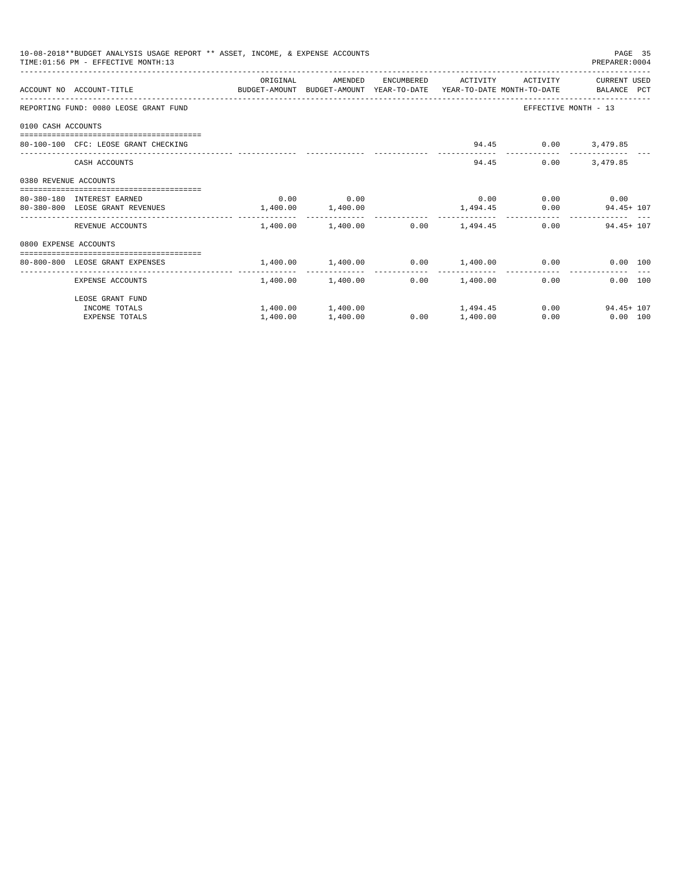10-08-2018**BUDGET ANALYSIS USAGE REPORT ** ASSET, INCOME, & EXPENSE ACCOUNTS
TIME:01:56 PM - EFFECTIVE MONTH:13
PREPARER:0004

| ACCOUNT NO | ACCOUNT-TITLE | ORIGINAL BUDGET-AMOUNT | AMENDED BUDGET-AMOUNT | ENCUMBERED YEAR-TO-DATE | ACTIVITY YEAR-TO-DATE | ACTIVITY MONTH-TO-DATE | CURRENT USED BALANCE | PCT |
|---|---|---|---|---|---|---|---|---|
| REPORTING FUND: 0080 LEOSE GRANT FUND | | | | | | EFFECTIVE MONTH - 13 | | |
| 0100 CASH ACCOUNTS | | | | | | | | |
| 80-100-100 | CFC: LEOSE GRANT CHECKING | | | | 94.45 | 0.00 | 3,479.85 | |
| | CASH ACCOUNTS | | | | 94.45 | 0.00 | 3,479.85 | |
| 0380 REVENUE ACCOUNTS | | | | | | | | |
| 80-380-180 | INTEREST EARNED | 0.00 | 0.00 | | 0.00 | 0.00 | 0.00 | |
| 80-380-800 | LEOSE GRANT REVENUES | 1,400.00 | 1,400.00 | | 1,494.45 | 0.00 | 94.45+ | 107 |
| | REVENUE ACCOUNTS | 1,400.00 | 1,400.00 | 0.00 | 1,494.45 | 0.00 | 94.45+ | 107 |
| 0800 EXPENSE ACCOUNTS | | | | | | | | |
| 80-800-800 | LEOSE GRANT EXPENSES | 1,400.00 | 1,400.00 | 0.00 | 1,400.00 | 0.00 | 0.00 | 100 |
| | EXPENSE ACCOUNTS | 1,400.00 | 1,400.00 | 0.00 | 1,400.00 | 0.00 | 0.00 | 100 |
| | LEOSE GRANT FUND | | | | | | | |
| | INCOME TOTALS | 1,400.00 | 1,400.00 | | 1,494.45 | 0.00 | 94.45+ | 107 |
| | EXPENSE TOTALS | 1,400.00 | 1,400.00 | 0.00 | 1,400.00 | 0.00 | 0.00 | 100 |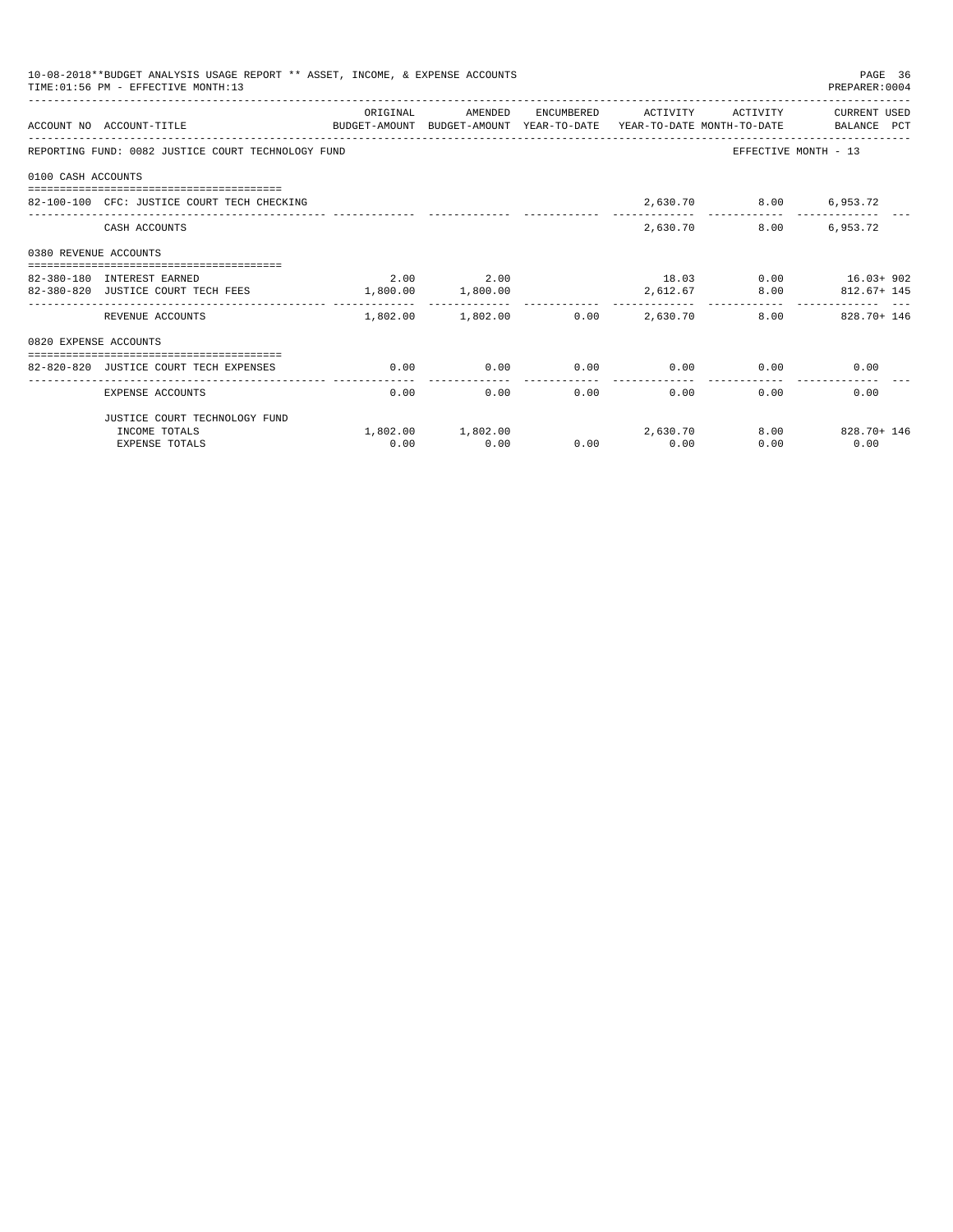10-08-2018**BUDGET ANALYSIS USAGE REPORT ** ASSET, INCOME, & EXPENSE ACCOUNTS
TIME:01:56 PM - EFFECTIVE MONTH:13
PREPARER:0004

| ACCOUNT NO | ACCOUNT-TITLE | ORIGINAL BUDGET-AMOUNT | AMENDED BUDGET-AMOUNT | ENCUMBERED YEAR-TO-DATE | ACTIVITY YEAR-TO-DATE | ACTIVITY MONTH-TO-DATE | CURRENT USED BALANCE | PCT |
|---|---|---|---|---|---|---|---|---|
| REPORTING FUND: 0082 JUSTICE COURT TECHNOLOGY FUND | | | | | | EFFECTIVE MONTH - 13 | | |
| 0100 CASH ACCOUNTS | | | | | | | | |
| 82-100-100 | CFC: JUSTICE COURT TECH CHECKING | | | | 2,630.70 | 8.00 | 6,953.72 | |
| | CASH ACCOUNTS | | | | 2,630.70 | 8.00 | 6,953.72 | |
| 0380 REVENUE ACCOUNTS | | | | | | | | |
| 82-380-180 | INTEREST EARNED | 2.00 | 2.00 | | 18.03 | 0.00 | 16.03+ | 902 |
| 82-380-820 | JUSTICE COURT TECH FEES | 1,800.00 | 1,800.00 | | 2,612.67 | 8.00 | 812.67+ | 145 |
| | REVENUE ACCOUNTS | 1,802.00 | 1,802.00 | 0.00 | 2,630.70 | 8.00 | 828.70+ | 146 |
| 0820 EXPENSE ACCOUNTS | | | | | | | | |
| 82-820-820 | JUSTICE COURT TECH EXPENSES | 0.00 | 0.00 | 0.00 | 0.00 | 0.00 | 0.00 | |
| | EXPENSE ACCOUNTS | 0.00 | 0.00 | 0.00 | 0.00 | 0.00 | 0.00 | |
| | JUSTICE COURT TECHNOLOGY FUND | | | | | | | |
| | INCOME TOTALS | 1,802.00 | 1,802.00 | | 2,630.70 | 8.00 | 828.70+ | 146 |
| | EXPENSE TOTALS | 0.00 | 0.00 | 0.00 | 0.00 | 0.00 | 0.00 | |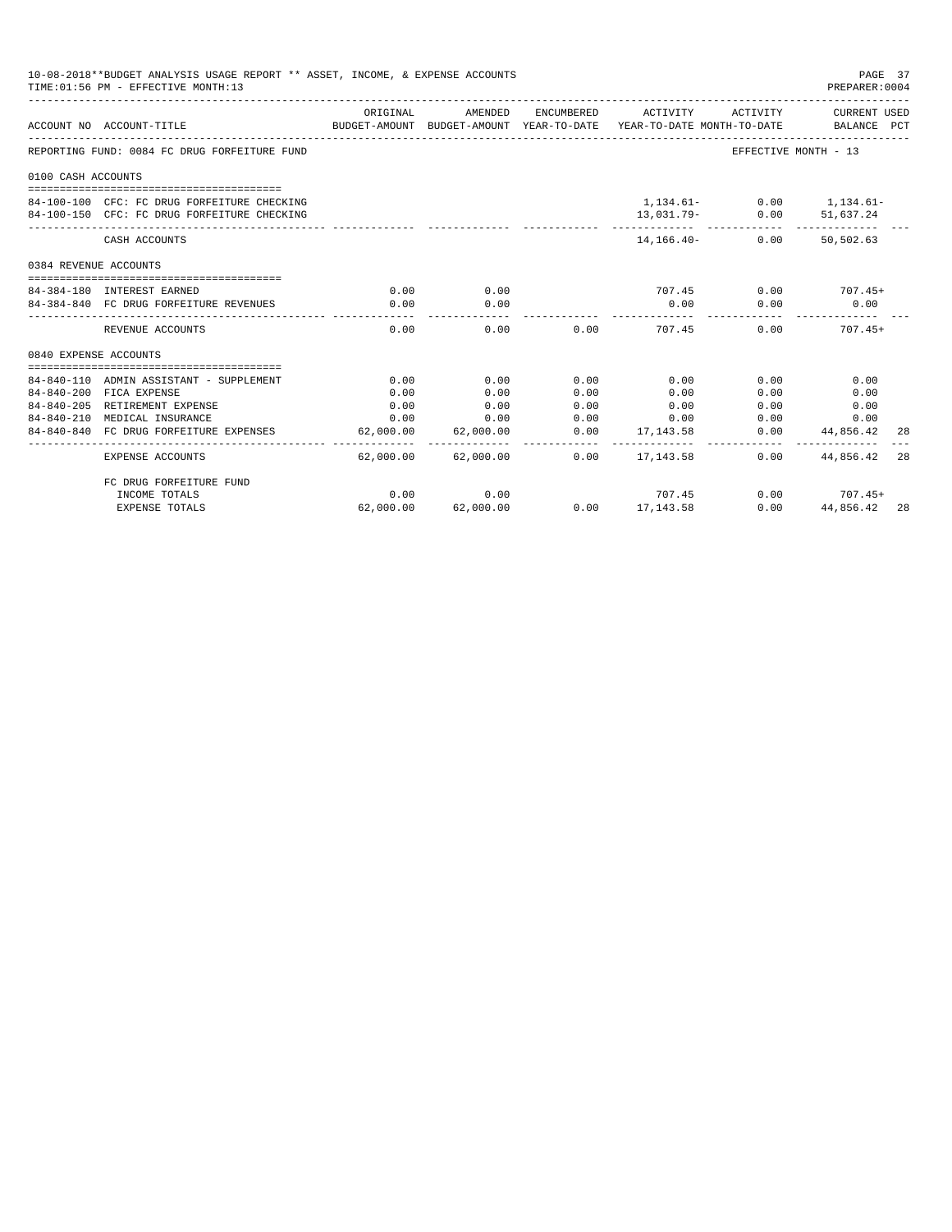10-08-2018**BUDGET ANALYSIS USAGE REPORT ** ASSET, INCOME, & EXPENSE ACCOUNTS

TIME:01:56 PM - EFFECTIVE MONTH:13

PREPARER:0004

| ACCOUNT NO | ACCOUNT-TITLE | ORIGINAL BUDGET-AMOUNT | AMENDED BUDGET-AMOUNT | ENCUMBERED YEAR-TO-DATE | ACTIVITY YEAR-TO-DATE | ACTIVITY MONTH-TO-DATE | CURRENT USED BALANCE | PCT |
|---|---|---|---|---|---|---|---|---|
| REPORTING FUND: 0084 FC DRUG FORFEITURE FUND | | | | | | EFFECTIVE MONTH - 13 | | |
| 0100 CASH ACCOUNTS | | | | | | | | |
| 84-100-100 | CFC: FC DRUG FORFEITURE CHECKING | | | | 1,134.61- | 0.00 | 1,134.61- | |
| 84-100-150 | CFC: FC DRUG FORFEITURE CHECKING | | | | 13,031.79- | 0.00 | 51,637.24 | |
| | CASH ACCOUNTS | | | | 14,166.40- | 0.00 | 50,502.63 | |
| 0384 REVENUE ACCOUNTS | | | | | | | | |
| 84-384-180 | INTEREST EARNED | 0.00 | 0.00 | | 707.45 | 0.00 | 707.45+ | |
| 84-384-840 | FC DRUG FORFEITURE REVENUES | 0.00 | 0.00 | | 0.00 | 0.00 | 0.00 | |
| | REVENUE ACCOUNTS | 0.00 | 0.00 | 0.00 | 707.45 | 0.00 | 707.45+ | |
| 0840 EXPENSE ACCOUNTS | | | | | | | | |
| 84-840-110 | ADMIN ASSISTANT - SUPPLEMENT | 0.00 | 0.00 | 0.00 | 0.00 | 0.00 | 0.00 | |
| 84-840-200 | FICA EXPENSE | 0.00 | 0.00 | 0.00 | 0.00 | 0.00 | 0.00 | |
| 84-840-205 | RETIREMENT EXPENSE | 0.00 | 0.00 | 0.00 | 0.00 | 0.00 | 0.00 | |
| 84-840-210 | MEDICAL INSURANCE | 0.00 | 0.00 | 0.00 | 0.00 | 0.00 | 0.00 | |
| 84-840-840 | FC DRUG FORFEITURE EXPENSES | 62,000.00 | 62,000.00 | 0.00 | 17,143.58 | 0.00 | 44,856.42 | 28 |
| | EXPENSE ACCOUNTS | 62,000.00 | 62,000.00 | 0.00 | 17,143.58 | 0.00 | 44,856.42 | 28 |
| | FC DRUG FORFEITURE FUND | | | | | | | |
| | INCOME TOTALS | 0.00 | 0.00 | | 707.45 | 0.00 | 707.45+ | |
| | EXPENSE TOTALS | 62,000.00 | 62,000.00 | 0.00 | 17,143.58 | 0.00 | 44,856.42 | 28 |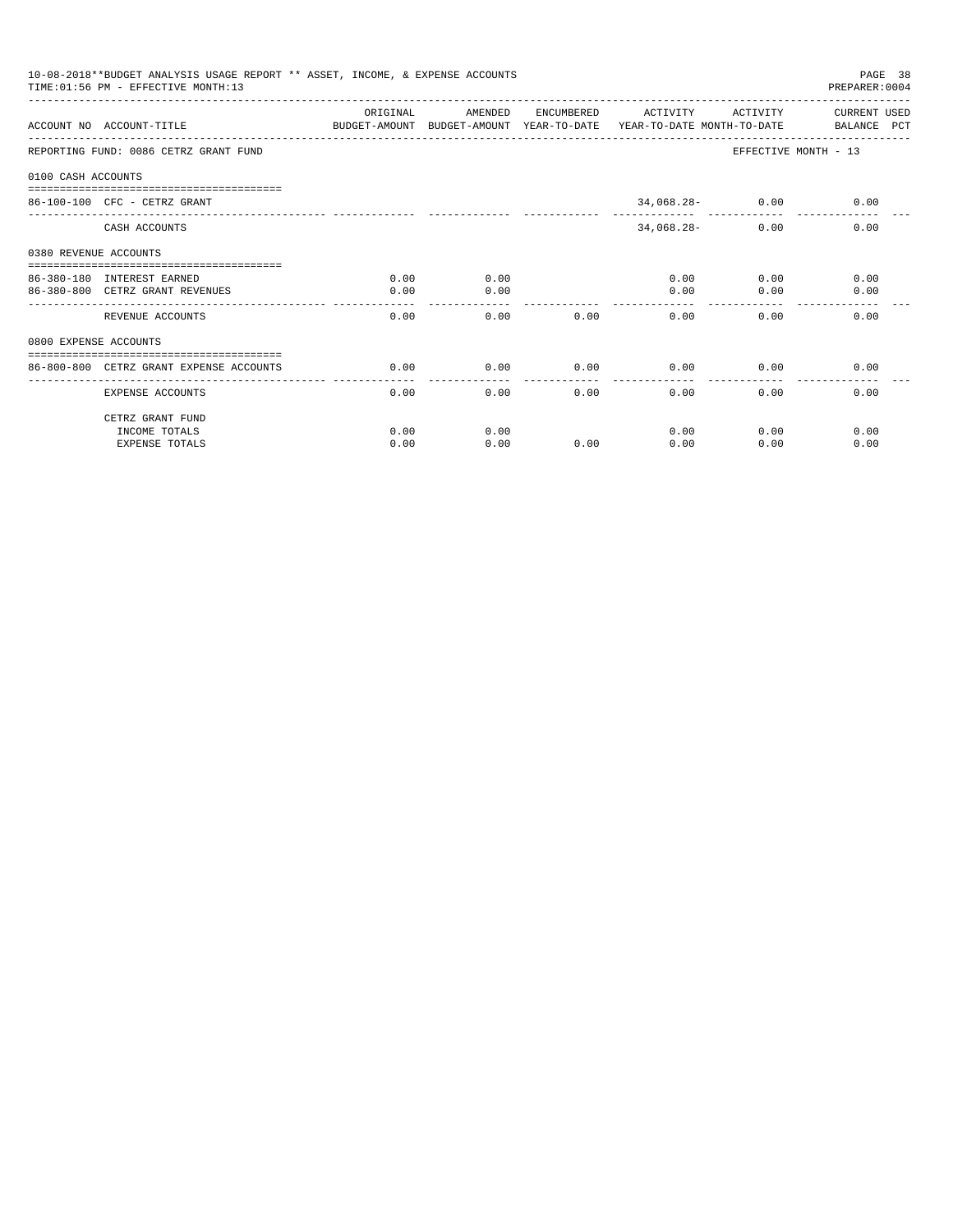10-08-2018**BUDGET ANALYSIS USAGE REPORT ** ASSET, INCOME, & EXPENSE ACCOUNTS
TIME:01:56 PM - EFFECTIVE MONTH:13

PREPARER:0004

| ACCOUNT NO | ACCOUNT-TITLE | ORIGINAL BUDGET-AMOUNT | AMENDED BUDGET-AMOUNT | ENCUMBERED YEAR-TO-DATE | ACTIVITY YEAR-TO-DATE | ACTIVITY MONTH-TO-DATE | CURRENT USED BALANCE PCT |
|---|---|---|---|---|---|---|---|
| REPORTING FUND: 0086 CETRZ GRANT FUND | | | | | | EFFECTIVE MONTH - 13 | |
| 0100 CASH ACCOUNTS | | | | | | | |
| 86-100-100 | CFC - CETRZ GRANT | | | | 34,068.28- | 0.00 | 0.00 |
| | CASH ACCOUNTS | | | | 34,068.28- | 0.00 | 0.00 |
| 0380 REVENUE ACCOUNTS | | | | | | | |
| 86-380-180 | INTEREST EARNED | 0.00 | 0.00 | | 0.00 | 0.00 | 0.00 |
| 86-380-800 | CETRZ GRANT REVENUES | 0.00 | 0.00 | | 0.00 | 0.00 | 0.00 |
| | REVENUE ACCOUNTS | 0.00 | 0.00 | 0.00 | 0.00 | 0.00 | 0.00 |
| 0800 EXPENSE ACCOUNTS | | | | | | | |
| 86-800-800 | CETRZ GRANT EXPENSE ACCOUNTS | 0.00 | 0.00 | 0.00 | 0.00 | 0.00 | 0.00 |
| | EXPENSE ACCOUNTS | 0.00 | 0.00 | 0.00 | 0.00 | 0.00 | 0.00 |
| | CETRZ GRANT FUND | | | | | | |
| | INCOME TOTALS | 0.00 | 0.00 | | 0.00 | 0.00 | 0.00 |
| | EXPENSE TOTALS | 0.00 | 0.00 | 0.00 | 0.00 | 0.00 | 0.00 |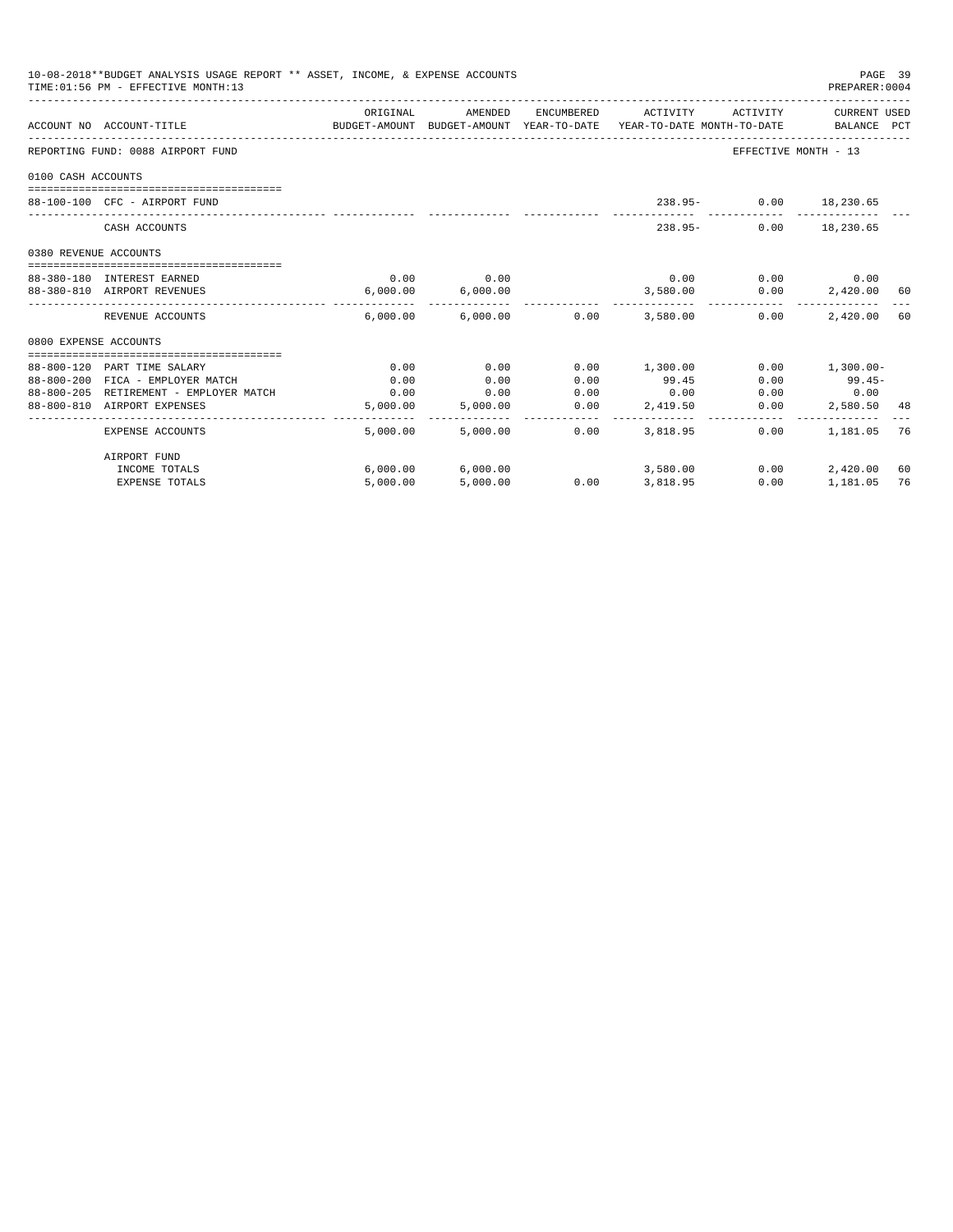10-08-2018**BUDGET ANALYSIS USAGE REPORT ** ASSET, INCOME, & EXPENSE ACCOUNTS

TIME:01:56 PM - EFFECTIVE MONTH:13

PREPARER:0004

| ACCOUNT NO | ACCOUNT-TITLE | ORIGINAL BUDGET-AMOUNT | AMENDED BUDGET-AMOUNT | ENCUMBERED YEAR-TO-DATE | ACTIVITY YEAR-TO-DATE | ACTIVITY MONTH-TO-DATE | CURRENT USED BALANCE | PCT |
|---|---|---|---|---|---|---|---|---|
| REPORTING FUND: 0088 AIRPORT FUND | | | | | | EFFECTIVE MONTH - 13 | | |
| 0100 CASH ACCOUNTS | | | | | | | | |
| 88-100-100 | CFC - AIRPORT FUND | | | | 238.95- | 0.00 | 18,230.65 | |
| | CASH ACCOUNTS | | | | 238.95- | 0.00 | 18,230.65 | |
| 0380 REVENUE ACCOUNTS | | | | | | | | |
| 88-380-180 | INTEREST EARNED | 0.00 | 0.00 | | 0.00 | 0.00 | 0.00 | |
| 88-380-810 | AIRPORT REVENUES | 6,000.00 | 6,000.00 | | 3,580.00 | 0.00 | 2,420.00 | 60 |
| | REVENUE ACCOUNTS | 6,000.00 | 6,000.00 | 0.00 | 3,580.00 | 0.00 | 2,420.00 | 60 |
| 0800 EXPENSE ACCOUNTS | | | | | | | | |
| 88-800-120 | PART TIME SALARY | 0.00 | 0.00 | 0.00 | 1,300.00 | 0.00 | 1,300.00- | |
| 88-800-200 | FICA - EMPLOYER MATCH | 0.00 | 0.00 | 0.00 | 99.45 | 0.00 | 99.45- | |
| 88-800-205 | RETIREMENT - EMPLOYER MATCH | 0.00 | 0.00 | 0.00 | 0.00 | 0.00 | 0.00 | |
| 88-800-810 | AIRPORT EXPENSES | 5,000.00 | 5,000.00 | 0.00 | 2,419.50 | 0.00 | 2,580.50 | 48 |
| | EXPENSE ACCOUNTS | 5,000.00 | 5,000.00 | 0.00 | 3,818.95 | 0.00 | 1,181.05 | 76 |
| | AIRPORT FUND | | | | | | | |
| | INCOME TOTALS | 6,000.00 | 6,000.00 | | 3,580.00 | 0.00 | 2,420.00 | 60 |
| | EXPENSE TOTALS | 5,000.00 | 5,000.00 | 0.00 | 3,818.95 | 0.00 | 1,181.05 | 76 |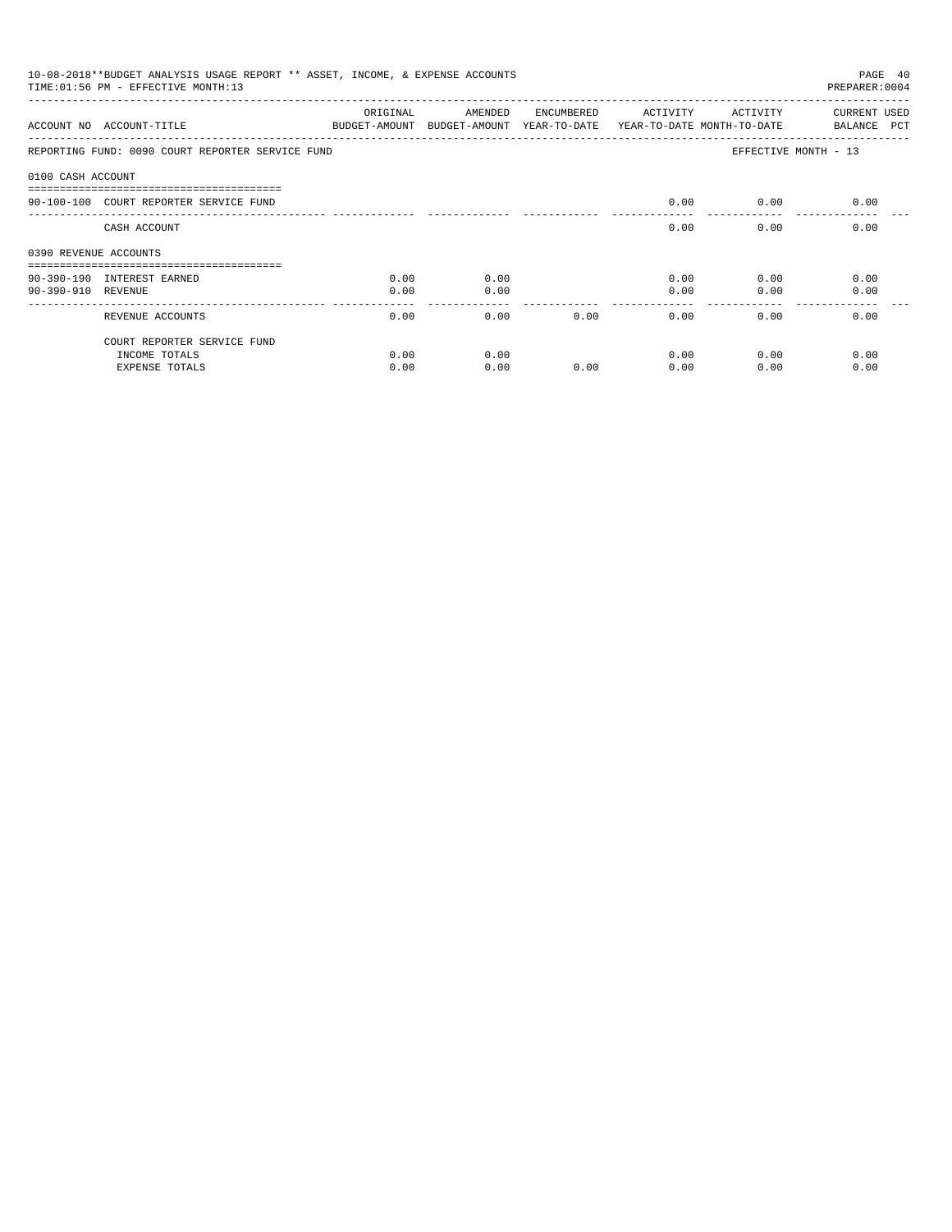REPORTING FUND: 0090 COURT REPORTER SERVICE FUND — EFFECTIVE MONTH - 13

| ACCOUNT NO | ACCOUNT-TITLE | ORIGINAL BUDGET-AMOUNT | AMENDED BUDGET-AMOUNT | ENCUMBERED YEAR-TO-DATE | ACTIVITY YEAR-TO-DATE | ACTIVITY MONTH-TO-DATE | CURRENT BALANCE | USED PCT |
|---|---|---|---|---|---|---|---|---|
| **0100 CASH ACCOUNT** | | | | | | | | |
| 90-100-100 | COURT REPORTER SERVICE FUND | | | | 0.00 | 0.00 | 0.00 | |
| | CASH ACCOUNT | | | | 0.00 | 0.00 | 0.00 | |
| **0390 REVENUE ACCOUNTS** | | | | | | | | |
| 90-390-190 | INTEREST EARNED | 0.00 | 0.00 | | 0.00 | 0.00 | 0.00 | |
| 90-390-910 | REVENUE | 0.00 | 0.00 | | 0.00 | 0.00 | 0.00 | |
| | REVENUE ACCOUNTS | 0.00 | 0.00 | 0.00 | 0.00 | 0.00 | 0.00 | |
| | COURT REPORTER SERVICE FUND | | | | | | | |
| | INCOME TOTALS | 0.00 | 0.00 | | 0.00 | 0.00 | 0.00 | |
| | EXPENSE TOTALS | 0.00 | 0.00 | 0.00 | 0.00 | 0.00 | 0.00 | |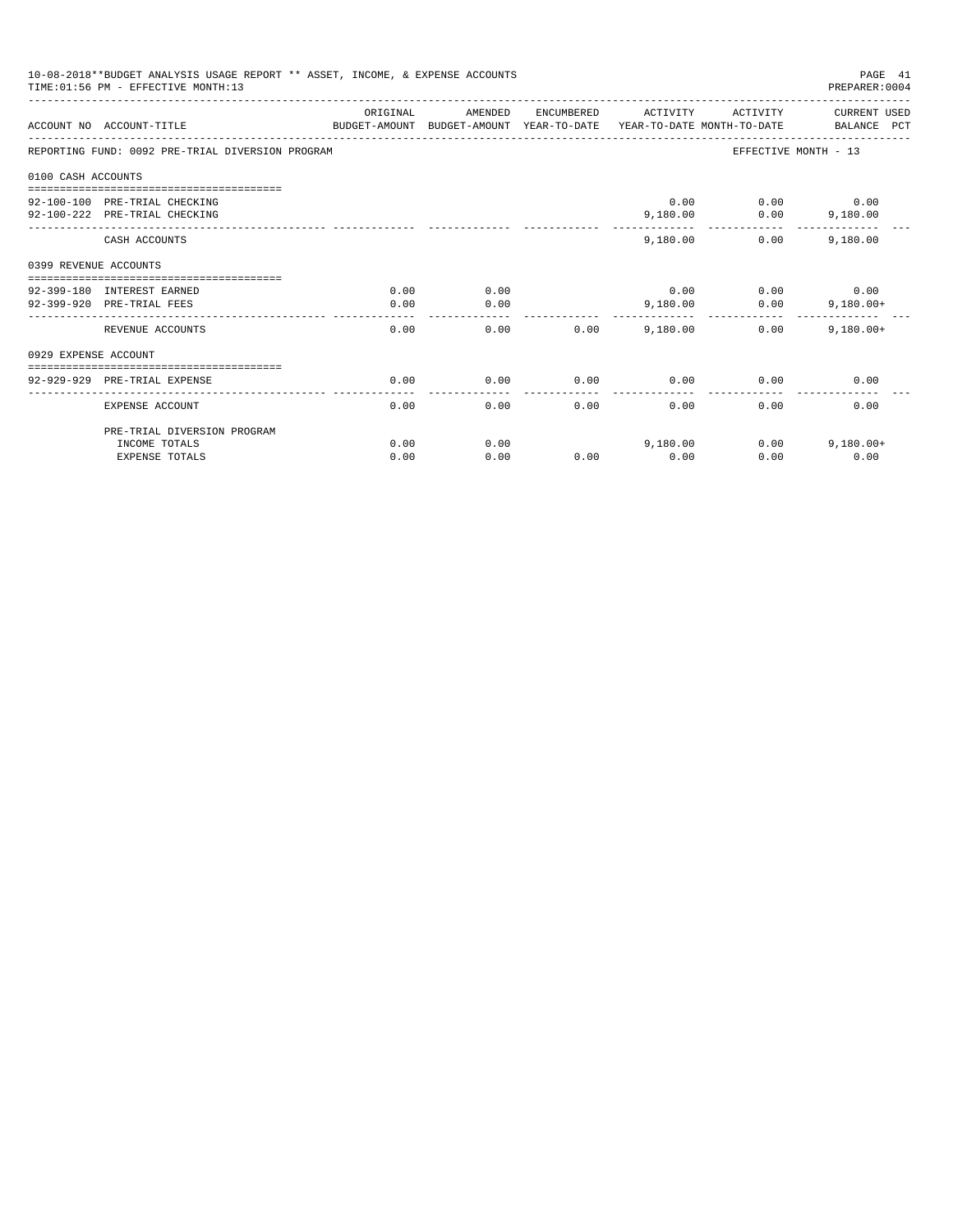10-08-2018**BUDGET ANALYSIS USAGE REPORT ** ASSET, INCOME, & EXPENSE ACCOUNTS

TIME:01:56 PM - EFFECTIVE MONTH:13

PREPARER:0004

| ACCOUNT NO | ACCOUNT-TITLE | ORIGINAL BUDGET-AMOUNT | AMENDED BUDGET-AMOUNT | ENCUMBERED YEAR-TO-DATE | ACTIVITY YEAR-TO-DATE | ACTIVITY MONTH-TO-DATE | CURRENT USED BALANCE | PCT |
|---|---|---|---|---|---|---|---|---|
| REPORTING FUND: 0092 PRE-TRIAL DIVERSION PROGRAM | | | | | | EFFECTIVE MONTH - 13 | | |
| 0100 CASH ACCOUNTS | | | | | | | | |
| 92-100-100 | PRE-TRIAL CHECKING | | | | 0.00 | 0.00 | 0.00 | |
| 92-100-222 | PRE-TRIAL CHECKING | | | | 9,180.00 | 0.00 | 9,180.00 | |
| | CASH ACCOUNTS | | | | 9,180.00 | 0.00 | 9,180.00 | |
| 0399 REVENUE ACCOUNTS | | | | | | | | |
| 92-399-180 | INTEREST EARNED | 0.00 | 0.00 | | 0.00 | 0.00 | 0.00 | |
| 92-399-920 | PRE-TRIAL FEES | 0.00 | 0.00 | | 9,180.00 | 0.00 | 9,180.00+ | |
| | REVENUE ACCOUNTS | 0.00 | 0.00 | 0.00 | 9,180.00 | 0.00 | 9,180.00+ | |
| 0929 EXPENSE ACCOUNT | | | | | | | | |
| 92-929-929 | PRE-TRIAL EXPENSE | 0.00 | 0.00 | 0.00 | 0.00 | 0.00 | 0.00 | |
| | EXPENSE ACCOUNT | 0.00 | 0.00 | 0.00 | 0.00 | 0.00 | 0.00 | |
| | PRE-TRIAL DIVERSION PROGRAM | | | | | | | |
| | INCOME TOTALS | 0.00 | 0.00 | | 9,180.00 | 0.00 | 9,180.00+ | |
| | EXPENSE TOTALS | 0.00 | 0.00 | 0.00 | 0.00 | 0.00 | 0.00 | |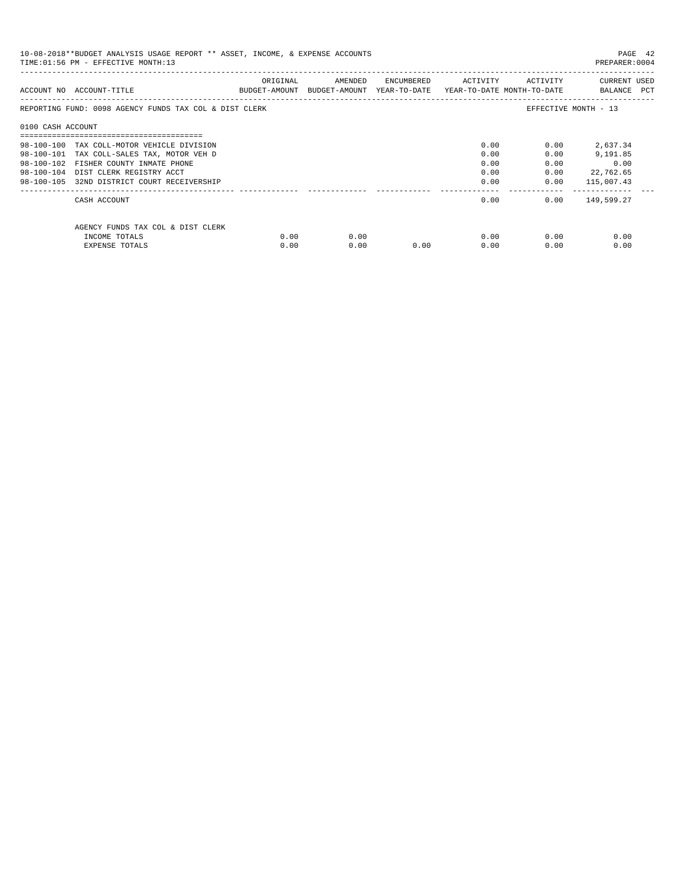10-08-2018**BUDGET ANALYSIS USAGE REPORT ** ASSET, INCOME, & EXPENSE ACCOUNTS
TIME:01:56 PM - EFFECTIVE MONTH:13
PREPARER:0004

| ACCOUNT NO | ACCOUNT-TITLE | ORIGINAL BUDGET-AMOUNT | AMENDED BUDGET-AMOUNT | ENCUMBERED YEAR-TO-DATE | ACTIVITY YEAR-TO-DATE | ACTIVITY MONTH-TO-DATE | CURRENT BALANCE | USED PCT |
|---|---|---|---|---|---|---|---|---|
| REPORTING FUND: 0098 AGENCY FUNDS TAX COL & DIST CLERK | | | | | | EFFECTIVE MONTH - 13 | | |
| 0100 CASH ACCOUNT | | | | | | | | |
| 98-100-100 | TAX COLL-MOTOR VEHICLE DIVISION | | | | 0.00 | 0.00 | 2,637.34 | |
| 98-100-101 | TAX COLL-SALES TAX, MOTOR VEH D | | | | 0.00 | 0.00 | 9,191.85 | |
| 98-100-102 | FISHER COUNTY INMATE PHONE | | | | 0.00 | 0.00 | 0.00 | |
| 98-100-104 | DIST CLERK REGISTRY ACCT | | | | 0.00 | 0.00 | 22,762.65 | |
| 98-100-105 | 32ND DISTRICT COURT RECEIVERSHIP | | | | 0.00 | 0.00 | 115,007.43 | |
| | CASH ACCOUNT | | | | 0.00 | 0.00 | 149,599.27 | |
| | AGENCY FUNDS TAX COL & DIST CLERK | | | | | | | |
| | INCOME TOTALS | 0.00 | 0.00 | | 0.00 | 0.00 | 0.00 | |
| | EXPENSE TOTALS | 0.00 | 0.00 | 0.00 | 0.00 | 0.00 | 0.00 | |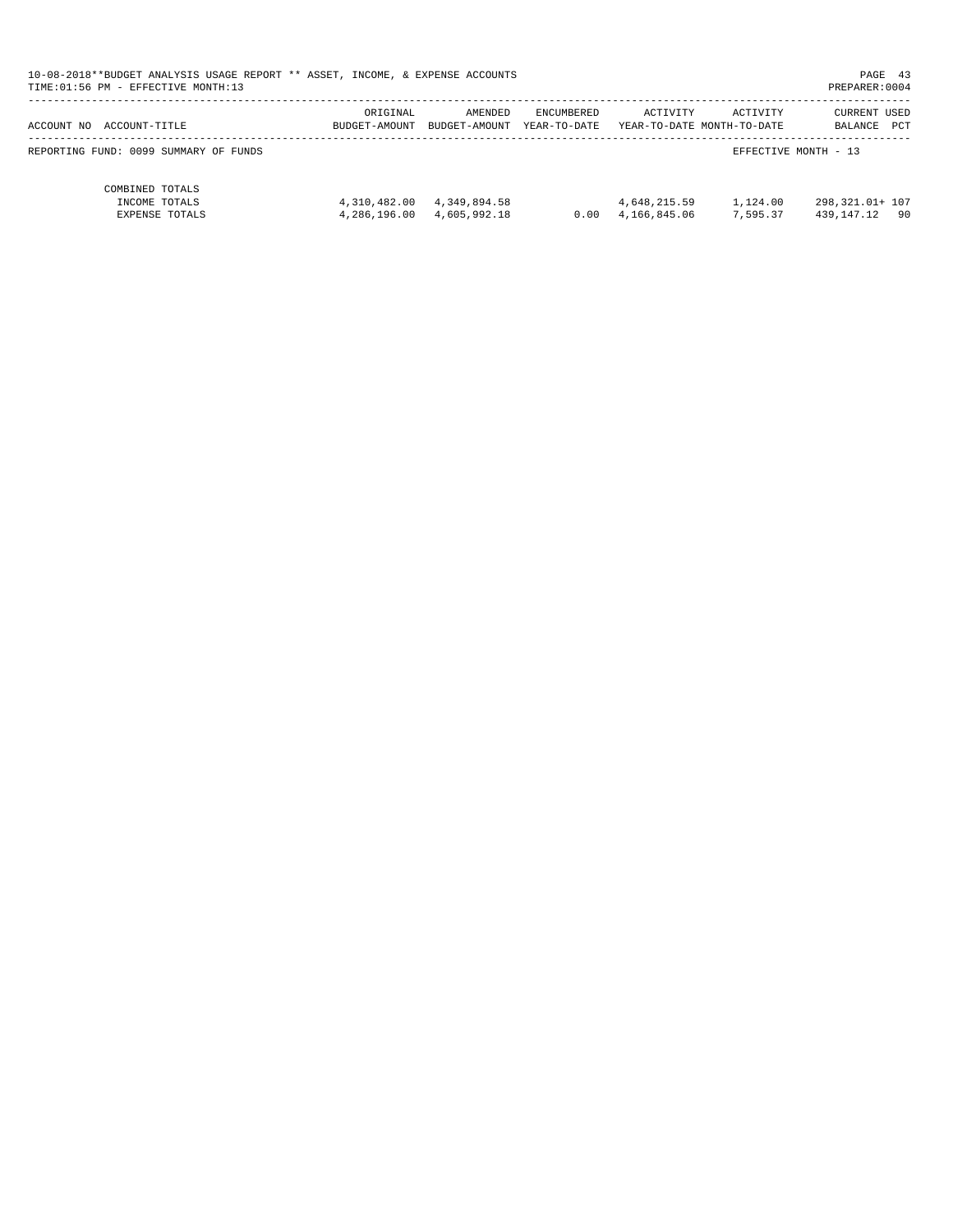10-08-2018**BUDGET ANALYSIS USAGE REPORT ** ASSET, INCOME, & EXPENSE ACCOUNTS

TIME:01:56 PM - EFFECTIVE MONTH:13

PREPARER:0004

| ACCOUNT NO ACCOUNT-TITLE | ORIGINAL BUDGET-AMOUNT | AMENDED BUDGET-AMOUNT | ENCUMBERED YEAR-TO-DATE | ACTIVITY YEAR-TO-DATE | ACTIVITY MONTH-TO-DATE | CURRENT BALANCE | USED PCT |
|---|---|---|---|---|---|---|---|
| REPORTING FUND: 0099 SUMMARY OF FUNDS | | | | | EFFECTIVE MONTH - 13 | | |
| COMBINED TOTALS | | | | | | | |
| INCOME TOTALS | 4,310,482.00 | 4,349,894.58 | | 4,648,215.59 | 1,124.00 | 298,321.01+ | 107 |
| EXPENSE TOTALS | 4,286,196.00 | 4,605,992.18 | 0.00 | 4,166,845.06 | 7,595.37 | 439,147.12 | 90 |